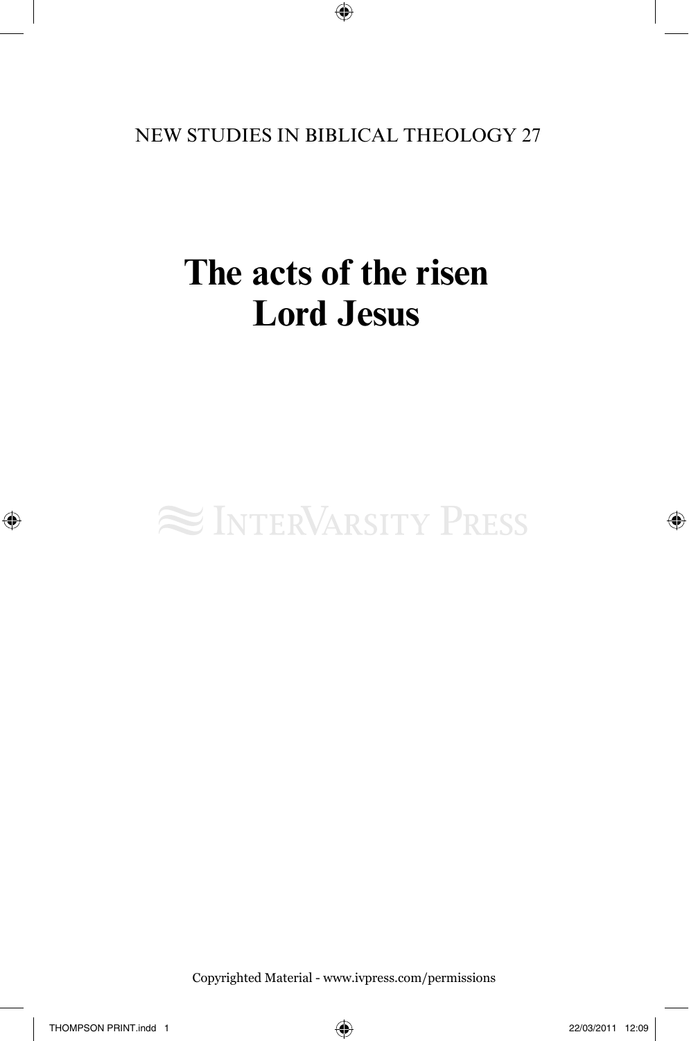NEW STUDIES IN BIBLICAL THEOLOGY 27

# The acts of the risen Lord Jesus

Copyrighted Material - www.ivpress.com/permissions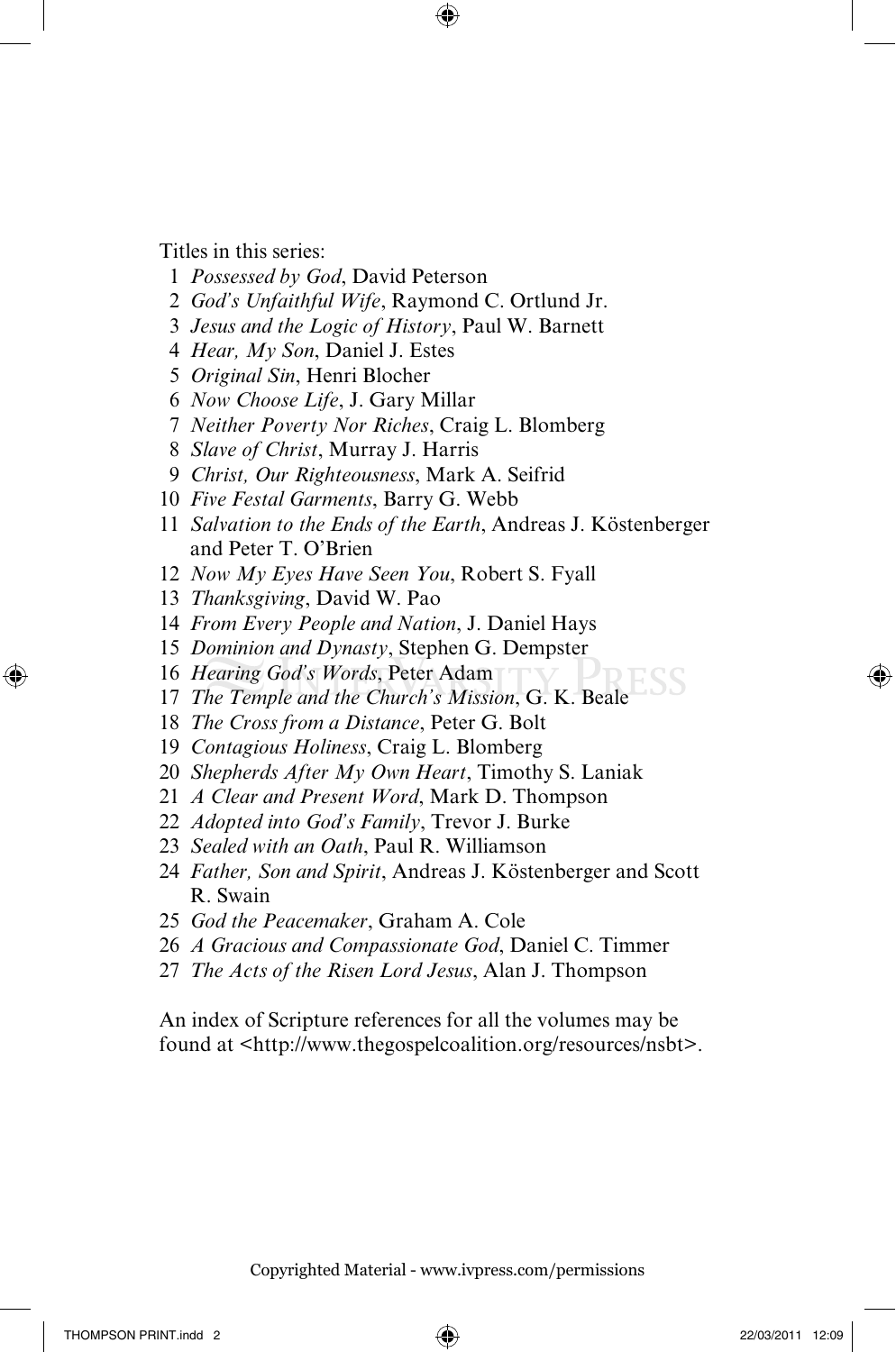Titles in this series:

1. *Possessed by God*, David Peterson
2. *God's Unfaithful Wife*, Raymond C. Ortlund Jr.
3. *Jesus and the Logic of History*, Paul W. Barnett
4. *Hear, My Son*, Daniel J. Estes
5. *Original Sin*, Henri Blocher
6. *Now Choose Life*, J. Gary Millar
7. *Neither Poverty Nor Riches*, Craig L. Blomberg
8. *Slave of Christ*, Murray J. Harris
9. *Christ, Our Righteousness*, Mark A. Seifrid
10. *Five Festal Garments*, Barry G. Webb
11. *Salvation to the Ends of the Earth*, Andreas J. Köstenberger and Peter T. O'Brien
12. *Now My Eyes Have Seen You*, Robert S. Fyall
13. *Thanksgiving*, David W. Pao
14. *From Every People and Nation*, J. Daniel Hays
15. *Dominion and Dynasty*, Stephen G. Dempster
16. *Hearing God's Words*, Peter Adam
17. *The Temple and the Church's Mission*, G. K. Beale
18. *The Cross from a Distance*, Peter G. Bolt
19. *Contagious Holiness*, Craig L. Blomberg
20. *Shepherds After My Own Heart*, Timothy S. Laniak
21. *A Clear and Present Word*, Mark D. Thompson
22. *Adopted into God's Family*, Trevor J. Burke
23. *Sealed with an Oath*, Paul R. Williamson
24. *Father, Son and Spirit*, Andreas J. Köstenberger and Scott R. Swain
25. *God the Peacemaker*, Graham A. Cole
26. *A Gracious and Compassionate God*, Daniel C. Timmer
27. *The Acts of the Risen Lord Jesus*, Alan J. Thompson

An index of Scripture references for all the volumes may be found at <http://www.thegospelcoalition.org/resources/nsbt>.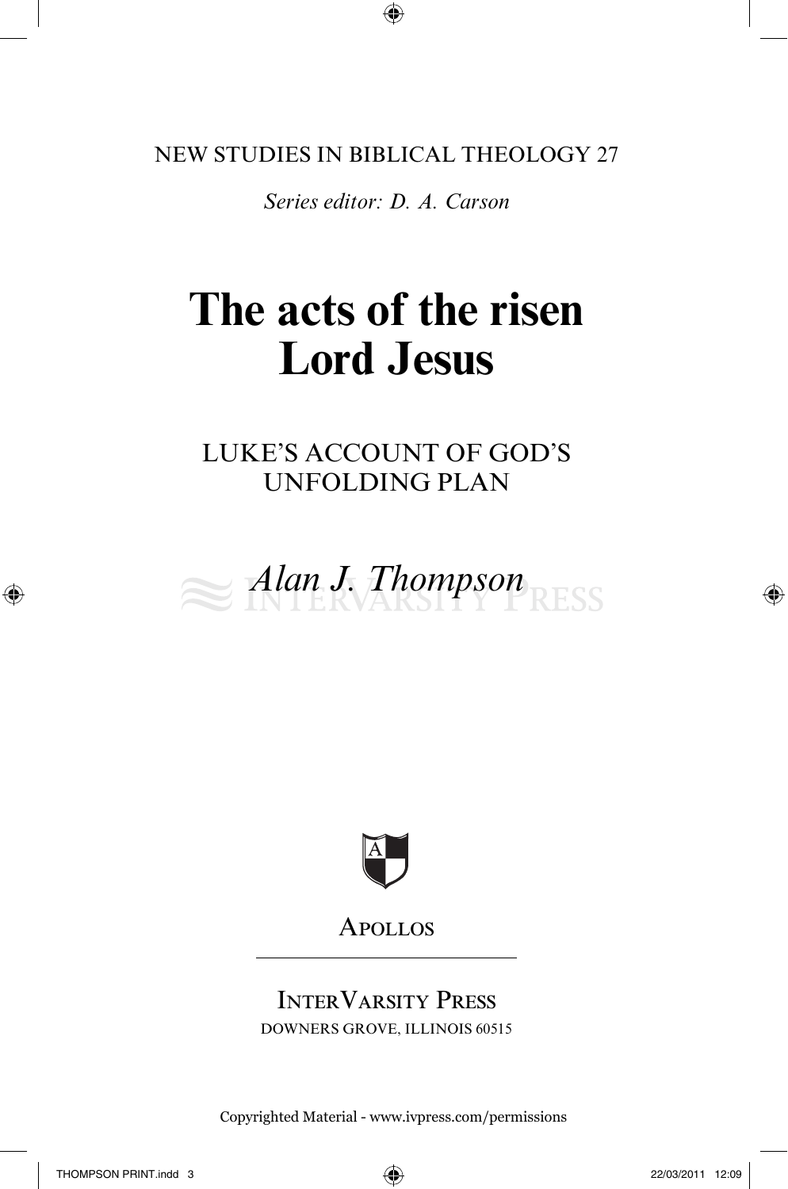NEW STUDIES IN BIBLICAL THEOLOGY 27

*Series editor: D. A. Carson*

# The acts of the risen Lord Jesus

## LUKE'S ACCOUNT OF GOD'S UNFOLDING PLAN

*Alan J. Thompson*

APOLLOS

INTERVARSITY PRESS
DOWNERS GROVE, ILLINOIS 60515

Copyrighted Material - www.ivpress.com/permissions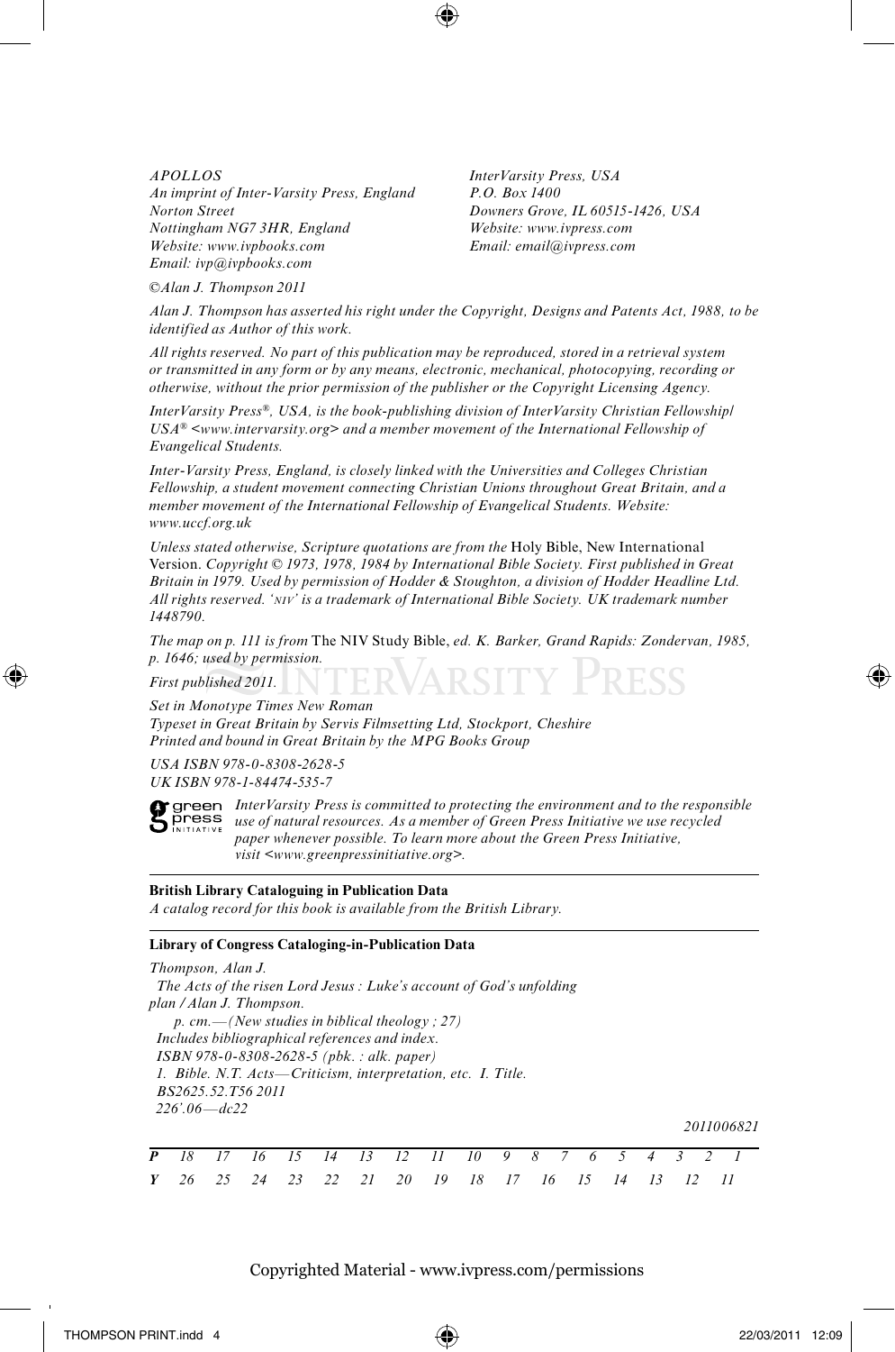*APOLLOS*
*An imprint of Inter-Varsity Press, England*
*Norton Street*
*Nottingham NG7 3HR, England*
*Website: www.ivpbooks.com*
*Email: ivp@ivpbooks.com*

*InterVarsity Press, USA*
*P.O. Box 1400*
*Downers Grove, IL 60515-1426, USA*
*Website: www.ivpress.com*
*Email: email@ivpress.com*

*©Alan J. Thompson 2011*

*Alan J. Thompson has asserted his right under the Copyright, Designs and Patents Act, 1988, to be identified as Author of this work.*

*All rights reserved. No part of this publication may be reproduced, stored in a retrieval system or transmitted in any form or by any means, electronic, mechanical, photocopying, recording or otherwise, without the prior permission of the publisher or the Copyright Licensing Agency.*

*InterVarsity Press®, USA, is the book-publishing division of InterVarsity Christian Fellowship/USA® <www.intervarsity.org> and a member movement of the International Fellowship of Evangelical Students.*

*Inter-Varsity Press, England, is closely linked with the Universities and Colleges Christian Fellowship, a student movement connecting Christian Unions throughout Great Britain, and a member movement of the International Fellowship of Evangelical Students. Website: www.uccf.org.uk*

*Unless stated otherwise, Scripture quotations are from the* Holy Bible, New International Version. *Copyright © 1973, 1978, 1984 by International Bible Society. First published in Great Britain in 1979. Used by permission of Hodder & Stoughton, a division of Hodder Headline Ltd. All rights reserved. 'NIV' is a trademark of International Bible Society. UK trademark number 1448790.*

*The map on p. 111 is from* The NIV Study Bible, *ed. K. Barker, Grand Rapids: Zondervan, 1985, p. 1646; used by permission.*

*First published 2011.*

*Set in Monotype Times New Roman*
*Typeset in Great Britain by Servis Filmsetting Ltd, Stockport, Cheshire*
*Printed and bound in Great Britain by the MPG Books Group*

*USA ISBN 978-0-8308-2628-5*
*UK ISBN 978-1-84474-535-7*

green press INITIATIVE *InterVarsity Press is committed to protecting the environment and to the responsible use of natural resources. As a member of Green Press Initiative we use recycled paper whenever possible. To learn more about the Green Press Initiative, visit <www.greenpressinitiative.org>.*

**British Library Cataloguing in Publication Data**
*A catalog record for this book is available from the British Library.*

**Library of Congress Cataloging-in-Publication Data**

*Thompson, Alan J.*
*The Acts of the risen Lord Jesus : Luke's account of God's unfolding plan / Alan J. Thompson.*
*p. cm.—(New studies in biblical theology ; 27)*
*Includes bibliographical references and index.*
*ISBN 978-0-8308-2628-5 (pbk. : alk. paper)*
*1. Bible. N.T. Acts—Criticism, interpretation, etc. I. Title.*
*BS2625.52.T56 2011*
*226'.06—dc22*

*2011006821*

| | | | | | | | | | | | | | | | | | | |
|---|---|---|---|---|---|---|---|---|---|---|---|---|---|---|---|---|---|---|
| ***P*** | *18* | *17* | *16* | *15* | *14* | *13* | *12* | *11* | *10* | *9* | *8* | *7* | *6* | *5* | *4* | *3* | *2* | *1* |
| ***Y*** | *26* | *25* | *24* | *23* | *22* | *21* | *20* | *19* | *18* | *17* | *16* | *15* | *14* | *13* | *12* | *11* | | |

Copyrighted Material - www.ivpress.com/permissions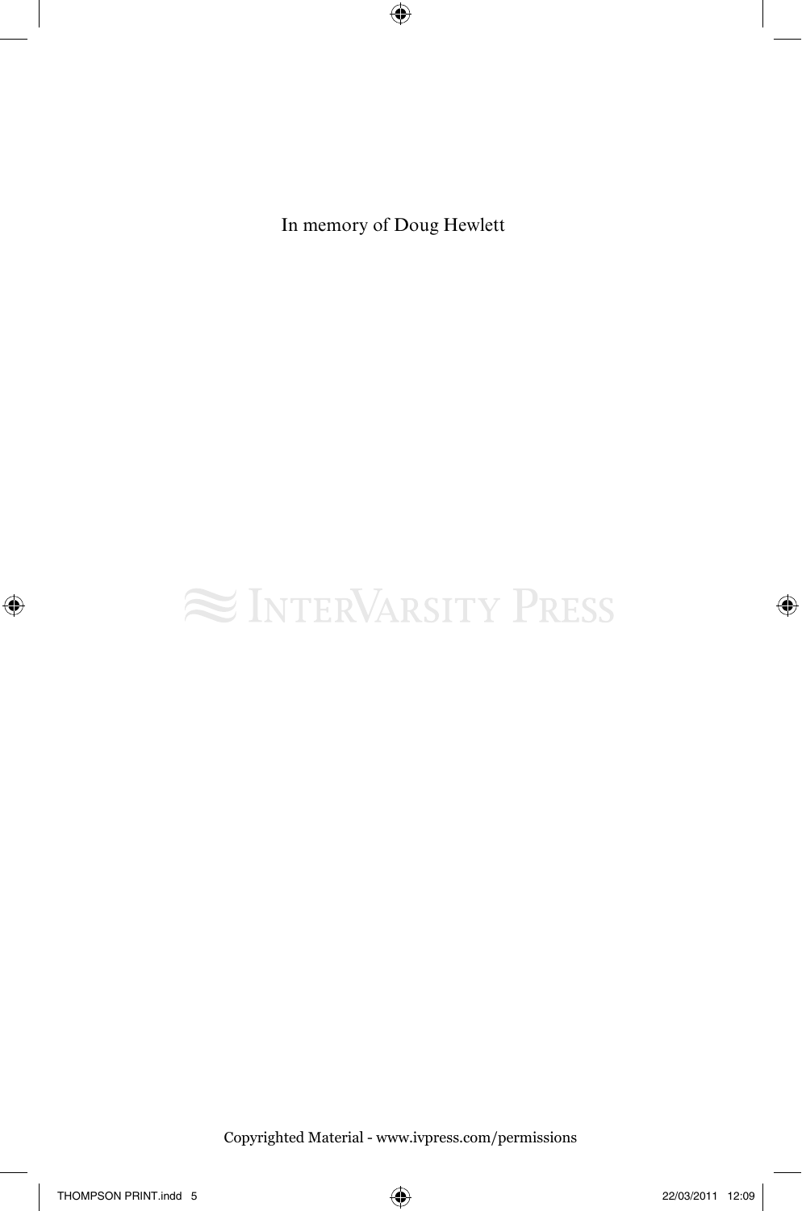In memory of Doug Hewlett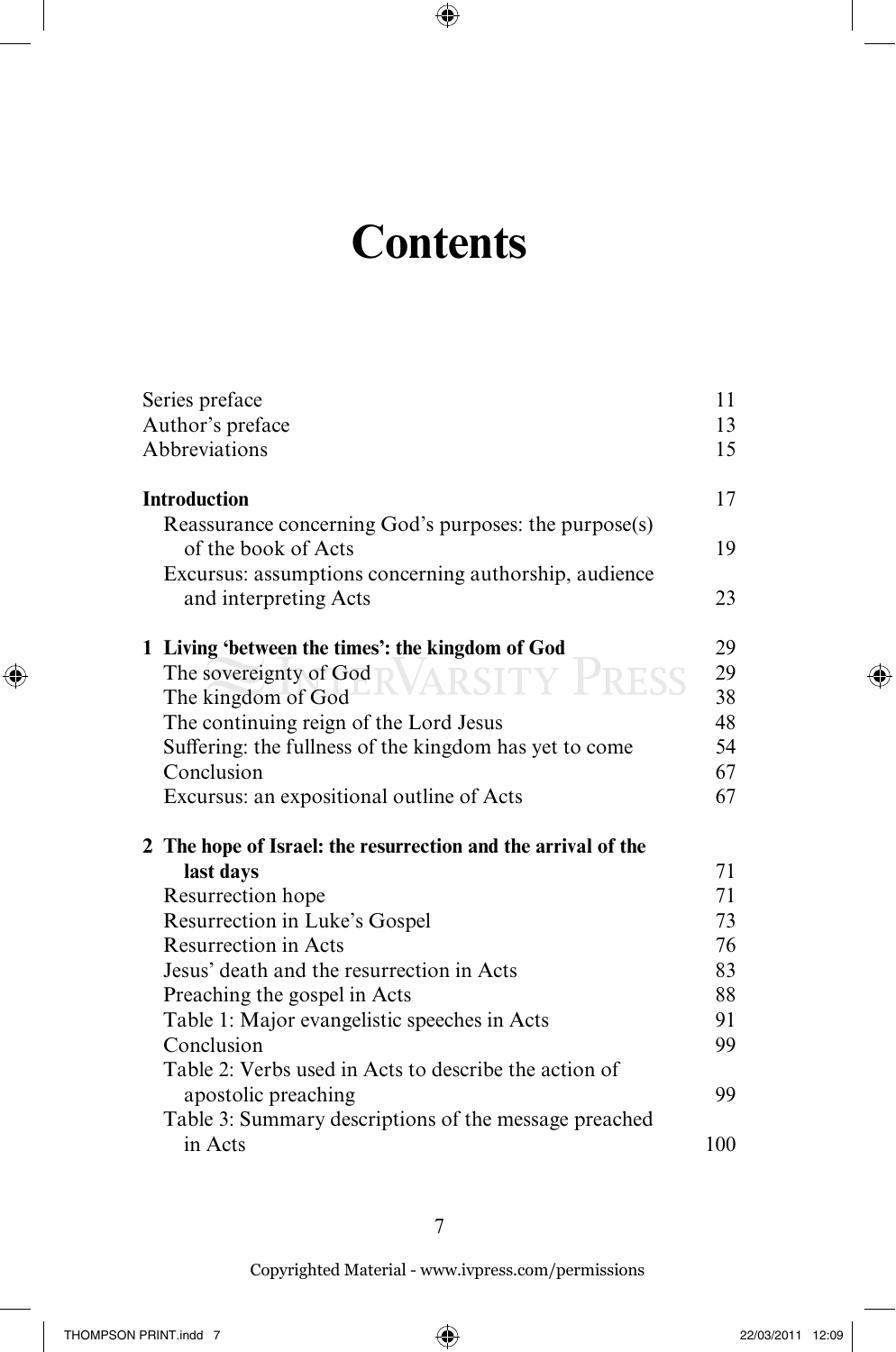# Contents

| | |
|---|---|
| Series preface | 11 |
| Author's preface | 13 |
| Abbreviations | 15 |
| **Introduction** | 17 |
| Reassurance concerning God's purposes: the purpose(s) of the book of Acts | 19 |
| Excursus: assumptions concerning authorship, audience and interpreting Acts | 23 |
| **1 Living 'between the times': the kingdom of God** | 29 |
| The sovereignty of God | 29 |
| The kingdom of God | 38 |
| The continuing reign of the Lord Jesus | 48 |
| Suffering: the fullness of the kingdom has yet to come | 54 |
| Conclusion | 67 |
| Excursus: an expositional outline of Acts | 67 |
| **2 The hope of Israel: the resurrection and the arrival of the last days** | 71 |
| Resurrection hope | 71 |
| Resurrection in Luke's Gospel | 73 |
| Resurrection in Acts | 76 |
| Jesus' death and the resurrection in Acts | 83 |
| Preaching the gospel in Acts | 88 |
| Table 1: Major evangelistic speeches in Acts | 91 |
| Conclusion | 99 |
| Table 2: Verbs used in Acts to describe the action of apostolic preaching | 99 |
| Table 3: Summary descriptions of the message preached in Acts | 100 |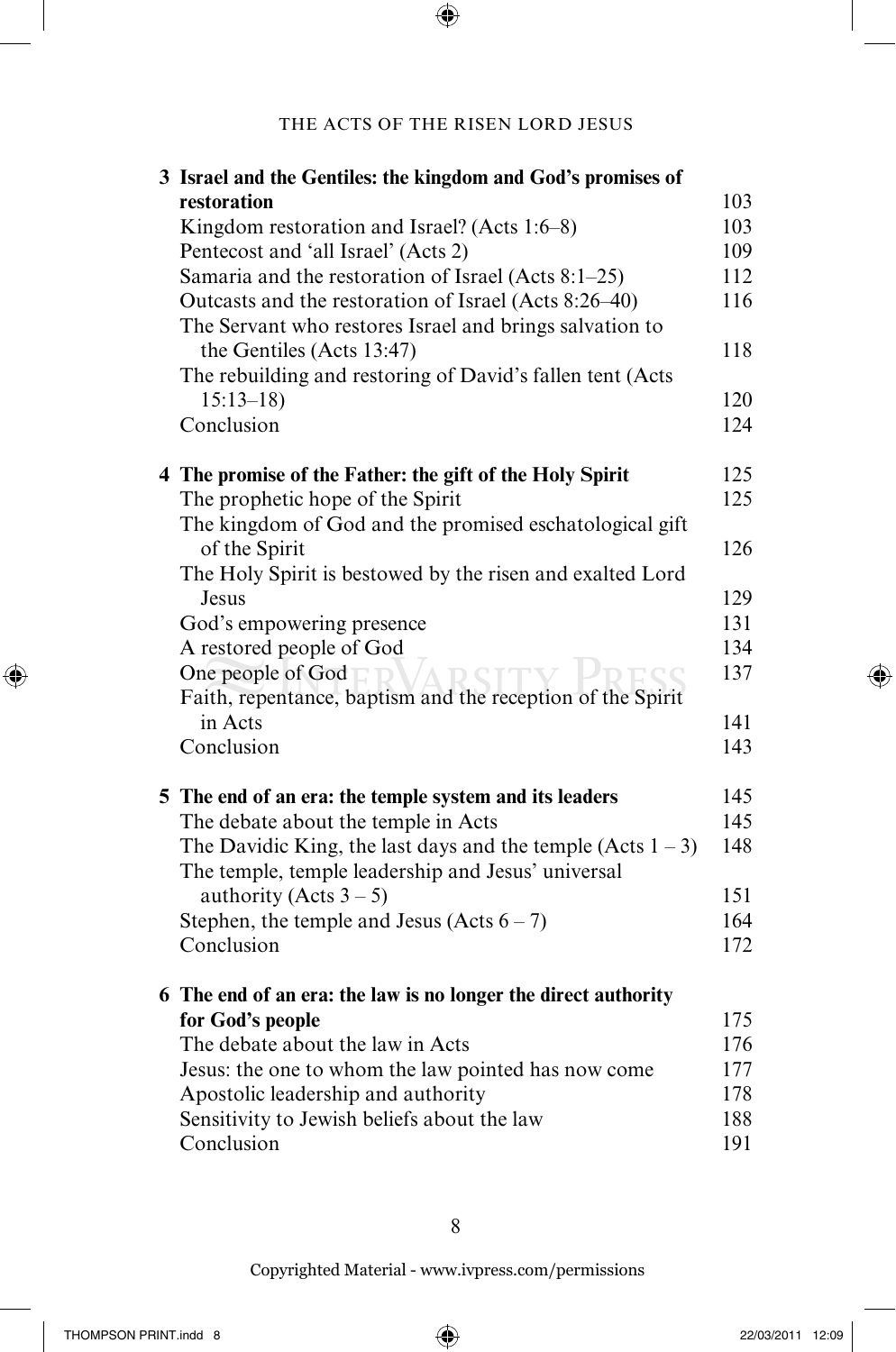**3 Israel and the Gentiles: the kingdom and God's promises of restoration** 103

Kingdom restoration and Israel? (Acts 1:6–8) 103

Pentecost and 'all Israel' (Acts 2) 109

Samaria and the restoration of Israel (Acts 8:1–25) 112

Outcasts and the restoration of Israel (Acts 8:26–40) 116

The Servant who restores Israel and brings salvation to the Gentiles (Acts 13:47) 118

The rebuilding and restoring of David's fallen tent (Acts 15:13–18) 120

Conclusion 124

**4 The promise of the Father: the gift of the Holy Spirit** 125

The prophetic hope of the Spirit 125

The kingdom of God and the promised eschatological gift of the Spirit 126

The Holy Spirit is bestowed by the risen and exalted Lord Jesus 129

God's empowering presence 131

A restored people of God 134

One people of God 137

Faith, repentance, baptism and the reception of the Spirit in Acts 141

Conclusion 143

**5 The end of an era: the temple system and its leaders** 145

The debate about the temple in Acts 145

The Davidic King, the last days and the temple (Acts 1 – 3) 148

The temple, temple leadership and Jesus' universal authority (Acts 3 – 5) 151

Stephen, the temple and Jesus (Acts 6 – 7) 164

Conclusion 172

**6 The end of an era: the law is no longer the direct authority for God's people** 175

The debate about the law in Acts 176

Jesus: the one to whom the law pointed has now come 177

Apostolic leadership and authority 178

Sensitivity to Jewish beliefs about the law 188

Conclusion 191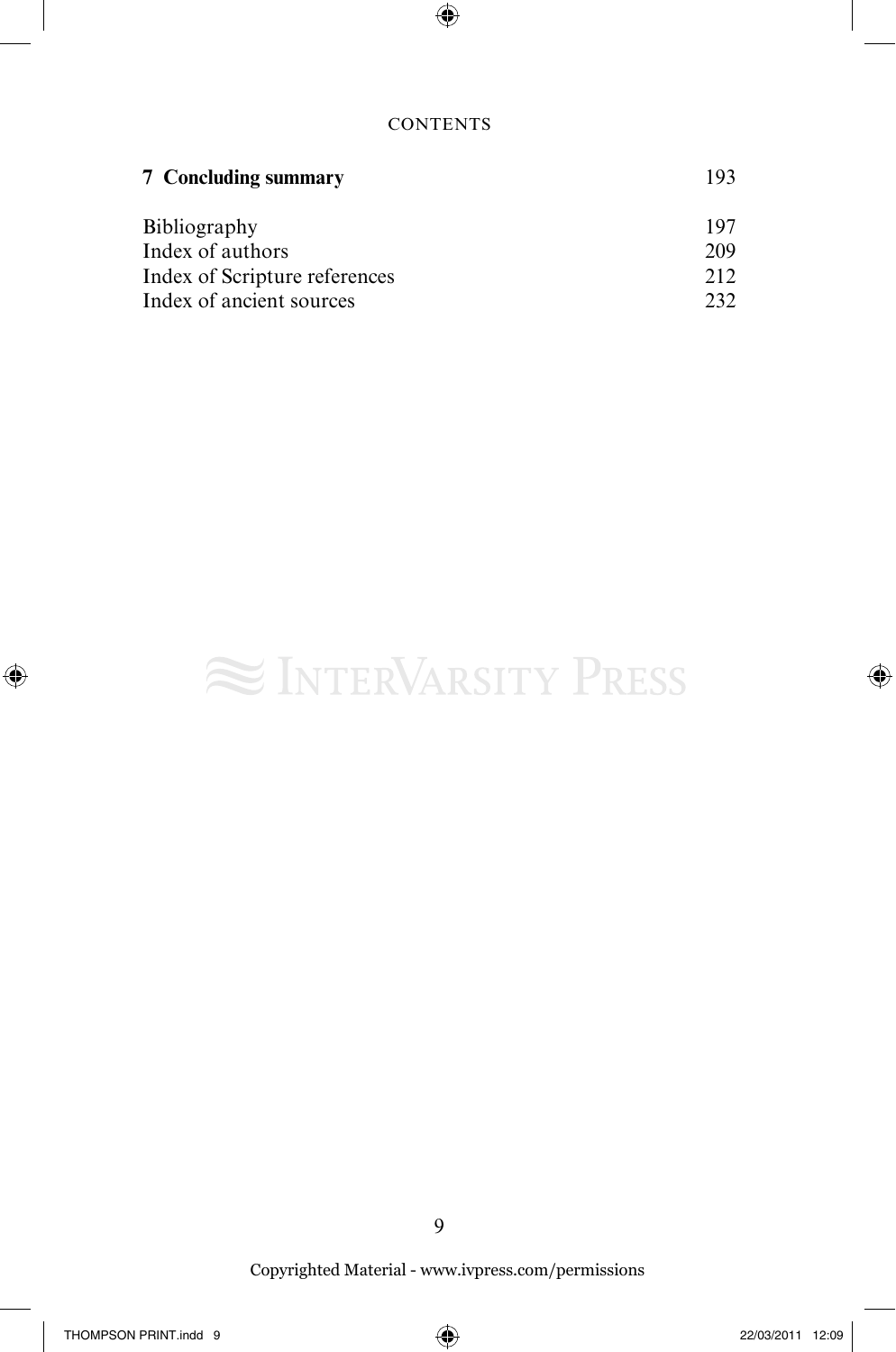| | |
|---|---|
| **7 Concluding summary** | 193 |
| Bibliography | 197 |
| Index of authors | 209 |
| Index of Scripture references | 212 |
| Index of ancient sources | 232 |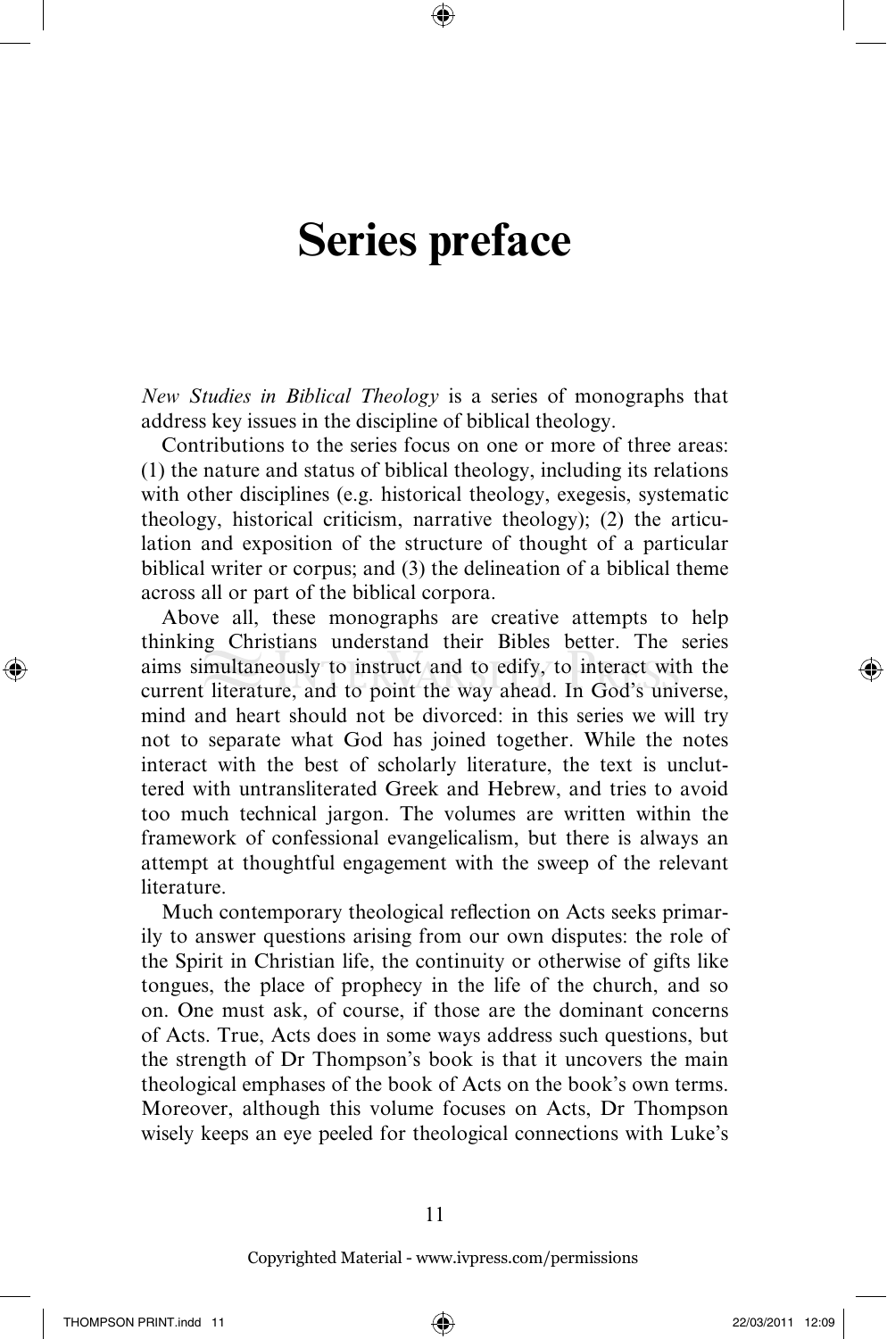# Series preface

*New Studies in Biblical Theology* is a series of monographs that address key issues in the discipline of biblical theology.

Contributions to the series focus on one or more of three areas: (1) the nature and status of biblical theology, including its relations with other disciplines (e.g. historical theology, exegesis, systematic theology, historical criticism, narrative theology); (2) the articulation and exposition of the structure of thought of a particular biblical writer or corpus; and (3) the delineation of a biblical theme across all or part of the biblical corpora.

Above all, these monographs are creative attempts to help thinking Christians understand their Bibles better. The series aims simultaneously to instruct and to edify, to interact with the current literature, and to point the way ahead. In God's universe, mind and heart should not be divorced: in this series we will try not to separate what God has joined together. While the notes interact with the best of scholarly literature, the text is uncluttered with untransliterated Greek and Hebrew, and tries to avoid too much technical jargon. The volumes are written within the framework of confessional evangelicalism, but there is always an attempt at thoughtful engagement with the sweep of the relevant literature.

Much contemporary theological reflection on Acts seeks primarily to answer questions arising from our own disputes: the role of the Spirit in Christian life, the continuity or otherwise of gifts like tongues, the place of prophecy in the life of the church, and so on. One must ask, of course, if those are the dominant concerns of Acts. True, Acts does in some ways address such questions, but the strength of Dr Thompson's book is that it uncovers the main theological emphases of the book of Acts on the book's own terms. Moreover, although this volume focuses on Acts, Dr Thompson wisely keeps an eye peeled for theological connections with Luke's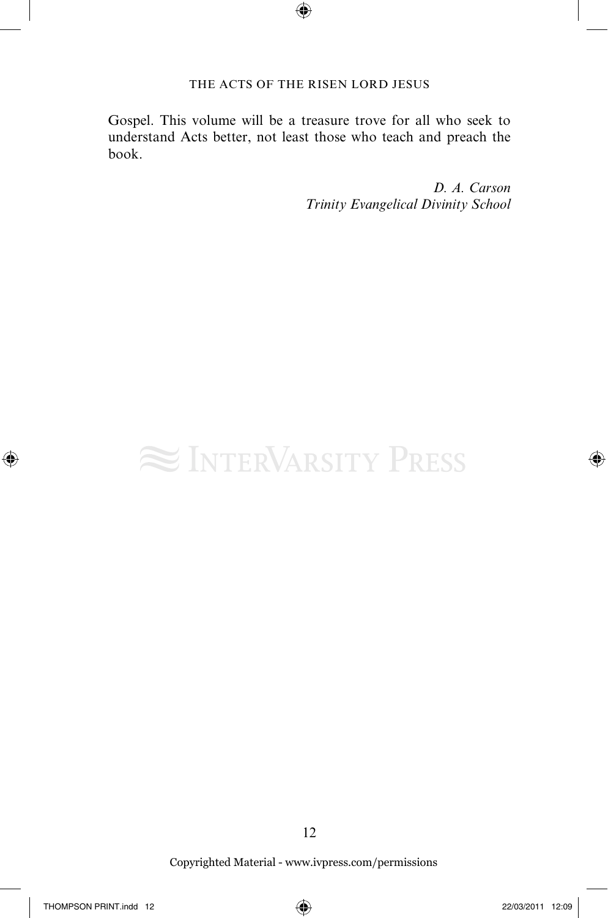Gospel. This volume will be a treasure trove for all who seek to understand Acts better, not least those who teach and preach the book.

*D. A. Carson*
*Trinity Evangelical Divinity School*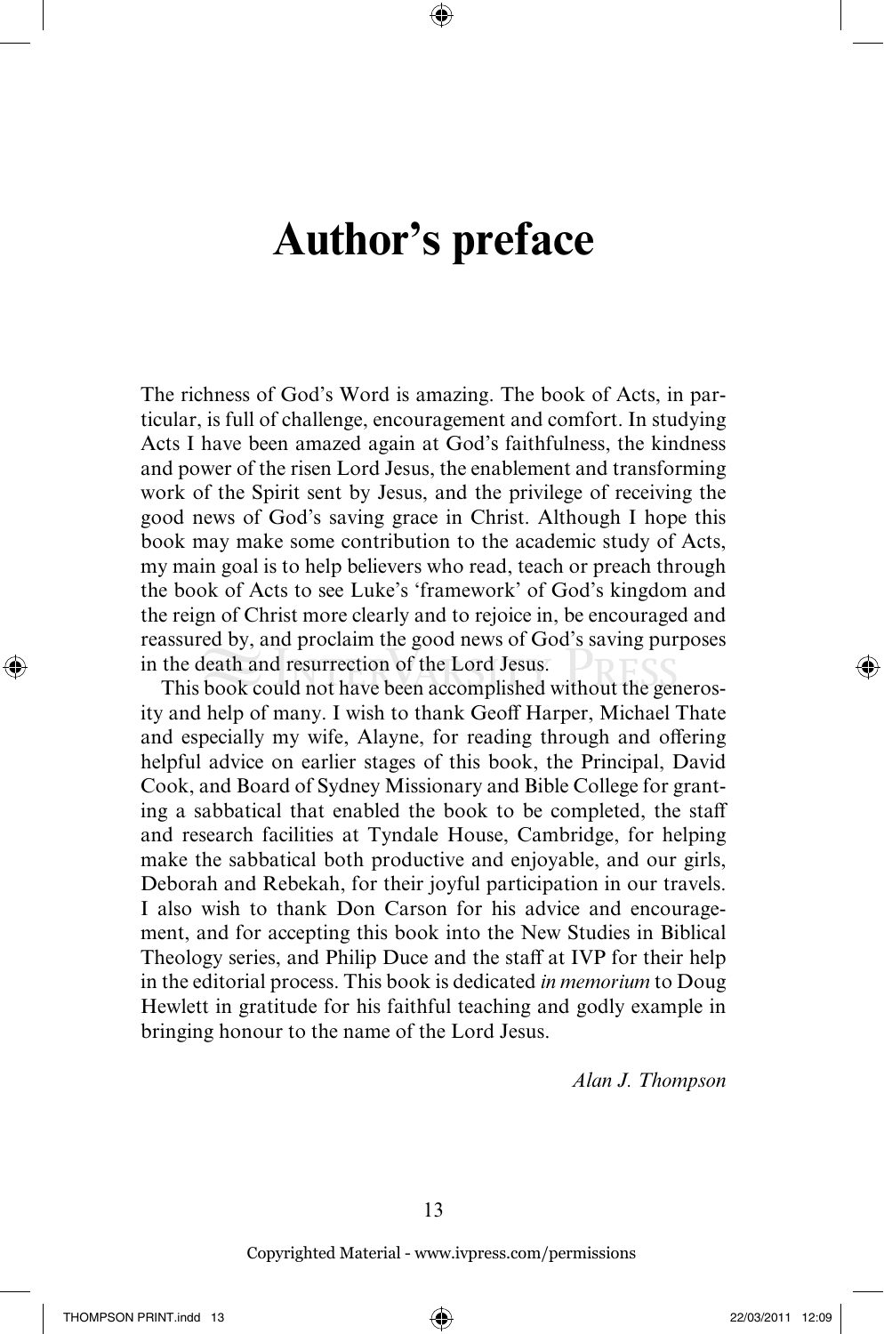# Author's preface

The richness of God's Word is amazing. The book of Acts, in particular, is full of challenge, encouragement and comfort. In studying Acts I have been amazed again at God's faithfulness, the kindness and power of the risen Lord Jesus, the enablement and transforming work of the Spirit sent by Jesus, and the privilege of receiving the good news of God's saving grace in Christ. Although I hope this book may make some contribution to the academic study of Acts, my main goal is to help believers who read, teach or preach through the book of Acts to see Luke's 'framework' of God's kingdom and the reign of Christ more clearly and to rejoice in, be encouraged and reassured by, and proclaim the good news of God's saving purposes in the death and resurrection of the Lord Jesus.

This book could not have been accomplished without the generosity and help of many. I wish to thank Geoff Harper, Michael Thate and especially my wife, Alayne, for reading through and offering helpful advice on earlier stages of this book, the Principal, David Cook, and Board of Sydney Missionary and Bible College for granting a sabbatical that enabled the book to be completed, the staff and research facilities at Tyndale House, Cambridge, for helping make the sabbatical both productive and enjoyable, and our girls, Deborah and Rebekah, for their joyful participation in our travels. I also wish to thank Don Carson for his advice and encouragement, and for accepting this book into the New Studies in Biblical Theology series, and Philip Duce and the staff at IVP for their help in the editorial process. This book is dedicated *in memorium* to Doug Hewlett in gratitude for his faithful teaching and godly example in bringing honour to the name of the Lord Jesus.

*Alan J. Thompson*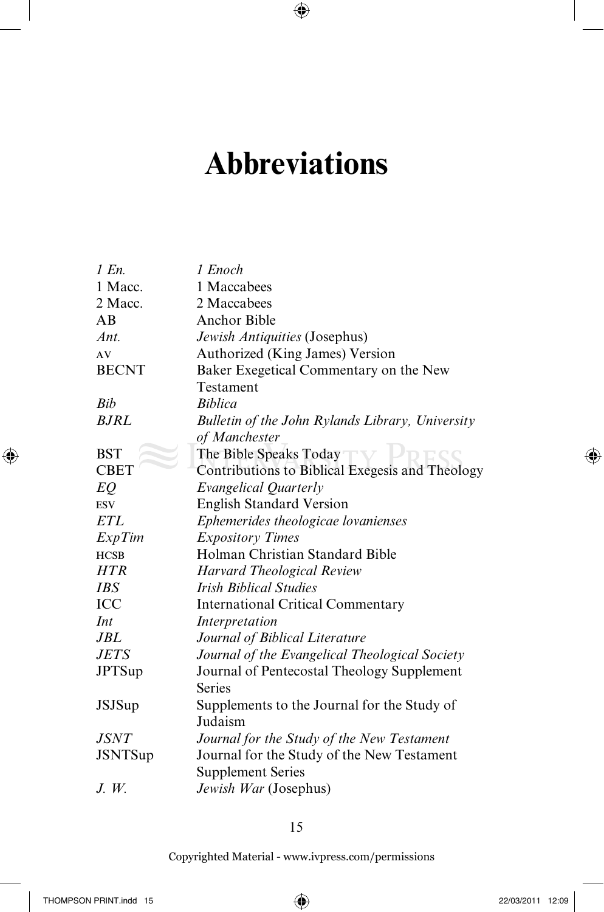# Abbreviations

| | |
|---|---|
| *1 En.* | *1 Enoch* |
| 1 Macc. | 1 Maccabees |
| 2 Macc. | 2 Maccabees |
| AB | Anchor Bible |
| *Ant.* | *Jewish Antiquities* (Josephus) |
| AV | Authorized (King James) Version |
| BECNT | Baker Exegetical Commentary on the New Testament |
| *Bib* | *Biblica* |
| *BJRL* | *Bulletin of the John Rylands Library, University of Manchester* |
| BST | The Bible Speaks Today |
| CBET | Contributions to Biblical Exegesis and Theology |
| *EQ* | *Evangelical Quarterly* |
| ESV | English Standard Version |
| *ETL* | *Ephemerides theologicae lovanienses* |
| *ExpTim* | *Expository Times* |
| HCSB | Holman Christian Standard Bible |
| *HTR* | *Harvard Theological Review* |
| *IBS* | *Irish Biblical Studies* |
| ICC | International Critical Commentary |
| *Int* | *Interpretation* |
| *JBL* | *Journal of Biblical Literature* |
| *JETS* | *Journal of the Evangelical Theological Society* |
| JPTSup | Journal of Pentecostal Theology Supplement Series |
| JSJSup | Supplements to the Journal for the Study of Judaism |
| *JSNT* | *Journal for the Study of the New Testament* |
| JSNTSup | Journal for the Study of the New Testament Supplement Series |
| *J. W.* | *Jewish War* (Josephus) |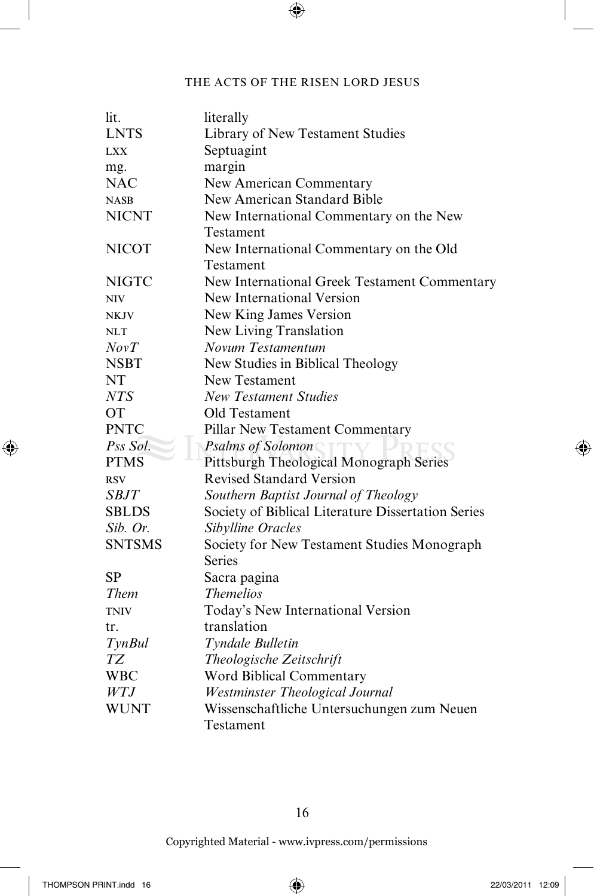| | |
|---|---|
| lit. | literally |
| LNTS | Library of New Testament Studies |
| LXX | Septuagint |
| mg. | margin |
| NAC | New American Commentary |
| NASB | New American Standard Bible |
| NICNT | New International Commentary on the New Testament |
| NICOT | New International Commentary on the Old Testament |
| NIGTC | New International Greek Testament Commentary |
| NIV | New International Version |
| NKJV | New King James Version |
| NLT | New Living Translation |
| *NovT* | *Novum Testamentum* |
| NSBT | New Studies in Biblical Theology |
| NT | New Testament |
| *NTS* | *New Testament Studies* |
| OT | Old Testament |
| PNTC | Pillar New Testament Commentary |
| *Pss Sol.* | *Psalms of Solomon* |
| PTMS | Pittsburgh Theological Monograph Series |
| RSV | Revised Standard Version |
| *SBJT* | *Southern Baptist Journal of Theology* |
| SBLDS | Society of Biblical Literature Dissertation Series |
| *Sib. Or.* | *Sibylline Oracles* |
| SNTSMS | Society for New Testament Studies Monograph Series |
| SP | Sacra pagina |
| *Them* | *Themelios* |
| TNIV | Today's New International Version |
| tr. | translation |
| *TynBul* | *Tyndale Bulletin* |
| *TZ* | *Theologische Zeitschrift* |
| WBC | Word Biblical Commentary |
| *WTJ* | *Westminster Theological Journal* |
| WUNT | Wissenschaftliche Untersuchungen zum Neuen Testament |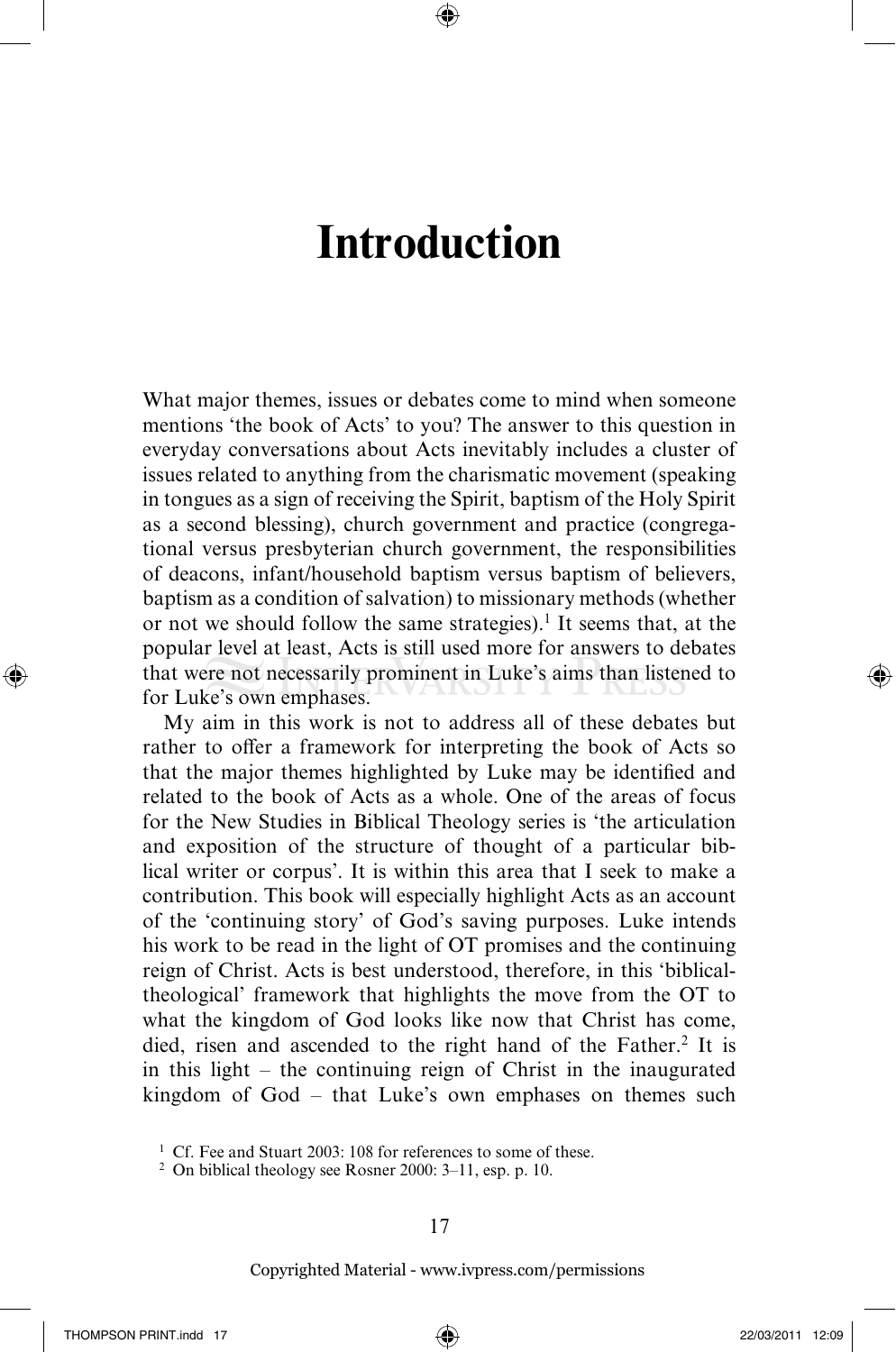# Introduction

What major themes, issues or debates come to mind when someone mentions 'the book of Acts' to you? The answer to this question in everyday conversations about Acts inevitably includes a cluster of issues related to anything from the charismatic movement (speaking in tongues as a sign of receiving the Spirit, baptism of the Holy Spirit as a second blessing), church government and practice (congregational versus presbyterian church government, the responsibilities of deacons, infant/household baptism versus baptism of believers, baptism as a condition of salvation) to missionary methods (whether or not we should follow the same strategies).[1] It seems that, at the popular level at least, Acts is still used more for answers to debates that were not necessarily prominent in Luke's aims than listened to for Luke's own emphases.

My aim in this work is not to address all of these debates but rather to offer a framework for interpreting the book of Acts so that the major themes highlighted by Luke may be identified and related to the book of Acts as a whole. One of the areas of focus for the New Studies in Biblical Theology series is 'the articulation and exposition of the structure of thought of a particular biblical writer or corpus'. It is within this area that I seek to make a contribution. This book will especially highlight Acts as an account of the 'continuing story' of God's saving purposes. Luke intends his work to be read in the light of OT promises and the continuing reign of Christ. Acts is best understood, therefore, in this 'biblical-theological' framework that highlights the move from the OT to what the kingdom of God looks like now that Christ has come, died, risen and ascended to the right hand of the Father.[2] It is in this light – the continuing reign of Christ in the inaugurated kingdom of God – that Luke's own emphases on themes such

[1] Cf. Fee and Stuart 2003: 108 for references to some of these.

[2] On biblical theology see Rosner 2000: 3–11, esp. p. 10.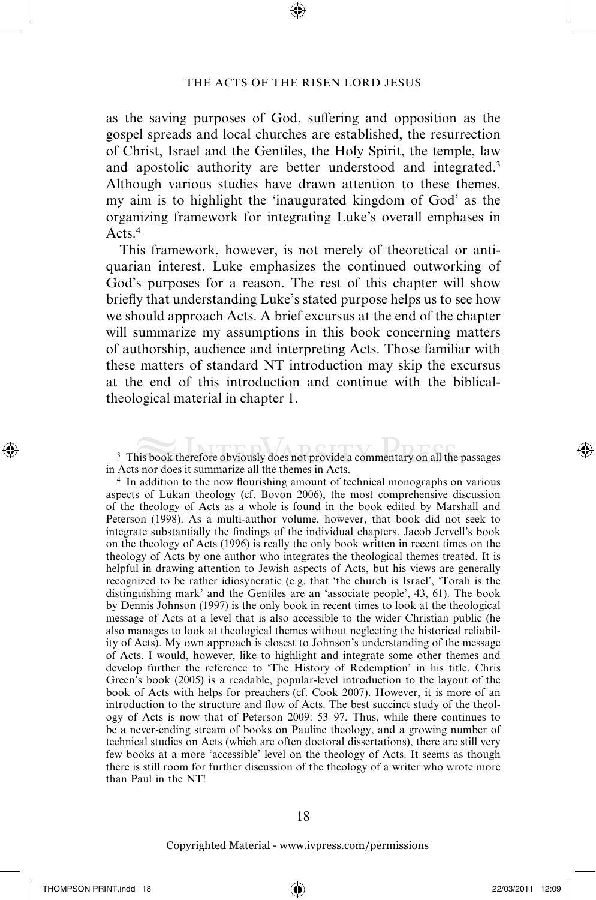as the saving purposes of God, suffering and opposition as the gospel spreads and local churches are established, the resurrection of Christ, Israel and the Gentiles, the Holy Spirit, the temple, law and apostolic authority are better understood and integrated.[3] Although various studies have drawn attention to these themes, my aim is to highlight the 'inaugurated kingdom of God' as the organizing framework for integrating Luke's overall emphases in Acts.[4]

This framework, however, is not merely of theoretical or antiquarian interest. Luke emphasizes the continued outworking of God's purposes for a reason. The rest of this chapter will show briefly that understanding Luke's stated purpose helps us to see how we should approach Acts. A brief excursus at the end of the chapter will summarize my assumptions in this book concerning matters of authorship, audience and interpreting Acts. Those familiar with these matters of standard NT introduction may skip the excursus at the end of this introduction and continue with the biblical-theological material in chapter 1.

[3] This book therefore obviously does not provide a commentary on all the passages in Acts nor does it summarize all the themes in Acts.

[4] In addition to the now flourishing amount of technical monographs on various aspects of Lukan theology (cf. Bovon 2006), the most comprehensive discussion of the theology of Acts as a whole is found in the book edited by Marshall and Peterson (1998). As a multi-author volume, however, that book did not seek to integrate substantially the findings of the individual chapters. Jacob Jervell's book on the theology of Acts (1996) is really the only book written in recent times on the theology of Acts by one author who integrates the theological themes treated. It is helpful in drawing attention to Jewish aspects of Acts, but his views are generally recognized to be rather idiosyncratic (e.g. that 'the church is Israel', 'Torah is the distinguishing mark' and the Gentiles are an 'associate people', 43, 61). The book by Dennis Johnson (1997) is the only book in recent times to look at the theological message of Acts at a level that is also accessible to the wider Christian public (he also manages to look at theological themes without neglecting the historical reliability of Acts). My own approach is closest to Johnson's understanding of the message of Acts. I would, however, like to highlight and integrate some other themes and develop further the reference to 'The History of Redemption' in his title. Chris Green's book (2005) is a readable, popular-level introduction to the layout of the book of Acts with helps for preachers (cf. Cook 2007). However, it is more of an introduction to the structure and flow of Acts. The best succinct study of the theology of Acts is now that of Peterson 2009: 53–97. Thus, while there continues to be a never-ending stream of books on Pauline theology, and a growing number of technical studies on Acts (which are often doctoral dissertations), there are still very few books at a more 'accessible' level on the theology of Acts. It seems as though there is still room for further discussion of the theology of a writer who wrote more than Paul in the NT!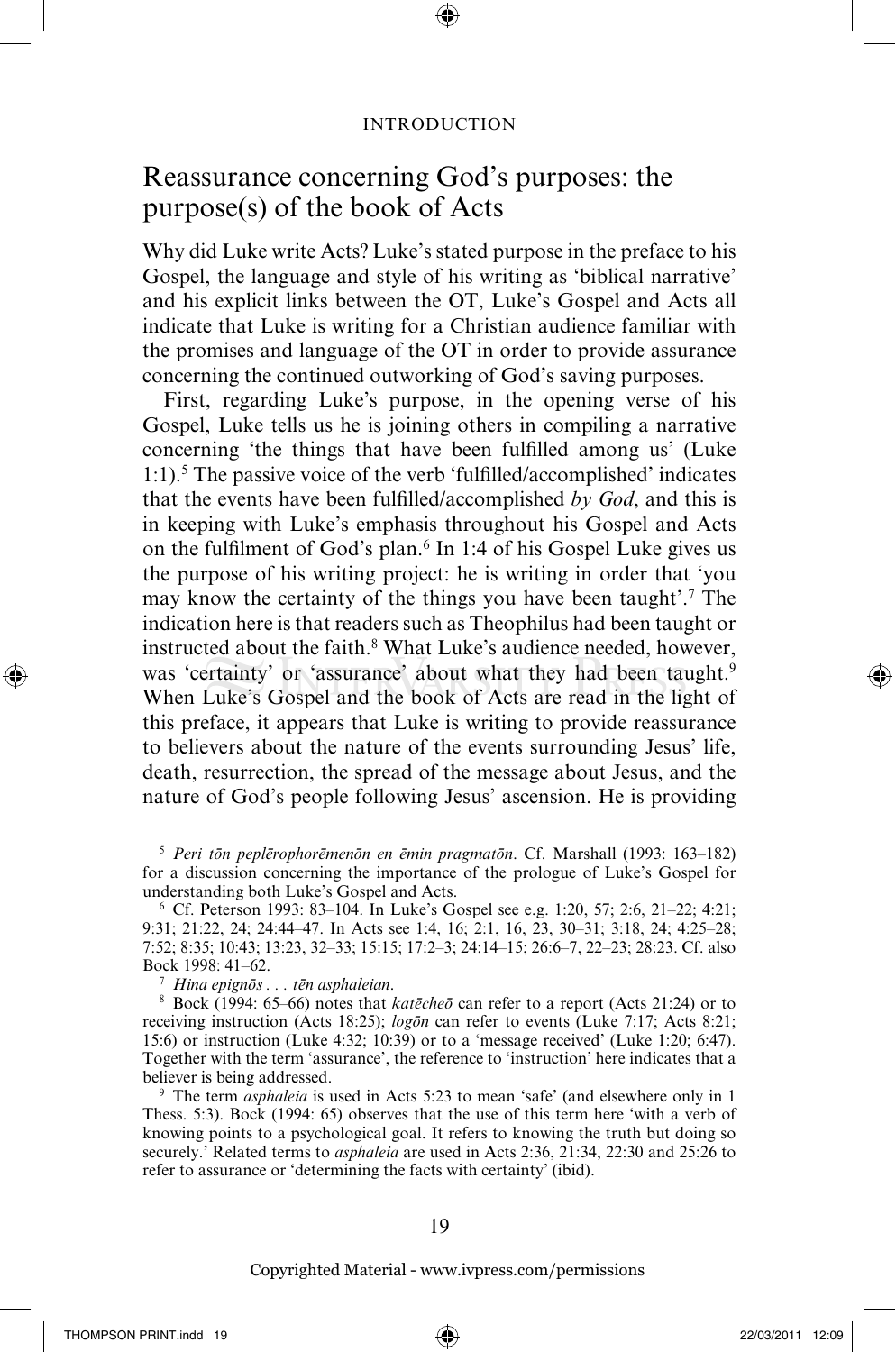## Reassurance concerning God's purposes: the purpose(s) of the book of Acts

Why did Luke write Acts? Luke's stated purpose in the preface to his Gospel, the language and style of his writing as 'biblical narrative' and his explicit links between the OT, Luke's Gospel and Acts all indicate that Luke is writing for a Christian audience familiar with the promises and language of the OT in order to provide assurance concerning the continued outworking of God's saving purposes.

First, regarding Luke's purpose, in the opening verse of his Gospel, Luke tells us he is joining others in compiling a narrative concerning 'the things that have been fulfilled among us' (Luke 1:1).[5] The passive voice of the verb 'fulfilled/accomplished' indicates that the events have been fulfilled/accomplished *by God*, and this is in keeping with Luke's emphasis throughout his Gospel and Acts on the fulfilment of God's plan.[6] In 1:4 of his Gospel Luke gives us the purpose of his writing project: he is writing in order that 'you may know the certainty of the things you have been taught'.[7] The indication here is that readers such as Theophilus had been taught or instructed about the faith.[8] What Luke's audience needed, however, was 'certainty' or 'assurance' about what they had been taught.[9] When Luke's Gospel and the book of Acts are read in the light of this preface, it appears that Luke is writing to provide reassurance to believers about the nature of the events surrounding Jesus' life, death, resurrection, the spread of the message about Jesus, and the nature of God's people following Jesus' ascension. He is providing

[5] *Peri tōn peplērophorēmenōn en ēmin pragmatōn*. Cf. Marshall (1993: 163–182) for a discussion concerning the importance of the prologue of Luke's Gospel for understanding both Luke's Gospel and Acts.

[6] Cf. Peterson 1993: 83–104. In Luke's Gospel see e.g. 1:20, 57; 2:6, 21–22; 4:21; 9:31; 21:22, 24; 24:44–47. In Acts see 1:4, 16; 2:1, 16, 23, 30–31; 3:18, 24; 4:25–28; 7:52; 8:35; 10:43; 13:23, 32–33; 15:15; 17:2–3; 24:14–15; 26:6–7, 22–23; 28:23. Cf. also Bock 1998: 41–62.

[7] *Hina epignōs . . . tēn asphaleian*.

[8] Bock (1994: 65–66) notes that *katēcheō* can refer to a report (Acts 21:24) or to receiving instruction (Acts 18:25); *logōn* can refer to events (Luke 7:17; Acts 8:21; 15:6) or instruction (Luke 4:32; 10:39) or to a 'message received' (Luke 1:20; 6:47). Together with the term 'assurance', the reference to 'instruction' here indicates that a believer is being addressed.

[9] The term *asphaleia* is used in Acts 5:23 to mean 'safe' (and elsewhere only in 1 Thess. 5:3). Bock (1994: 65) observes that the use of this term here 'with a verb of knowing points to a psychological goal. It refers to knowing the truth but doing so securely.' Related terms to *asphaleia* are used in Acts 2:36, 21:34, 22:30 and 25:26 to refer to assurance or 'determining the facts with certainty' (ibid).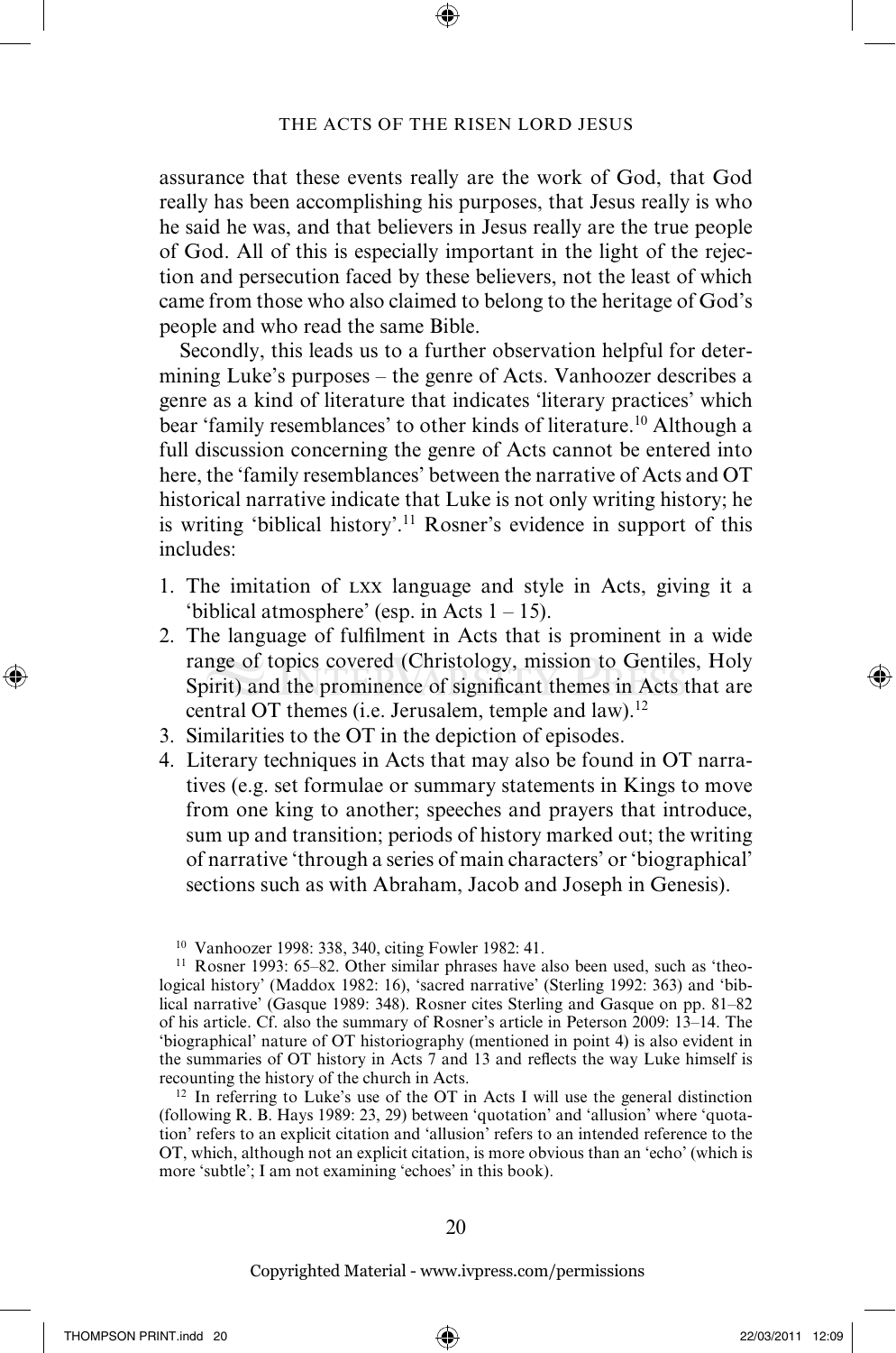assurance that these events really are the work of God, that God really has been accomplishing his purposes, that Jesus really is who he said he was, and that believers in Jesus really are the true people of God. All of this is especially important in the light of the rejection and persecution faced by these believers, not the least of which came from those who also claimed to belong to the heritage of God's people and who read the same Bible.

Secondly, this leads us to a further observation helpful for determining Luke's purposes – the genre of Acts. Vanhoozer describes a genre as a kind of literature that indicates 'literary practices' which bear 'family resemblances' to other kinds of literature.[10] Although a full discussion concerning the genre of Acts cannot be entered into here, the 'family resemblances' between the narrative of Acts and OT historical narrative indicate that Luke is not only writing history; he is writing 'biblical history'.[11] Rosner's evidence in support of this includes:

1. The imitation of LXX language and style in Acts, giving it a 'biblical atmosphere' (esp. in Acts 1 – 15).
2. The language of fulfilment in Acts that is prominent in a wide range of topics covered (Christology, mission to Gentiles, Holy Spirit) and the prominence of significant themes in Acts that are central OT themes (i.e. Jerusalem, temple and law).[12]
3. Similarities to the OT in the depiction of episodes.
4. Literary techniques in Acts that may also be found in OT narratives (e.g. set formulae or summary statements in Kings to move from one king to another; speeches and prayers that introduce, sum up and transition; periods of history marked out; the writing of narrative 'through a series of main characters' or 'biographical' sections such as with Abraham, Jacob and Joseph in Genesis).

[10] Vanhoozer 1998: 338, 340, citing Fowler 1982: 41.

[11] Rosner 1993: 65–82. Other similar phrases have also been used, such as 'theological history' (Maddox 1982: 16), 'sacred narrative' (Sterling 1992: 363) and 'biblical narrative' (Gasque 1989: 348). Rosner cites Sterling and Gasque on pp. 81–82 of his article. Cf. also the summary of Rosner's article in Peterson 2009: 13–14. The 'biographical' nature of OT historiography (mentioned in point 4) is also evident in the summaries of OT history in Acts 7 and 13 and reflects the way Luke himself is recounting the history of the church in Acts.

[12] In referring to Luke's use of the OT in Acts I will use the general distinction (following R. B. Hays 1989: 23, 29) between 'quotation' and 'allusion' where 'quotation' refers to an explicit citation and 'allusion' refers to an intended reference to the OT, which, although not an explicit citation, is more obvious than an 'echo' (which is more 'subtle'; I am not examining 'echoes' in this book).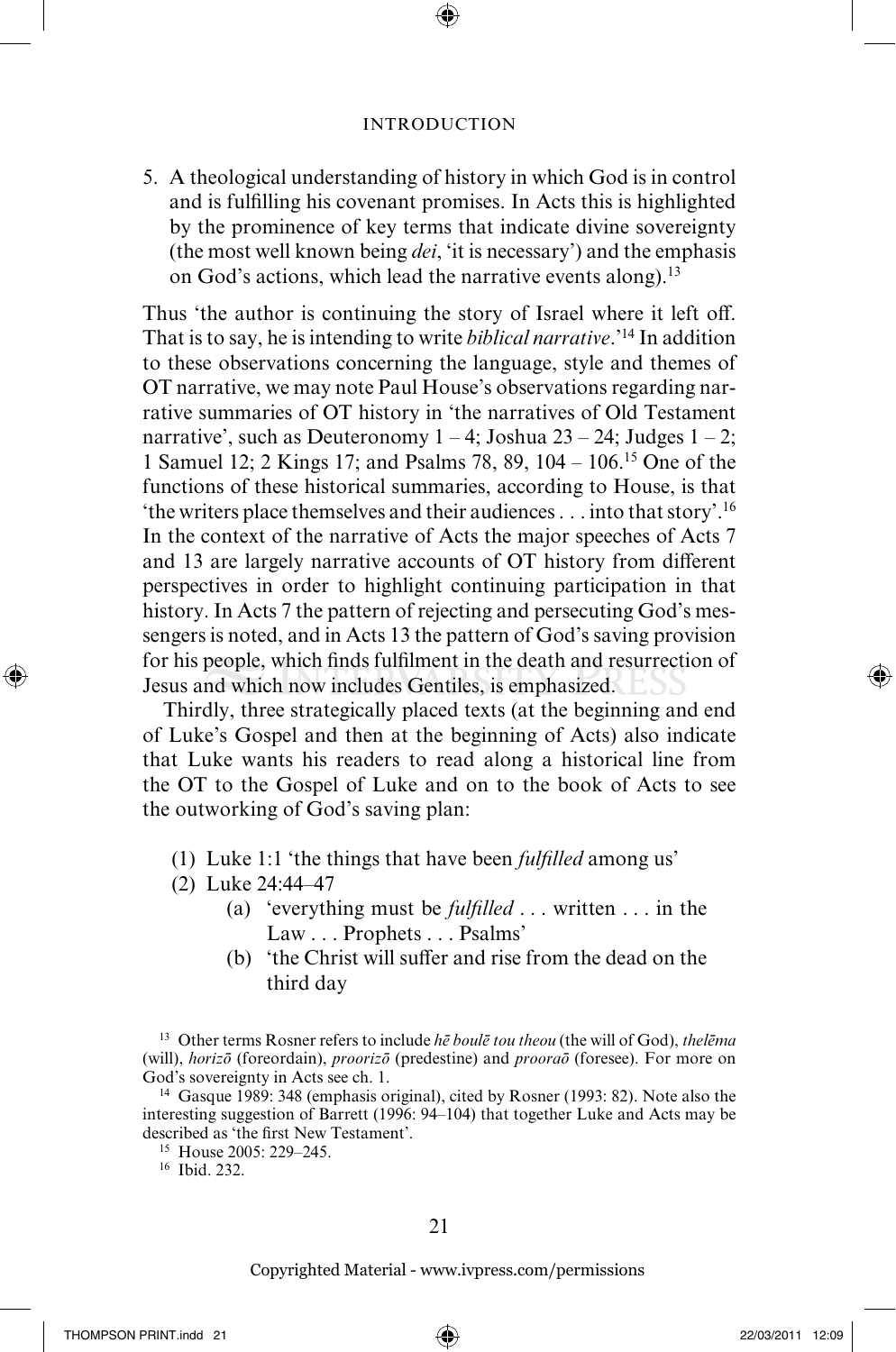5. A theological understanding of history in which God is in control and is fulfilling his covenant promises. In Acts this is highlighted by the prominence of key terms that indicate divine sovereignty (the most well known being *dei*, 'it is necessary') and the emphasis on God's actions, which lead the narrative events along).[13]

Thus 'the author is continuing the story of Israel where it left off. That is to say, he is intending to write *biblical narrative*.'[14] In addition to these observations concerning the language, style and themes of OT narrative, we may note Paul House's observations regarding narrative summaries of OT history in 'the narratives of Old Testament narrative', such as Deuteronomy 1 – 4; Joshua 23 – 24; Judges 1 – 2; 1 Samuel 12; 2 Kings 17; and Psalms 78, 89, 104 – 106.[15] One of the functions of these historical summaries, according to House, is that 'the writers place themselves and their audiences . . . into that story'.[16] In the context of the narrative of Acts the major speeches of Acts 7 and 13 are largely narrative accounts of OT history from different perspectives in order to highlight continuing participation in that history. In Acts 7 the pattern of rejecting and persecuting God's messengers is noted, and in Acts 13 the pattern of God's saving provision for his people, which finds fulfilment in the death and resurrection of Jesus and which now includes Gentiles, is emphasized.

Thirdly, three strategically placed texts (at the beginning and end of Luke's Gospel and then at the beginning of Acts) also indicate that Luke wants his readers to read along a historical line from the OT to the Gospel of Luke and on to the book of Acts to see the outworking of God's saving plan:

(1) Luke 1:1 'the things that have been *fulfilled* among us'
(2) Luke 24:44–47
   (a) 'everything must be *fulfilled* . . . written . . . in the Law . . . Prophets . . . Psalms'
   (b) 'the Christ will suffer and rise from the dead on the third day

---

[13] Other terms Rosner refers to include *hē boulē tou theou* (the will of God), *thelēma* (will), *horizō* (foreordain), *proorizō* (predestine) and *prooraō* (foresee). For more on God's sovereignty in Acts see ch. 1.

[14] Gasque 1989: 348 (emphasis original), cited by Rosner (1993: 82). Note also the interesting suggestion of Barrett (1996: 94–104) that together Luke and Acts may be described as 'the first New Testament'.

[15] House 2005: 229–245.

[16] Ibid. 232.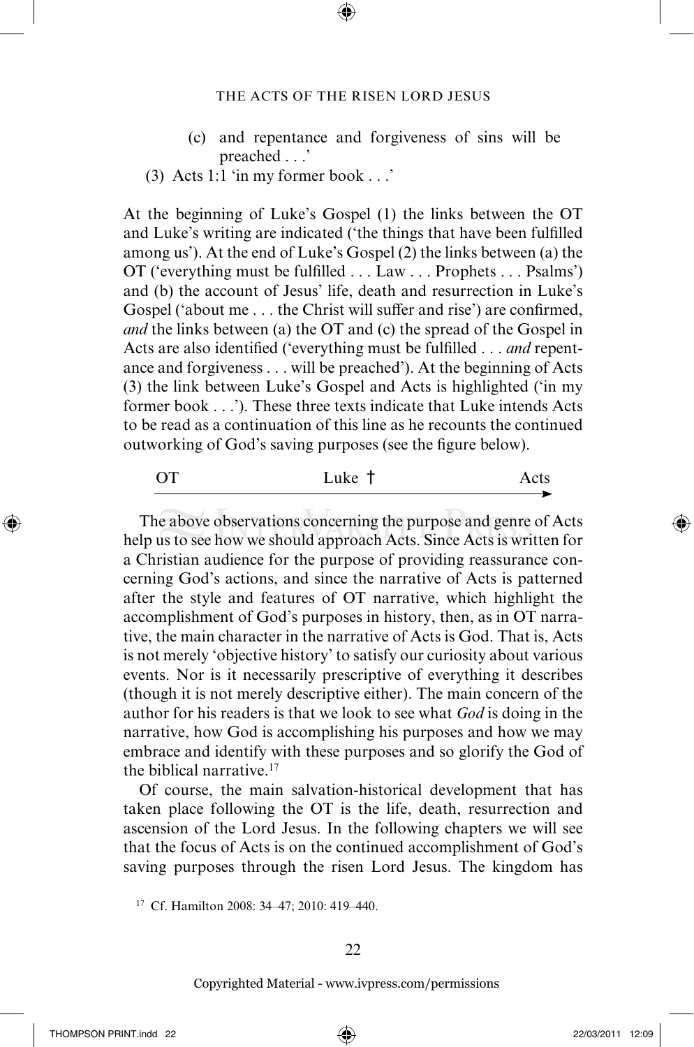(c) and repentance and forgiveness of sins will be preached . . .'

(3) Acts 1:1 'in my former book . . .'

At the beginning of Luke's Gospel (1) the links between the OT and Luke's writing are indicated ('the things that have been fulfilled among us'). At the end of Luke's Gospel (2) the links between (a) the OT ('everything must be fulfilled . . . Law . . . Prophets . . . Psalms') and (b) the account of Jesus' life, death and resurrection in Luke's Gospel ('about me . . . the Christ will suffer and rise') are confirmed, *and* the links between (a) the OT and (c) the spread of the Gospel in Acts are also identified ('everything must be fulfilled . . . *and* repentance and forgiveness . . . will be preached'). At the beginning of Acts (3) the link between Luke's Gospel and Acts is highlighted ('in my former book . . .'). These three texts indicate that Luke intends Acts to be read as a continuation of this line as he recounts the continued outworking of God's saving purposes (see the figure below).

OT ——————— Luke † ——————— Acts →

The above observations concerning the purpose and genre of Acts help us to see how we should approach Acts. Since Acts is written for a Christian audience for the purpose of providing reassurance concerning God's actions, and since the narrative of Acts is patterned after the style and features of OT narrative, which highlight the accomplishment of God's purposes in history, then, as in OT narrative, the main character in the narrative of Acts is God. That is, Acts is not merely 'objective history' to satisfy our curiosity about various events. Nor is it necessarily prescriptive of everything it describes (though it is not merely descriptive either). The main concern of the author for his readers is that we look to see what *God* is doing in the narrative, how God is accomplishing his purposes and how we may embrace and identify with these purposes and so glorify the God of the biblical narrative.[17]

Of course, the main salvation-historical development that has taken place following the OT is the life, death, resurrection and ascension of the Lord Jesus. In the following chapters we will see that the focus of Acts is on the continued accomplishment of God's saving purposes through the risen Lord Jesus. The kingdom has

[17] Cf. Hamilton 2008: 34–47; 2010: 419–440.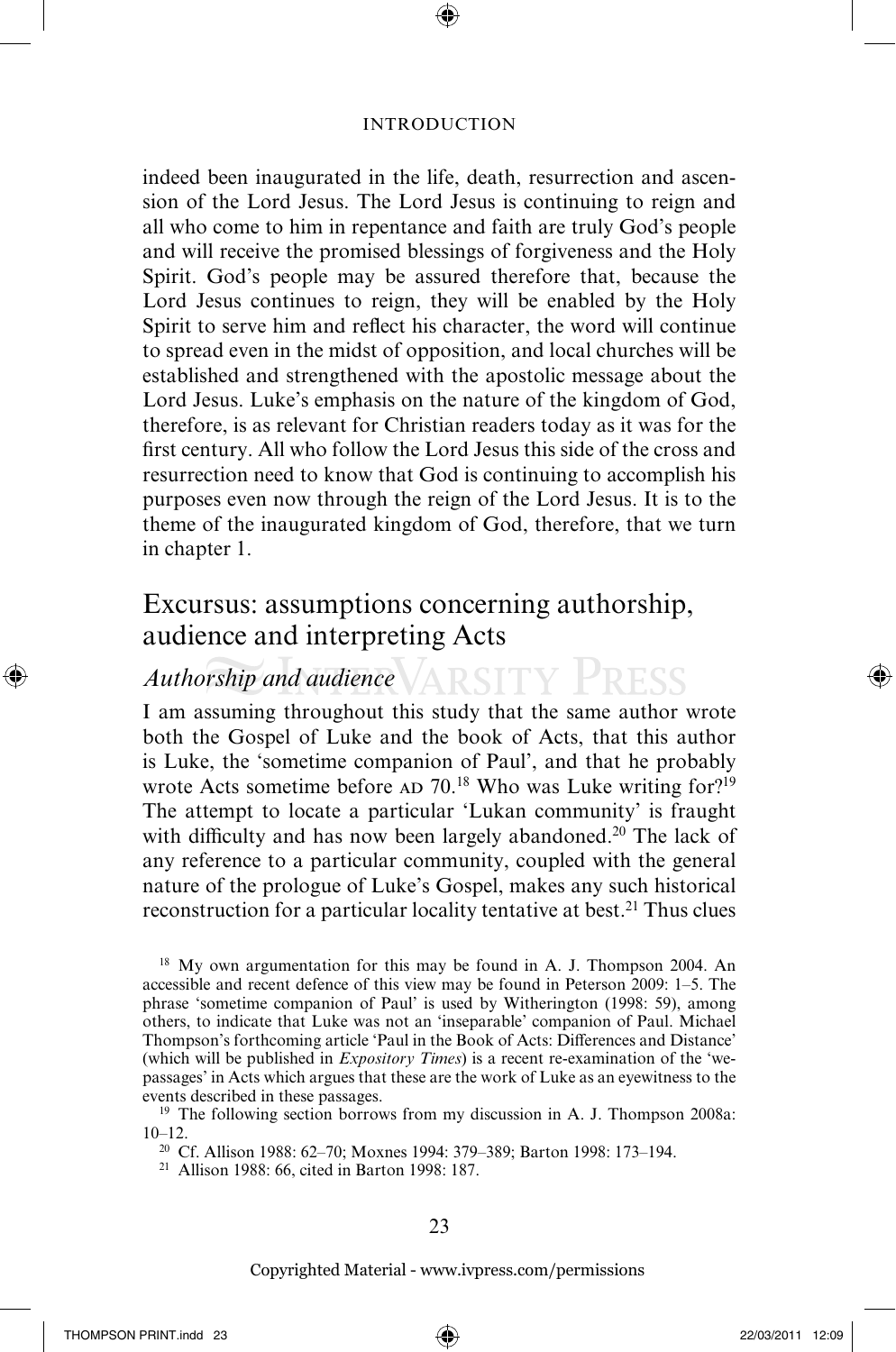indeed been inaugurated in the life, death, resurrection and ascension of the Lord Jesus. The Lord Jesus is continuing to reign and all who come to him in repentance and faith are truly God's people and will receive the promised blessings of forgiveness and the Holy Spirit. God's people may be assured therefore that, because the Lord Jesus continues to reign, they will be enabled by the Holy Spirit to serve him and reflect his character, the word will continue to spread even in the midst of opposition, and local churches will be established and strengthened with the apostolic message about the Lord Jesus. Luke's emphasis on the nature of the kingdom of God, therefore, is as relevant for Christian readers today as it was for the first century. All who follow the Lord Jesus this side of the cross and resurrection need to know that God is continuing to accomplish his purposes even now through the reign of the Lord Jesus. It is to the theme of the inaugurated kingdom of God, therefore, that we turn in chapter 1.

## Excursus: assumptions concerning authorship, audience and interpreting Acts

### *Authorship and audience*

I am assuming throughout this study that the same author wrote both the Gospel of Luke and the book of Acts, that this author is Luke, the 'sometime companion of Paul', and that he probably wrote Acts sometime before AD 70.[18] Who was Luke writing for?[19] The attempt to locate a particular 'Lukan community' is fraught with difficulty and has now been largely abandoned.[20] The lack of any reference to a particular community, coupled with the general nature of the prologue of Luke's Gospel, makes any such historical reconstruction for a particular locality tentative at best.[21] Thus clues

[18] My own argumentation for this may be found in A. J. Thompson 2004. An accessible and recent defence of this view may be found in Peterson 2009: 1–5. The phrase 'sometime companion of Paul' is used by Witherington (1998: 59), among others, to indicate that Luke was not an 'inseparable' companion of Paul. Michael Thompson's forthcoming article 'Paul in the Book of Acts: Differences and Distance' (which will be published in *Expository Times*) is a recent re-examination of the 'we-passages' in Acts which argues that these are the work of Luke as an eyewitness to the events described in these passages.

[19] The following section borrows from my discussion in A. J. Thompson 2008a: 10–12.

[20] Cf. Allison 1988: 62–70; Moxnes 1994: 379–389; Barton 1998: 173–194.

[21] Allison 1988: 66, cited in Barton 1998: 187.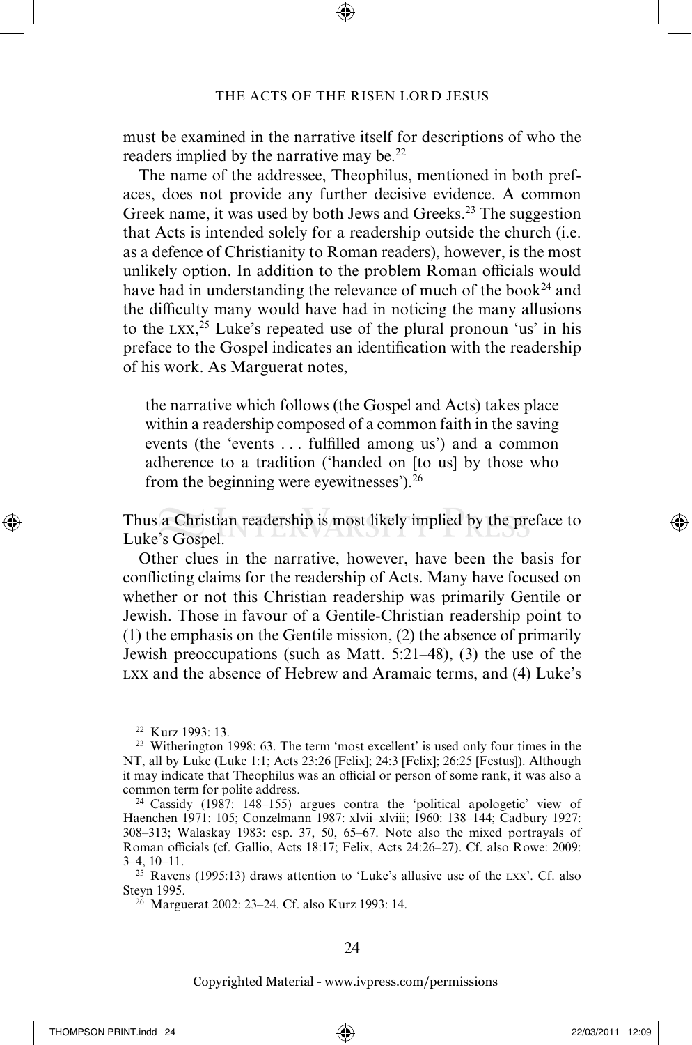must be examined in the narrative itself for descriptions of who the readers implied by the narrative may be.[22]

The name of the addressee, Theophilus, mentioned in both prefaces, does not provide any further decisive evidence. A common Greek name, it was used by both Jews and Greeks.[23] The suggestion that Acts is intended solely for a readership outside the church (i.e. as a defence of Christianity to Roman readers), however, is the most unlikely option. In addition to the problem Roman officials would have had in understanding the relevance of much of the book[24] and the difficulty many would have had in noticing the many allusions to the LXX,[25] Luke's repeated use of the plural pronoun 'us' in his preface to the Gospel indicates an identification with the readership of his work. As Marguerat notes,

> the narrative which follows (the Gospel and Acts) takes place within a readership composed of a common faith in the saving events (the 'events . . . fulfilled among us') and a common adherence to a tradition ('handed on [to us] by those who from the beginning were eyewitnesses').[26]

Thus a Christian readership is most likely implied by the preface to Luke's Gospel.

Other clues in the narrative, however, have been the basis for conflicting claims for the readership of Acts. Many have focused on whether or not this Christian readership was primarily Gentile or Jewish. Those in favour of a Gentile-Christian readership point to (1) the emphasis on the Gentile mission, (2) the absence of primarily Jewish preoccupations (such as Matt. 5:21–48), (3) the use of the LXX and the absence of Hebrew and Aramaic terms, and (4) Luke's

---

[22] Kurz 1993: 13.

[23] Witherington 1998: 63. The term 'most excellent' is used only four times in the NT, all by Luke (Luke 1:1; Acts 23:26 [Felix]; 24:3 [Felix]; 26:25 [Festus]). Although it may indicate that Theophilus was an official or person of some rank, it was also a common term for polite address.

[24] Cassidy (1987: 148–155) argues contra the 'political apologetic' view of Haenchen 1971: 105; Conzelmann 1987: xlvii–xlviii; 1960: 138–144; Cadbury 1927: 308–313; Walaskay 1983: esp. 37, 50, 65–67. Note also the mixed portrayals of Roman officials (cf. Gallio, Acts 18:17; Felix, Acts 24:26–27). Cf. also Rowe: 2009: 3–4, 10–11.

[25] Ravens (1995:13) draws attention to 'Luke's allusive use of the LXX'. Cf. also Steyn 1995.

[26] Marguerat 2002: 23–24. Cf. also Kurz 1993: 14.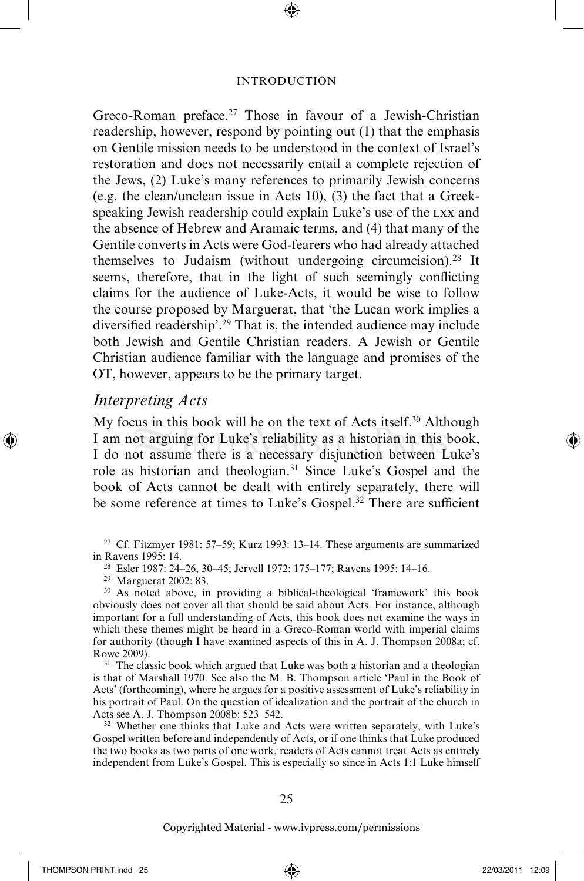Greco-Roman preface.[27] Those in favour of a Jewish-Christian readership, however, respond by pointing out (1) that the emphasis on Gentile mission needs to be understood in the context of Israel's restoration and does not necessarily entail a complete rejection of the Jews, (2) Luke's many references to primarily Jewish concerns (e.g. the clean/unclean issue in Acts 10), (3) the fact that a Greek-speaking Jewish readership could explain Luke's use of the LXX and the absence of Hebrew and Aramaic terms, and (4) that many of the Gentile converts in Acts were God-fearers who had already attached themselves to Judaism (without undergoing circumcision).[28] It seems, therefore, that in the light of such seemingly conflicting claims for the audience of Luke-Acts, it would be wise to follow the course proposed by Marguerat, that 'the Lucan work implies a diversified readership'.[29] That is, the intended audience may include both Jewish and Gentile Christian readers. A Jewish or Gentile Christian audience familiar with the language and promises of the OT, however, appears to be the primary target.

## *Interpreting Acts*

My focus in this book will be on the text of Acts itself.[30] Although I am not arguing for Luke's reliability as a historian in this book, I do not assume there is a necessary disjunction between Luke's role as historian and theologian.[31] Since Luke's Gospel and the book of Acts cannot be dealt with entirely separately, there will be some reference at times to Luke's Gospel.[32] There are sufficient

---

[27] Cf. Fitzmyer 1981: 57–59; Kurz 1993: 13–14. These arguments are summarized in Ravens 1995: 14.

[28] Esler 1987: 24–26, 30–45; Jervell 1972: 175–177; Ravens 1995: 14–16.

[29] Marguerat 2002: 83.

[30] As noted above, in providing a biblical-theological 'framework' this book obviously does not cover all that should be said about Acts. For instance, although important for a full understanding of Acts, this book does not examine the ways in which these themes might be heard in a Greco-Roman world with imperial claims for authority (though I have examined aspects of this in A. J. Thompson 2008a; cf. Rowe 2009).

[31] The classic book which argued that Luke was both a historian and a theologian is that of Marshall 1970. See also the M. B. Thompson article 'Paul in the Book of Acts' (forthcoming), where he argues for a positive assessment of Luke's reliability in his portrait of Paul. On the question of idealization and the portrait of the church in Acts see A. J. Thompson 2008b: 523–542.

[32] Whether one thinks that Luke and Acts were written separately, with Luke's Gospel written before and independently of Acts, or if one thinks that Luke produced the two books as two parts of one work, readers of Acts cannot treat Acts as entirely independent from Luke's Gospel. This is especially so since in Acts 1:1 Luke himself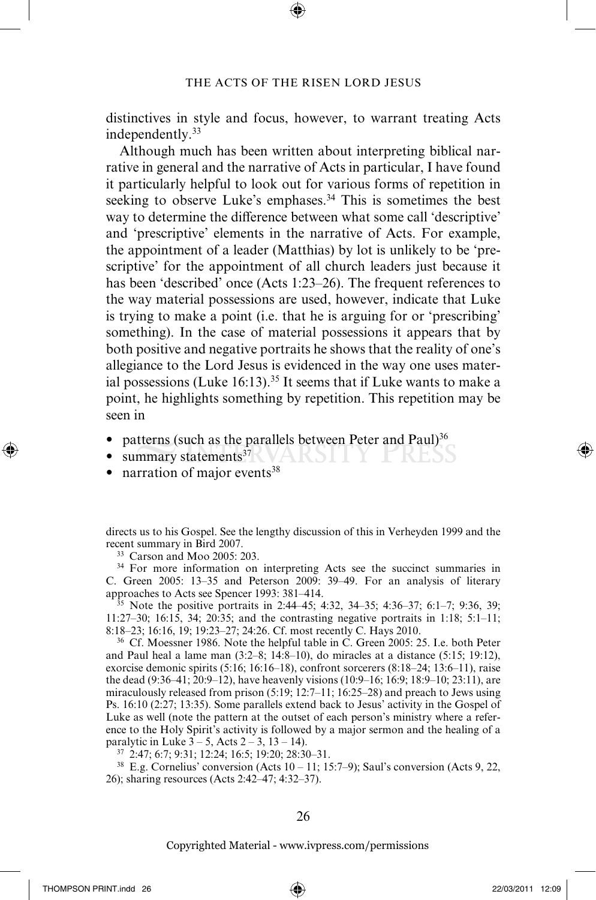distinctives in style and focus, however, to warrant treating Acts independently.[33]

Although much has been written about interpreting biblical narrative in general and the narrative of Acts in particular, I have found it particularly helpful to look out for various forms of repetition in seeking to observe Luke's emphases.[34] This is sometimes the best way to determine the difference between what some call 'descriptive' and 'prescriptive' elements in the narrative of Acts. For example, the appointment of a leader (Matthias) by lot is unlikely to be 'prescriptive' for the appointment of all church leaders just because it has been 'described' once (Acts 1:23–26). The frequent references to the way material possessions are used, however, indicate that Luke is trying to make a point (i.e. that he is arguing for or 'prescribing' something). In the case of material possessions it appears that by both positive and negative portraits he shows that the reality of one's allegiance to the Lord Jesus is evidenced in the way one uses material possessions (Luke 16:13).[35] It seems that if Luke wants to make a point, he highlights something by repetition. This repetition may be seen in

- patterns (such as the parallels between Peter and Paul)[36]
- summary statements[37]
- narration of major events[38]

directs us to his Gospel. See the lengthy discussion of this in Verheyden 1999 and the recent summary in Bird 2007.

[33] Carson and Moo 2005: 203.

[34] For more information on interpreting Acts see the succinct summaries in C. Green 2005: 13–35 and Peterson 2009: 39–49. For an analysis of literary approaches to Acts see Spencer 1993: 381–414.

[35] Note the positive portraits in 2:44–45; 4:32, 34–35; 4:36–37; 6:1–7; 9:36, 39; 11:27–30; 16:15, 34; 20:35; and the contrasting negative portraits in 1:18; 5:1–11; 8:18–23; 16:16, 19; 19:23–27; 24:26. Cf. most recently C. Hays 2010.

[36] Cf. Moessner 1986. Note the helpful table in C. Green 2005: 25. I.e. both Peter and Paul heal a lame man (3:2–8; 14:8–10), do miracles at a distance (5:15; 19:12), exorcise demonic spirits (5:16; 16:16–18), confront sorcerers (8:18–24; 13:6–11), raise the dead (9:36–41; 20:9–12), have heavenly visions (10:9–16; 16:9; 18:9–10; 23:11), are miraculously released from prison (5:19; 12:7–11; 16:25–28) and preach to Jews using Ps. 16:10 (2:27; 13:35). Some parallels extend back to Jesus' activity in the Gospel of Luke as well (note the pattern at the outset of each person's ministry where a reference to the Holy Spirit's activity is followed by a major sermon and the healing of a paralytic in Luke 3 – 5, Acts 2 – 3, 13 – 14).

[37] 2:47; 6:7; 9:31; 12:24; 16:5; 19:20; 28:30–31.

[38] E.g. Cornelius' conversion (Acts 10 – 11; 15:7–9); Saul's conversion (Acts 9, 22, 26); sharing resources (Acts 2:42–47; 4:32–37).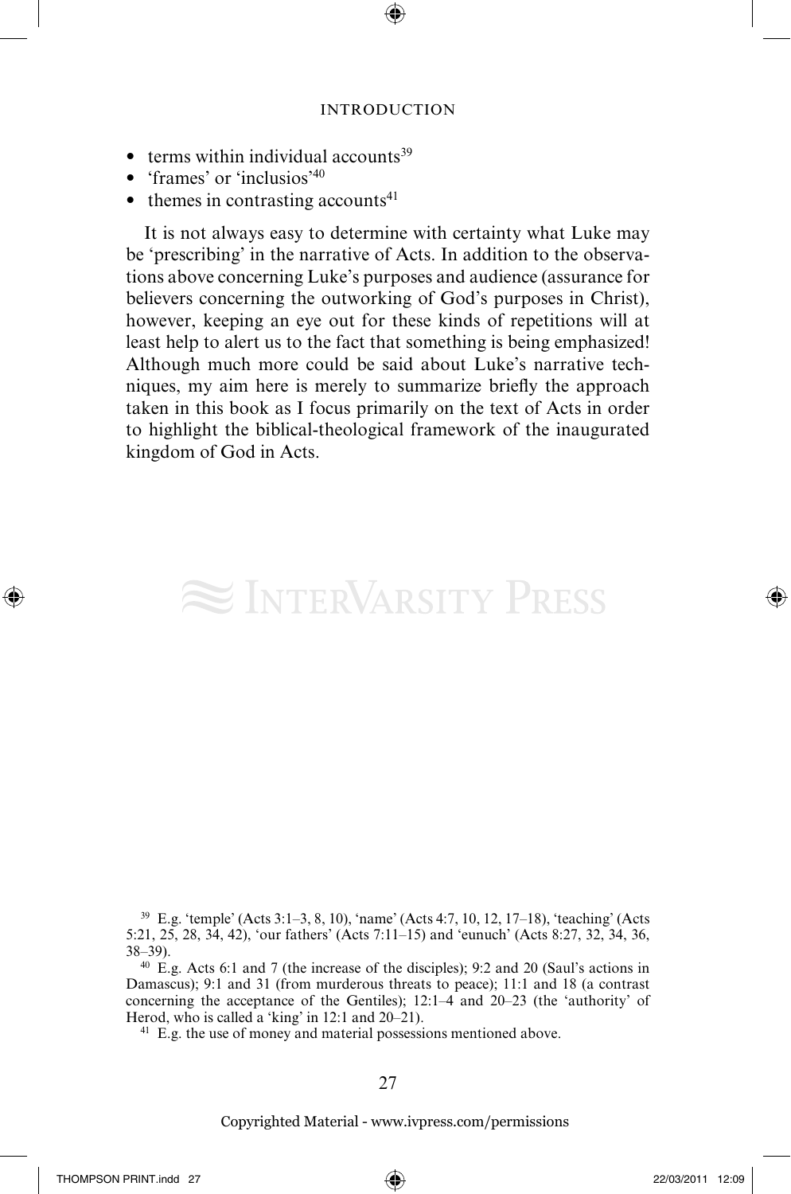- terms within individual accounts[39]
- 'frames' or 'inclusios'[40]
- themes in contrasting accounts[41]

It is not always easy to determine with certainty what Luke may be 'prescribing' in the narrative of Acts. In addition to the observations above concerning Luke's purposes and audience (assurance for believers concerning the outworking of God's purposes in Christ), however, keeping an eye out for these kinds of repetitions will at least help to alert us to the fact that something is being emphasized! Although much more could be said about Luke's narrative techniques, my aim here is merely to summarize briefly the approach taken in this book as I focus primarily on the text of Acts in order to highlight the biblical-theological framework of the inaugurated kingdom of God in Acts.

[39] E.g. 'temple' (Acts 3:1–3, 8, 10), 'name' (Acts 4:7, 10, 12, 17–18), 'teaching' (Acts 5:21, 25, 28, 34, 42), 'our fathers' (Acts 7:11–15) and 'eunuch' (Acts 8:27, 32, 34, 36, 38–39).

[40] E.g. Acts 6:1 and 7 (the increase of the disciples); 9:2 and 20 (Saul's actions in Damascus); 9:1 and 31 (from murderous threats to peace); 11:1 and 18 (a contrast concerning the acceptance of the Gentiles); 12:1–4 and 20–23 (the 'authority' of Herod, who is called a 'king' in 12:1 and 20–21).

[41] E.g. the use of money and material possessions mentioned above.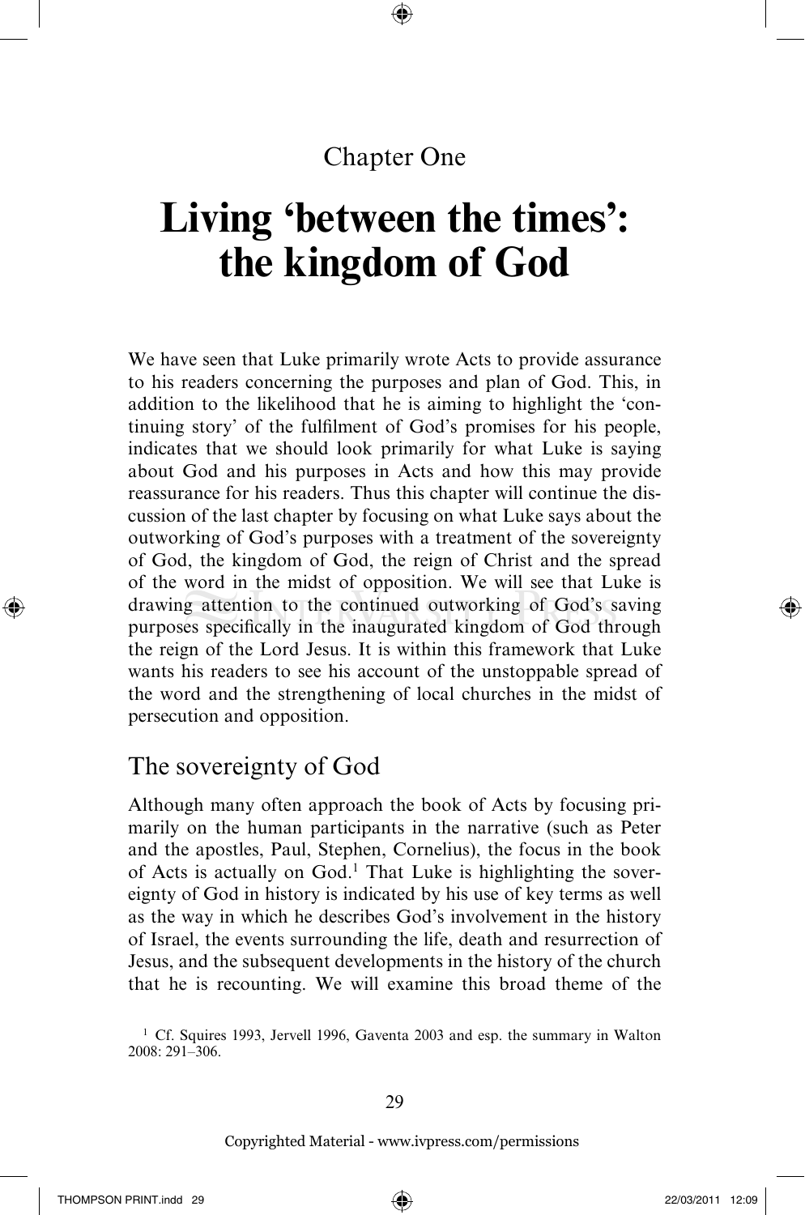Chapter One

# Living 'between the times': the kingdom of God

We have seen that Luke primarily wrote Acts to provide assurance to his readers concerning the purposes and plan of God. This, in addition to the likelihood that he is aiming to highlight the 'continuing story' of the fulfilment of God's promises for his people, indicates that we should look primarily for what Luke is saying about God and his purposes in Acts and how this may provide reassurance for his readers. Thus this chapter will continue the discussion of the last chapter by focusing on what Luke says about the outworking of God's purposes with a treatment of the sovereignty of God, the kingdom of God, the reign of Christ and the spread of the word in the midst of opposition. We will see that Luke is drawing attention to the continued outworking of God's saving purposes specifically in the inaugurated kingdom of God through the reign of the Lord Jesus. It is within this framework that Luke wants his readers to see his account of the unstoppable spread of the word and the strengthening of local churches in the midst of persecution and opposition.

## The sovereignty of God

Although many often approach the book of Acts by focusing primarily on the human participants in the narrative (such as Peter and the apostles, Paul, Stephen, Cornelius), the focus in the book of Acts is actually on God.[1] That Luke is highlighting the sovereignty of God in history is indicated by his use of key terms as well as the way in which he describes God's involvement in the history of Israel, the events surrounding the life, death and resurrection of Jesus, and the subsequent developments in the history of the church that he is recounting. We will examine this broad theme of the

[1] Cf. Squires 1993, Jervell 1996, Gaventa 2003 and esp. the summary in Walton 2008: 291–306.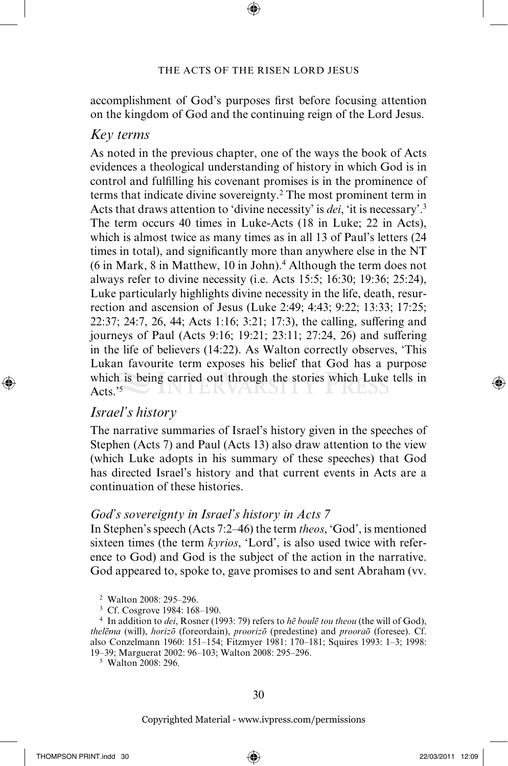accomplishment of God's purposes first before focusing attention on the kingdom of God and the continuing reign of the Lord Jesus.

### *Key terms*

As noted in the previous chapter, one of the ways the book of Acts evidences a theological understanding of history in which God is in control and fulfilling his covenant promises is in the prominence of terms that indicate divine sovereignty.[2] The most prominent term in Acts that draws attention to 'divine necessity' is *dei*, 'it is necessary'.[3] The term occurs 40 times in Luke-Acts (18 in Luke; 22 in Acts), which is almost twice as many times as in all 13 of Paul's letters (24 times in total), and significantly more than anywhere else in the NT (6 in Mark, 8 in Matthew, 10 in John).[4] Although the term does not always refer to divine necessity (i.e. Acts 15:5; 16:30; 19:36; 25:24), Luke particularly highlights divine necessity in the life, death, resurrection and ascension of Jesus (Luke 2:49; 4:43; 9:22; 13:33; 17:25; 22:37; 24:7, 26, 44; Acts 1:16; 3:21; 17:3), the calling, suffering and journeys of Paul (Acts 9:16; 19:21; 23:11; 27:24, 26) and suffering in the life of believers (14:22). As Walton correctly observes, 'This Lukan favourite term exposes his belief that God has a purpose which is being carried out through the stories which Luke tells in Acts.'[5]

### *Israel's history*

The narrative summaries of Israel's history given in the speeches of Stephen (Acts 7) and Paul (Acts 13) also draw attention to the view (which Luke adopts in his summary of these speeches) that God has directed Israel's history and that current events in Acts are a continuation of these histories.

#### *God's sovereignty in Israel's history in Acts 7*

In Stephen's speech (Acts 7:2–46) the term *theos*, 'God', is mentioned sixteen times (the term *kyrios*, 'Lord', is also used twice with reference to God) and God is the subject of the action in the narrative. God appeared to, spoke to, gave promises to and sent Abraham (vv.

[2] Walton 2008: 295–296.

[3] Cf. Cosgrove 1984: 168–190.

[4] In addition to *dei*, Rosner (1993: 79) refers to *hē boulē tou theou* (the will of God), *thelēma* (will), *horizō* (foreordain), *proorizō* (predestine) and *prooraō* (foresee). Cf. also Conzelmann 1960: 151–154; Fitzmyer 1981: 170–181; Squires 1993: 1–3; 1998: 19–39; Marguerat 2002: 96–103; Walton 2008: 295–296.

[5] Walton 2008: 296.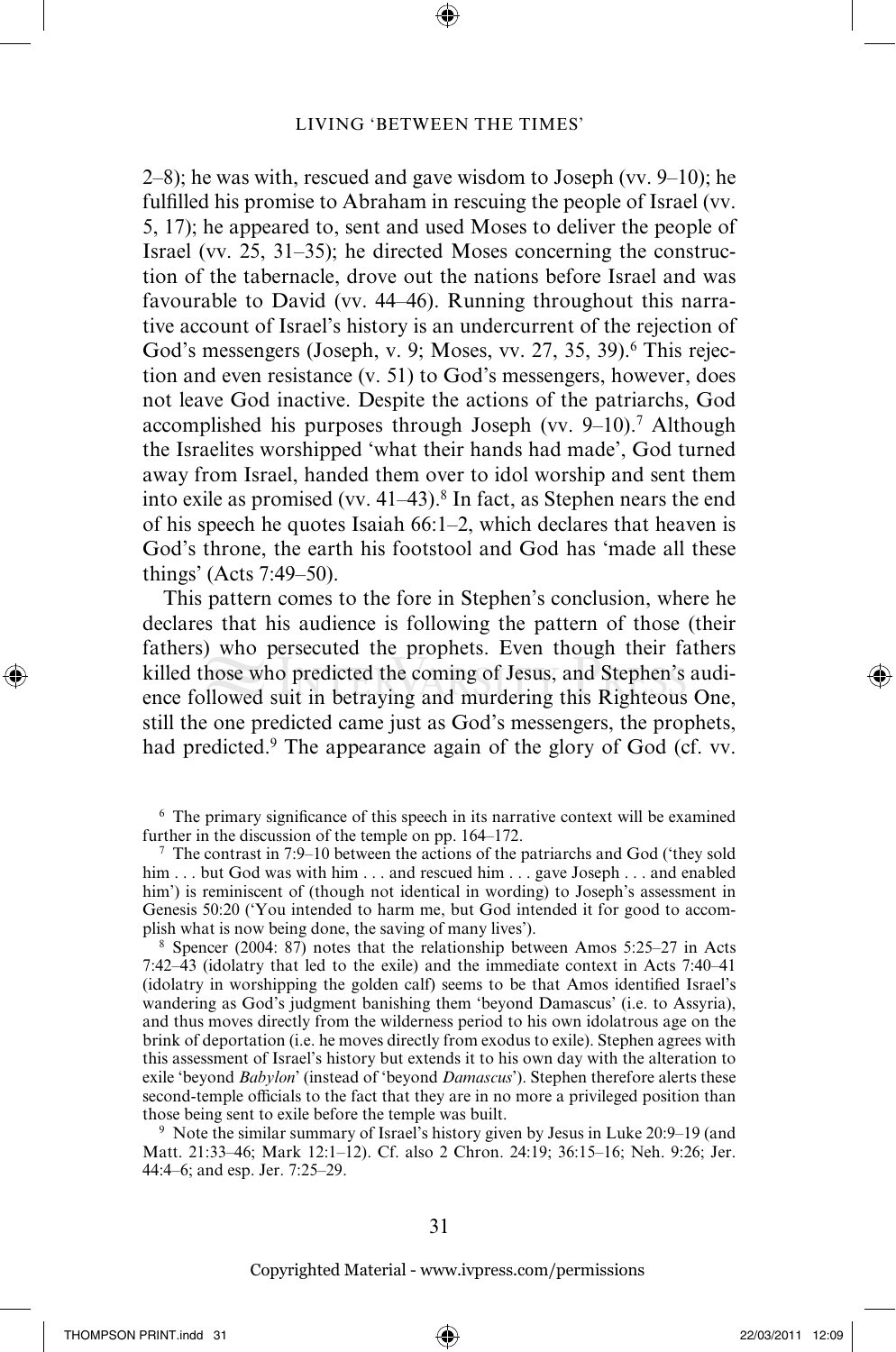2–8); he was with, rescued and gave wisdom to Joseph (vv. 9–10); he fulfilled his promise to Abraham in rescuing the people of Israel (vv. 5, 17); he appeared to, sent and used Moses to deliver the people of Israel (vv. 25, 31–35); he directed Moses concerning the construction of the tabernacle, drove out the nations before Israel and was favourable to David (vv. 44–46). Running throughout this narrative account of Israel's history is an undercurrent of the rejection of God's messengers (Joseph, v. 9; Moses, vv. 27, 35, 39).[6] This rejection and even resistance (v. 51) to God's messengers, however, does not leave God inactive. Despite the actions of the patriarchs, God accomplished his purposes through Joseph (vv. 9–10).[7] Although the Israelites worshipped 'what their hands had made', God turned away from Israel, handed them over to idol worship and sent them into exile as promised (vv. 41–43).[8] In fact, as Stephen nears the end of his speech he quotes Isaiah 66:1–2, which declares that heaven is God's throne, the earth his footstool and God has 'made all these things' (Acts 7:49–50).

This pattern comes to the fore in Stephen's conclusion, where he declares that his audience is following the pattern of those (their fathers) who persecuted the prophets. Even though their fathers killed those who predicted the coming of Jesus, and Stephen's audience followed suit in betraying and murdering this Righteous One, still the one predicted came just as God's messengers, the prophets, had predicted.[9] The appearance again of the glory of God (cf. vv.

---

[6] The primary significance of this speech in its narrative context will be examined further in the discussion of the temple on pp. 164–172.

[7] The contrast in 7:9–10 between the actions of the patriarchs and God ('they sold him . . . but God was with him . . . and rescued him . . . gave Joseph . . . and enabled him') is reminiscent of (though not identical in wording) to Joseph's assessment in Genesis 50:20 ('You intended to harm me, but God intended it for good to accomplish what is now being done, the saving of many lives').

[8] Spencer (2004: 87) notes that the relationship between Amos 5:25–27 in Acts 7:42–43 (idolatry that led to the exile) and the immediate context in Acts 7:40–41 (idolatry in worshipping the golden calf) seems to be that Amos identified Israel's wandering as God's judgment banishing them 'beyond Damascus' (i.e. to Assyria), and thus moves directly from the wilderness period to his own idolatrous age on the brink of deportation (i.e. he moves directly from exodus to exile). Stephen agrees with this assessment of Israel's history but extends it to his own day with the alteration to exile 'beyond *Babylon*' (instead of 'beyond *Damascus*'). Stephen therefore alerts these second-temple officials to the fact that they are in no more a privileged position than those being sent to exile before the temple was built.

[9] Note the similar summary of Israel's history given by Jesus in Luke 20:9–19 (and Matt. 21:33–46; Mark 12:1–12). Cf. also 2 Chron. 24:19; 36:15–16; Neh. 9:26; Jer. 44:4–6; and esp. Jer. 7:25–29.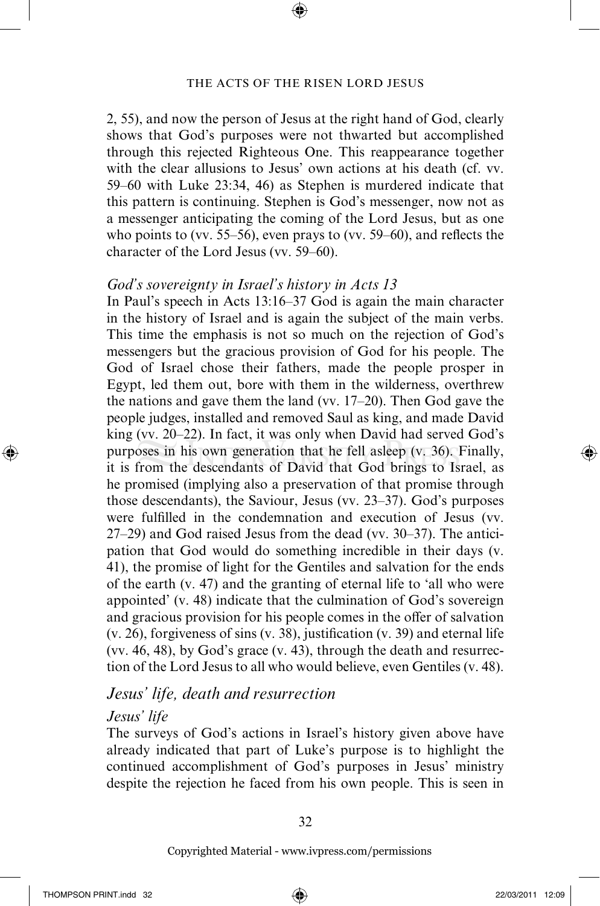2, 55), and now the person of Jesus at the right hand of God, clearly shows that God's purposes were not thwarted but accomplished through this rejected Righteous One. This reappearance together with the clear allusions to Jesus' own actions at his death (cf. vv. 59–60 with Luke 23:34, 46) as Stephen is murdered indicate that this pattern is continuing. Stephen is God's messenger, now not as a messenger anticipating the coming of the Lord Jesus, but as one who points to (vv. 55–56), even prays to (vv. 59–60), and reflects the character of the Lord Jesus (vv. 59–60).

#### *God's sovereignty in Israel's history in Acts 13*

In Paul's speech in Acts 13:16–37 God is again the main character in the history of Israel and is again the subject of the main verbs. This time the emphasis is not so much on the rejection of God's messengers but the gracious provision of God for his people. The God of Israel chose their fathers, made the people prosper in Egypt, led them out, bore with them in the wilderness, overthrew the nations and gave them the land (vv. 17–20). Then God gave the people judges, installed and removed Saul as king, and made David king (vv. 20–22). In fact, it was only when David had served God's purposes in his own generation that he fell asleep (v. 36). Finally, it is from the descendants of David that God brings to Israel, as he promised (implying also a preservation of that promise through those descendants), the Saviour, Jesus (vv. 23–37). God's purposes were fulfilled in the condemnation and execution of Jesus (vv. 27–29) and God raised Jesus from the dead (vv. 30–37). The anticipation that God would do something incredible in their days (v. 41), the promise of light for the Gentiles and salvation for the ends of the earth (v. 47) and the granting of eternal life to 'all who were appointed' (v. 48) indicate that the culmination of God's sovereign and gracious provision for his people comes in the offer of salvation (v. 26), forgiveness of sins (v. 38), justification (v. 39) and eternal life (vv. 46, 48), by God's grace (v. 43), through the death and resurrection of the Lord Jesus to all who would believe, even Gentiles (v. 48).

### *Jesus' life, death and resurrection*

#### *Jesus' life*

The surveys of God's actions in Israel's history given above have already indicated that part of Luke's purpose is to highlight the continued accomplishment of God's purposes in Jesus' ministry despite the rejection he faced from his own people. This is seen in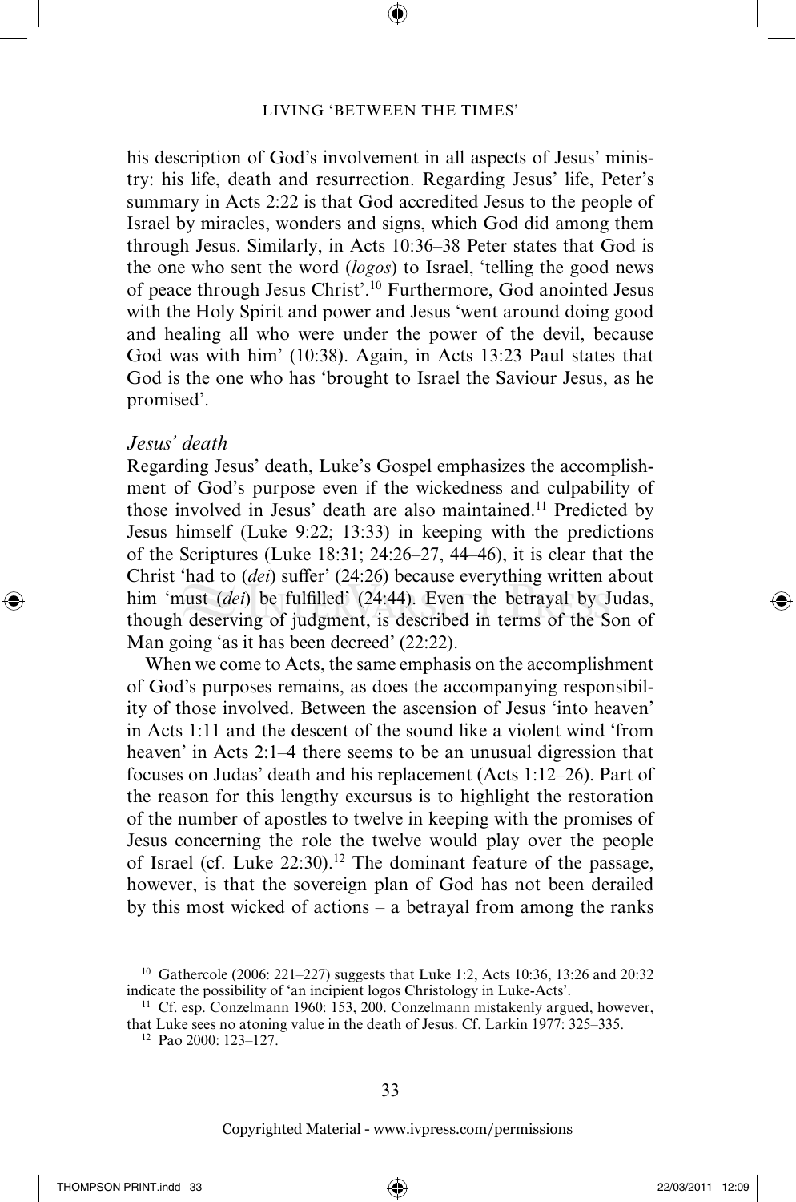his description of God's involvement in all aspects of Jesus' ministry: his life, death and resurrection. Regarding Jesus' life, Peter's summary in Acts 2:22 is that God accredited Jesus to the people of Israel by miracles, wonders and signs, which God did among them through Jesus. Similarly, in Acts 10:36–38 Peter states that God is the one who sent the word (*logos*) to Israel, 'telling the good news of peace through Jesus Christ'.[10] Furthermore, God anointed Jesus with the Holy Spirit and power and Jesus 'went around doing good and healing all who were under the power of the devil, because God was with him' (10:38). Again, in Acts 13:23 Paul states that God is the one who has 'brought to Israel the Saviour Jesus, as he promised'.

### *Jesus' death*

Regarding Jesus' death, Luke's Gospel emphasizes the accomplishment of God's purpose even if the wickedness and culpability of those involved in Jesus' death are also maintained.[11] Predicted by Jesus himself (Luke 9:22; 13:33) in keeping with the predictions of the Scriptures (Luke 18:31; 24:26–27, 44–46), it is clear that the Christ 'had to (*dei*) suffer' (24:26) because everything written about him 'must (*dei*) be fulfilled' (24:44). Even the betrayal by Judas, though deserving of judgment, is described in terms of the Son of Man going 'as it has been decreed' (22:22).

When we come to Acts, the same emphasis on the accomplishment of God's purposes remains, as does the accompanying responsibility of those involved. Between the ascension of Jesus 'into heaven' in Acts 1:11 and the descent of the sound like a violent wind 'from heaven' in Acts 2:1–4 there seems to be an unusual digression that focuses on Judas' death and his replacement (Acts 1:12–26). Part of the reason for this lengthy excursus is to highlight the restoration of the number of apostles to twelve in keeping with the promises of Jesus concerning the role the twelve would play over the people of Israel (cf. Luke 22:30).[12] The dominant feature of the passage, however, is that the sovereign plan of God has not been derailed by this most wicked of actions – a betrayal from among the ranks

---

[10] Gathercole (2006: 221–227) suggests that Luke 1:2, Acts 10:36, 13:26 and 20:32 indicate the possibility of 'an incipient logos Christology in Luke-Acts'.

[11] Cf. esp. Conzelmann 1960: 153, 200. Conzelmann mistakenly argued, however, that Luke sees no atoning value in the death of Jesus. Cf. Larkin 1977: 325–335.

[12] Pao 2000: 123–127.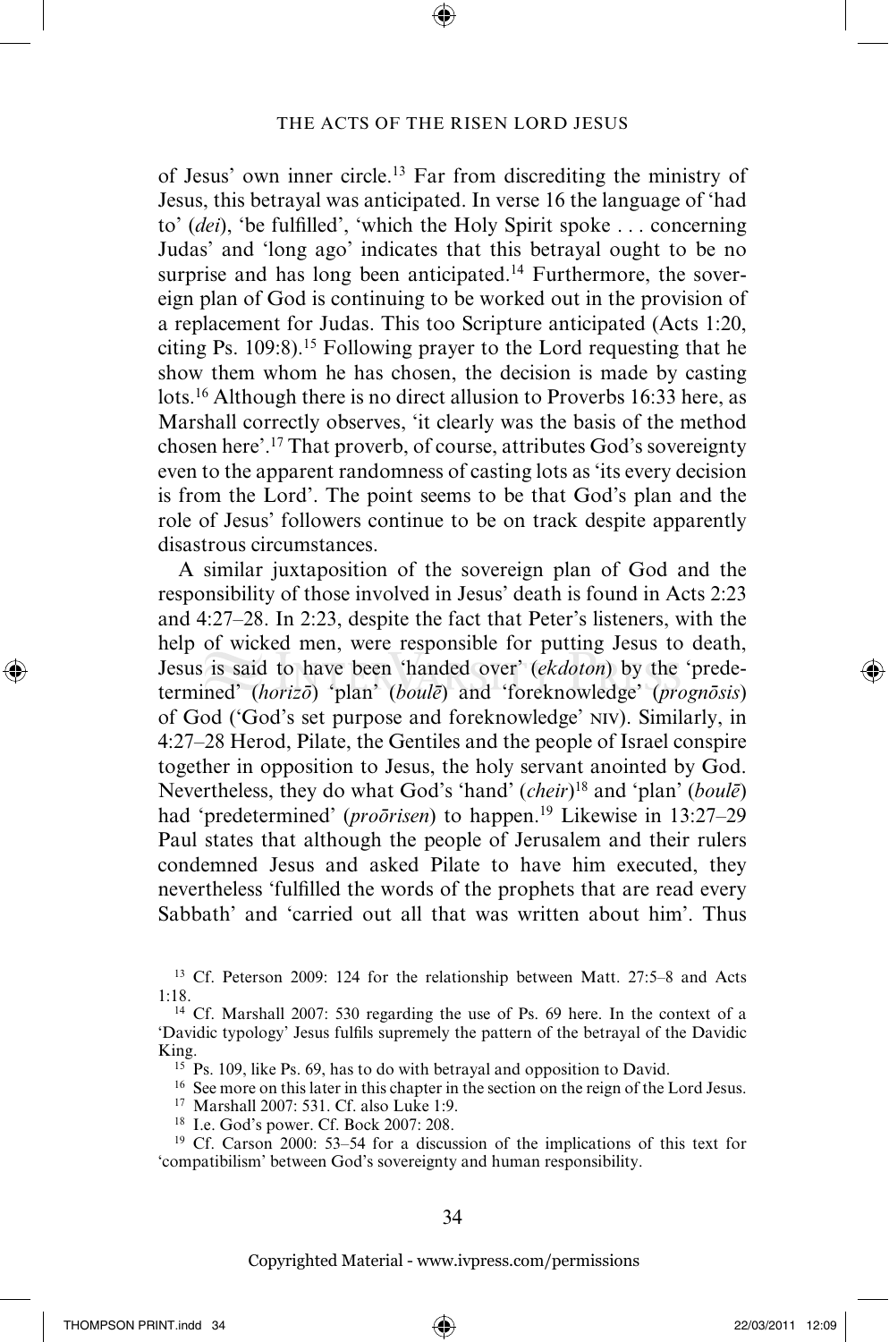of Jesus' own inner circle.[13] Far from discrediting the ministry of Jesus, this betrayal was anticipated. In verse 16 the language of 'had to' (*dei*), 'be fulfilled', 'which the Holy Spirit spoke . . . concerning Judas' and 'long ago' indicates that this betrayal ought to be no surprise and has long been anticipated.[14] Furthermore, the sovereign plan of God is continuing to be worked out in the provision of a replacement for Judas. This too Scripture anticipated (Acts 1:20, citing Ps. 109:8).[15] Following prayer to the Lord requesting that he show them whom he has chosen, the decision is made by casting lots.[16] Although there is no direct allusion to Proverbs 16:33 here, as Marshall correctly observes, 'it clearly was the basis of the method chosen here'.[17] That proverb, of course, attributes God's sovereignty even to the apparent randomness of casting lots as 'its every decision is from the Lord'. The point seems to be that God's plan and the role of Jesus' followers continue to be on track despite apparently disastrous circumstances.

A similar juxtaposition of the sovereign plan of God and the responsibility of those involved in Jesus' death is found in Acts 2:23 and 4:27–28. In 2:23, despite the fact that Peter's listeners, with the help of wicked men, were responsible for putting Jesus to death, Jesus is said to have been 'handed over' (*ekdoton*) by the 'predetermined' (*horizō*) 'plan' (*boulē*) and 'foreknowledge' (*prognōsis*) of God ('God's set purpose and foreknowledge' NIV). Similarly, in 4:27–28 Herod, Pilate, the Gentiles and the people of Israel conspire together in opposition to Jesus, the holy servant anointed by God. Nevertheless, they do what God's 'hand' (*cheir*)[18] and 'plan' (*boulē*) had 'predetermined' (*proōrisen*) to happen.[19] Likewise in 13:27–29 Paul states that although the people of Jerusalem and their rulers condemned Jesus and asked Pilate to have him executed, they nevertheless 'fulfilled the words of the prophets that are read every Sabbath' and 'carried out all that was written about him'. Thus

---

[13] Cf. Peterson 2009: 124 for the relationship between Matt. 27:5–8 and Acts 1:18.

[14] Cf. Marshall 2007: 530 regarding the use of Ps. 69 here. In the context of a 'Davidic typology' Jesus fulfils supremely the pattern of the betrayal of the Davidic King.

[15] Ps. 109, like Ps. 69, has to do with betrayal and opposition to David.

[16] See more on this later in this chapter in the section on the reign of the Lord Jesus.

[17] Marshall 2007: 531. Cf. also Luke 1:9.

[18] I.e. God's power. Cf. Bock 2007: 208.

[19] Cf. Carson 2000: 53–54 for a discussion of the implications of this text for 'compatibilism' between God's sovereignty and human responsibility.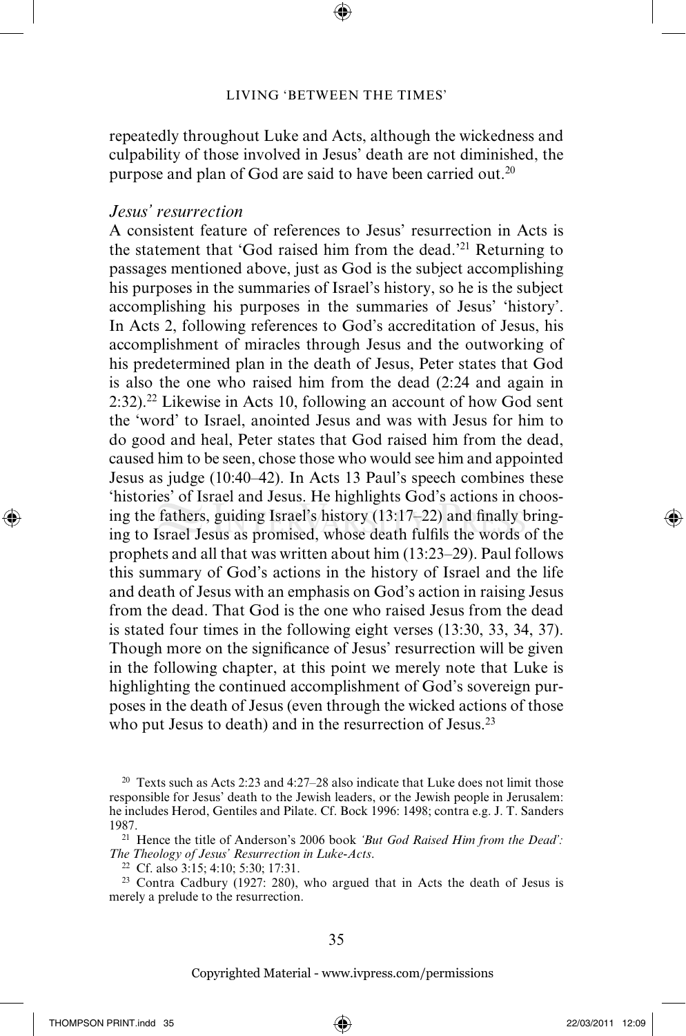repeatedly throughout Luke and Acts, although the wickedness and culpability of those involved in Jesus' death are not diminished, the purpose and plan of God are said to have been carried out.[20]

*Jesus' resurrection*

A consistent feature of references to Jesus' resurrection in Acts is the statement that 'God raised him from the dead.'[21] Returning to passages mentioned above, just as God is the subject accomplishing his purposes in the summaries of Israel's history, so he is the subject accomplishing his purposes in the summaries of Jesus' 'history'. In Acts 2, following references to God's accreditation of Jesus, his accomplishment of miracles through Jesus and the outworking of his predetermined plan in the death of Jesus, Peter states that God is also the one who raised him from the dead (2:24 and again in 2:32).[22] Likewise in Acts 10, following an account of how God sent the 'word' to Israel, anointed Jesus and was with Jesus for him to do good and heal, Peter states that God raised him from the dead, caused him to be seen, chose those who would see him and appointed Jesus as judge (10:40–42). In Acts 13 Paul's speech combines these 'histories' of Israel and Jesus. He highlights God's actions in choosing the fathers, guiding Israel's history (13:17–22) and finally bringing to Israel Jesus as promised, whose death fulfils the words of the prophets and all that was written about him (13:23–29). Paul follows this summary of God's actions in the history of Israel and the life and death of Jesus with an emphasis on God's action in raising Jesus from the dead. That God is the one who raised Jesus from the dead is stated four times in the following eight verses (13:30, 33, 34, 37). Though more on the significance of Jesus' resurrection will be given in the following chapter, at this point we merely note that Luke is highlighting the continued accomplishment of God's sovereign purposes in the death of Jesus (even through the wicked actions of those who put Jesus to death) and in the resurrection of Jesus.[23]

[20] Texts such as Acts 2:23 and 4:27–28 also indicate that Luke does not limit those responsible for Jesus' death to the Jewish leaders, or the Jewish people in Jerusalem: he includes Herod, Gentiles and Pilate. Cf. Bock 1996: 1498; contra e.g. J. T. Sanders 1987.

[21] Hence the title of Anderson's 2006 book *'But God Raised Him from the Dead': The Theology of Jesus' Resurrection in Luke-Acts*.

[22] Cf. also 3:15; 4:10; 5:30; 17:31.

[23] Contra Cadbury (1927: 280), who argued that in Acts the death of Jesus is merely a prelude to the resurrection.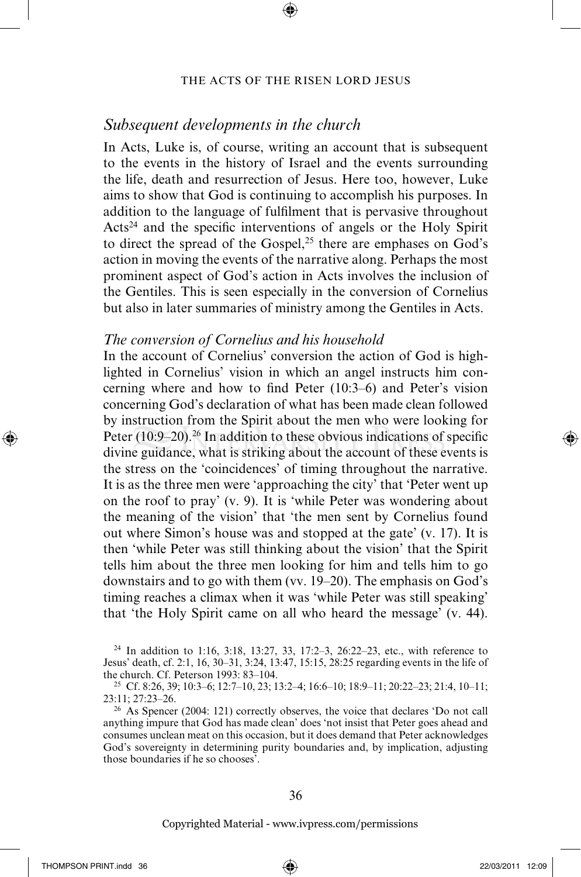## *Subsequent developments in the church*

In Acts, Luke is, of course, writing an account that is subsequent to the events in the history of Israel and the events surrounding the life, death and resurrection of Jesus. Here too, however, Luke aims to show that God is continuing to accomplish his purposes. In addition to the language of fulfilment that is pervasive throughout Acts[24] and the specific interventions of angels or the Holy Spirit to direct the spread of the Gospel,[25] there are emphases on God's action in moving the events of the narrative along. Perhaps the most prominent aspect of God's action in Acts involves the inclusion of the Gentiles. This is seen especially in the conversion of Cornelius but also in later summaries of ministry among the Gentiles in Acts.

### *The conversion of Cornelius and his household*

In the account of Cornelius' conversion the action of God is highlighted in Cornelius' vision in which an angel instructs him concerning where and how to find Peter (10:3–6) and Peter's vision concerning God's declaration of what has been made clean followed by instruction from the Spirit about the men who were looking for Peter (10:9–20).[26] In addition to these obvious indications of specific divine guidance, what is striking about the account of these events is the stress on the 'coincidences' of timing throughout the narrative. It is as the three men were 'approaching the city' that 'Peter went up on the roof to pray' (v. 9). It is 'while Peter was wondering about the meaning of the vision' that 'the men sent by Cornelius found out where Simon's house was and stopped at the gate' (v. 17). It is then 'while Peter was still thinking about the vision' that the Spirit tells him about the three men looking for him and tells him to go downstairs and to go with them (vv. 19–20). The emphasis on God's timing reaches a climax when it was 'while Peter was still speaking' that 'the Holy Spirit came on all who heard the message' (v. 44).

---

[24] In addition to 1:16, 3:18, 13:27, 33, 17:2–3, 26:22–23, etc., with reference to Jesus' death, cf. 2:1, 16, 30–31, 3:24, 13:47, 15:15, 28:25 regarding events in the life of the church. Cf. Peterson 1993: 83–104.

[25] Cf. 8:26, 39; 10:3–6; 12:7–10, 23; 13:2–4; 16:6–10; 18:9–11; 20:22–23; 21:4, 10–11; 23:11; 27:23–26.

[26] As Spencer (2004: 121) correctly observes, the voice that declares 'Do not call anything impure that God has made clean' does 'not insist that Peter goes ahead and consumes unclean meat on this occasion, but it does demand that Peter acknowledges God's sovereignty in determining purity boundaries and, by implication, adjusting those boundaries if he so chooses'.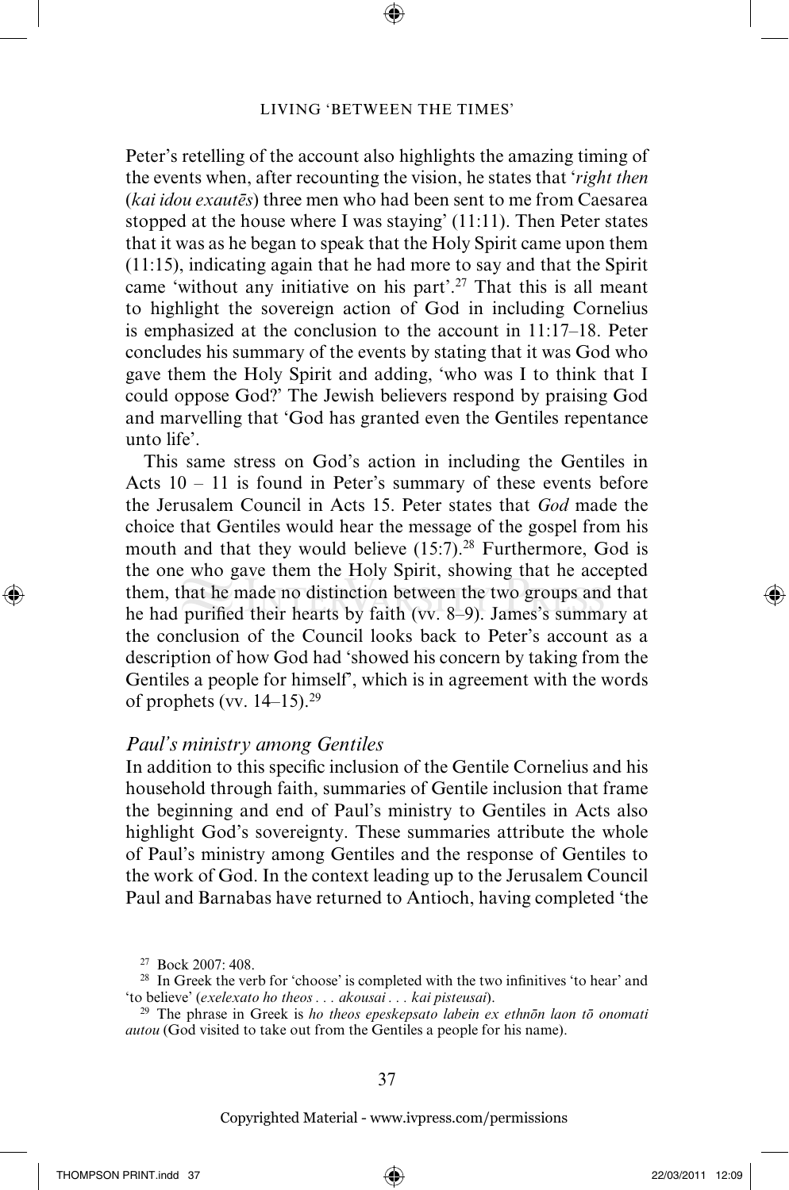Peter's retelling of the account also highlights the amazing timing of the events when, after recounting the vision, he states that '*right then* (*kai idou exautēs*) three men who had been sent to me from Caesarea stopped at the house where I was staying' (11:11). Then Peter states that it was as he began to speak that the Holy Spirit came upon them (11:15), indicating again that he had more to say and that the Spirit came 'without any initiative on his part'.[27] That this is all meant to highlight the sovereign action of God in including Cornelius is emphasized at the conclusion to the account in 11:17–18. Peter concludes his summary of the events by stating that it was God who gave them the Holy Spirit and adding, 'who was I to think that I could oppose God?' The Jewish believers respond by praising God and marvelling that 'God has granted even the Gentiles repentance unto life'.

This same stress on God's action in including the Gentiles in Acts 10 – 11 is found in Peter's summary of these events before the Jerusalem Council in Acts 15. Peter states that *God* made the choice that Gentiles would hear the message of the gospel from his mouth and that they would believe (15:7).[28] Furthermore, God is the one who gave them the Holy Spirit, showing that he accepted them, that he made no distinction between the two groups and that he had purified their hearts by faith (vv. 8–9). James's summary at the conclusion of the Council looks back to Peter's account as a description of how God had 'showed his concern by taking from the Gentiles a people for himself', which is in agreement with the words of prophets (vv. 14–15).[29]

### *Paul's ministry among Gentiles*

In addition to this specific inclusion of the Gentile Cornelius and his household through faith, summaries of Gentile inclusion that frame the beginning and end of Paul's ministry to Gentiles in Acts also highlight God's sovereignty. These summaries attribute the whole of Paul's ministry among Gentiles and the response of Gentiles to the work of God. In the context leading up to the Jerusalem Council Paul and Barnabas have returned to Antioch, having completed 'the

---

[27] Bock 2007: 408.

[28] In Greek the verb for 'choose' is completed with the two infinitives 'to hear' and 'to believe' (*exelexato ho theos . . . akousai . . . kai pisteusai*).

[29] The phrase in Greek is *ho theos epeskepsato labein ex ethnōn laon tō onomati autou* (God visited to take out from the Gentiles a people for his name).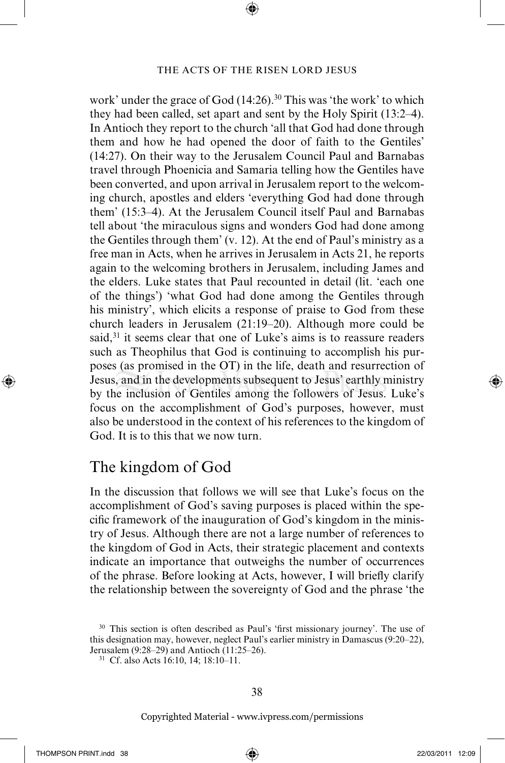work' under the grace of God (14:26).[30] This was 'the work' to which they had been called, set apart and sent by the Holy Spirit (13:2–4). In Antioch they report to the church 'all that God had done through them and how he had opened the door of faith to the Gentiles' (14:27). On their way to the Jerusalem Council Paul and Barnabas travel through Phoenicia and Samaria telling how the Gentiles have been converted, and upon arrival in Jerusalem report to the welcoming church, apostles and elders 'everything God had done through them' (15:3–4). At the Jerusalem Council itself Paul and Barnabas tell about 'the miraculous signs and wonders God had done among the Gentiles through them' (v. 12). At the end of Paul's ministry as a free man in Acts, when he arrives in Jerusalem in Acts 21, he reports again to the welcoming brothers in Jerusalem, including James and the elders. Luke states that Paul recounted in detail (lit. 'each one of the things') 'what God had done among the Gentiles through his ministry', which elicits a response of praise to God from these church leaders in Jerusalem (21:19–20). Although more could be said,[31] it seems clear that one of Luke's aims is to reassure readers such as Theophilus that God is continuing to accomplish his purposes (as promised in the OT) in the life, death and resurrection of Jesus, and in the developments subsequent to Jesus' earthly ministry by the inclusion of Gentiles among the followers of Jesus. Luke's focus on the accomplishment of God's purposes, however, must also be understood in the context of his references to the kingdom of God. It is to this that we now turn.

## The kingdom of God

In the discussion that follows we will see that Luke's focus on the accomplishment of God's saving purposes is placed within the specific framework of the inauguration of God's kingdom in the ministry of Jesus. Although there are not a large number of references to the kingdom of God in Acts, their strategic placement and contexts indicate an importance that outweighs the number of occurrences of the phrase. Before looking at Acts, however, I will briefly clarify the relationship between the sovereignty of God and the phrase 'the

[30] This section is often described as Paul's 'first missionary journey'. The use of this designation may, however, neglect Paul's earlier ministry in Damascus (9:20–22), Jerusalem (9:28–29) and Antioch (11:25–26).

[31] Cf. also Acts 16:10, 14; 18:10–11.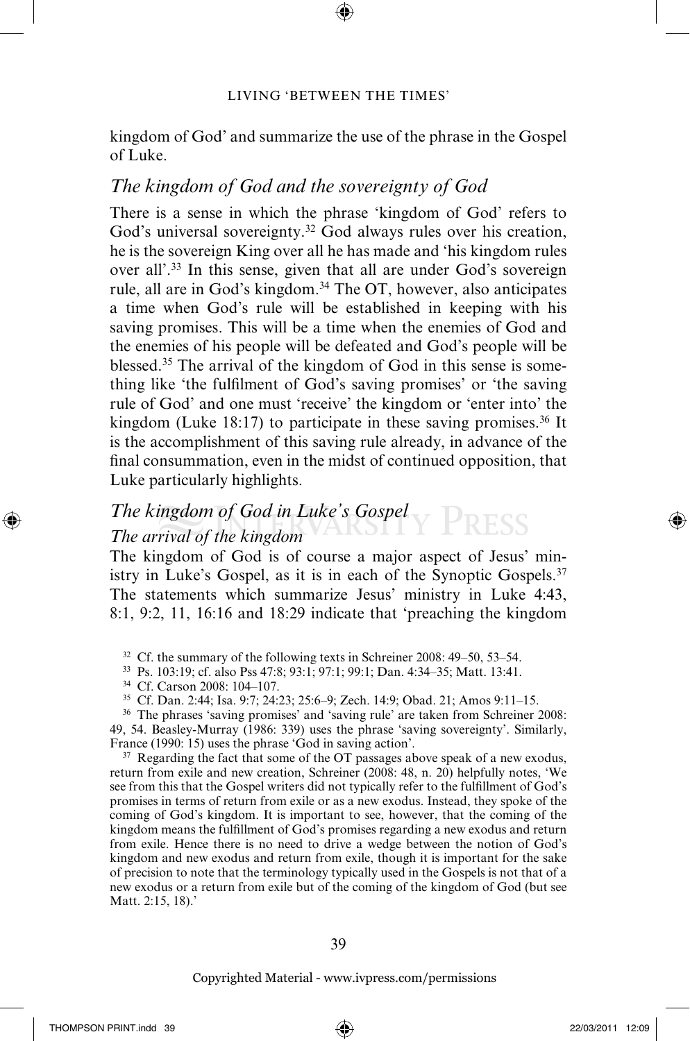kingdom of God' and summarize the use of the phrase in the Gospel of Luke.

## *The kingdom of God and the sovereignty of God*

There is a sense in which the phrase 'kingdom of God' refers to God's universal sovereignty.[32] God always rules over his creation, he is the sovereign King over all he has made and 'his kingdom rules over all'.[33] In this sense, given that all are under God's sovereign rule, all are in God's kingdom.[34] The OT, however, also anticipates a time when God's rule will be established in keeping with his saving promises. This will be a time when the enemies of God and the enemies of his people will be defeated and God's people will be blessed.[35] The arrival of the kingdom of God in this sense is something like 'the fulfilment of God's saving promises' or 'the saving rule of God' and one must 'receive' the kingdom or 'enter into' the kingdom (Luke 18:17) to participate in these saving promises.[36] It is the accomplishment of this saving rule already, in advance of the final consummation, even in the midst of continued opposition, that Luke particularly highlights.

## *The kingdom of God in Luke's Gospel*

### *The arrival of the kingdom*

The kingdom of God is of course a major aspect of Jesus' ministry in Luke's Gospel, as it is in each of the Synoptic Gospels.[37] The statements which summarize Jesus' ministry in Luke 4:43, 8:1, 9:2, 11, 16:16 and 18:29 indicate that 'preaching the kingdom

---

[32] Cf. the summary of the following texts in Schreiner 2008: 49–50, 53–54.

[33] Ps. 103:19; cf. also Pss 47:8; 93:1; 97:1; 99:1; Dan. 4:34–35; Matt. 13:41.

[34] Cf. Carson 2008: 104–107.

[35] Cf. Dan. 2:44; Isa. 9:7; 24:23; 25:6–9; Zech. 14:9; Obad. 21; Amos 9:11–15.

[36] The phrases 'saving promises' and 'saving rule' are taken from Schreiner 2008: 49, 54. Beasley-Murray (1986: 339) uses the phrase 'saving sovereignty'. Similarly, France (1990: 15) uses the phrase 'God in saving action'.

[37] Regarding the fact that some of the OT passages above speak of a new exodus, return from exile and new creation, Schreiner (2008: 48, n. 20) helpfully notes, 'We see from this that the Gospel writers did not typically refer to the fulfillment of God's promises in terms of return from exile or as a new exodus. Instead, they spoke of the coming of God's kingdom. It is important to see, however, that the coming of the kingdom means the fulfillment of God's promises regarding a new exodus and return from exile. Hence there is no need to drive a wedge between the notion of God's kingdom and new exodus and return from exile, though it is important for the sake of precision to note that the terminology typically used in the Gospels is not that of a new exodus or a return from exile but of the coming of the kingdom of God (but see Matt. 2:15, 18).'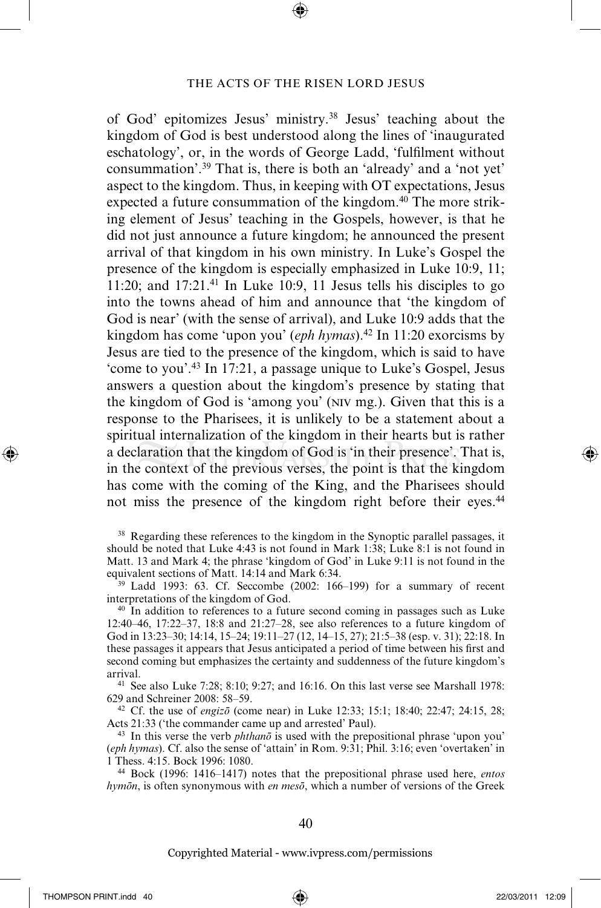of God' epitomizes Jesus' ministry.[38] Jesus' teaching about the kingdom of God is best understood along the lines of 'inaugurated eschatology', or, in the words of George Ladd, 'fulfilment without consummation'.[39] That is, there is both an 'already' and a 'not yet' aspect to the kingdom. Thus, in keeping with OT expectations, Jesus expected a future consummation of the kingdom.[40] The more striking element of Jesus' teaching in the Gospels, however, is that he did not just announce a future kingdom; he announced the present arrival of that kingdom in his own ministry. In Luke's Gospel the presence of the kingdom is especially emphasized in Luke 10:9, 11; 11:20; and 17:21.[41] In Luke 10:9, 11 Jesus tells his disciples to go into the towns ahead of him and announce that 'the kingdom of God is near' (with the sense of arrival), and Luke 10:9 adds that the kingdom has come 'upon you' (*eph hymas*).[42] In 11:20 exorcisms by Jesus are tied to the presence of the kingdom, which is said to have 'come to you'.[43] In 17:21, a passage unique to Luke's Gospel, Jesus answers a question about the kingdom's presence by stating that the kingdom of God is 'among you' (NIV mg.). Given that this is a response to the Pharisees, it is unlikely to be a statement about a spiritual internalization of the kingdom in their hearts but is rather a declaration that the kingdom of God is 'in their presence'. That is, in the context of the previous verses, the point is that the kingdom has come with the coming of the King, and the Pharisees should not miss the presence of the kingdom right before their eyes.[44]

[38] Regarding these references to the kingdom in the Synoptic parallel passages, it should be noted that Luke 4:43 is not found in Mark 1:38; Luke 8:1 is not found in Matt. 13 and Mark 4; the phrase 'kingdom of God' in Luke 9:11 is not found in the equivalent sections of Matt. 14:14 and Mark 6:34.

[39] Ladd 1993: 63. Cf. Seccombe (2002: 166–199) for a summary of recent interpretations of the kingdom of God.

[40] In addition to references to a future second coming in passages such as Luke 12:40–46, 17:22–37, 18:8 and 21:27–28, see also references to a future kingdom of God in 13:23–30; 14:14, 15–24; 19:11–27 (12, 14–15, 27); 21:5–38 (esp. v. 31); 22:18. In these passages it appears that Jesus anticipated a period of time between his first and second coming but emphasizes the certainty and suddenness of the future kingdom's arrival.

[41] See also Luke 7:28; 8:10; 9:27; and 16:16. On this last verse see Marshall 1978: 629 and Schreiner 2008: 58–59.

[42] Cf. the use of *engizō* (come near) in Luke 12:33; 15:1; 18:40; 22:47; 24:15, 28; Acts 21:33 ('the commander came up and arrested' Paul).

[43] In this verse the verb *phthanō* is used with the prepositional phrase 'upon you' (*eph hymas*). Cf. also the sense of 'attain' in Rom. 9:31; Phil. 3:16; even 'overtaken' in 1 Thess. 4:15. Bock 1996: 1080.

[44] Bock (1996: 1416–1417) notes that the prepositional phrase used here, *entos hymōn*, is often synonymous with *en mesō*, which a number of versions of the Greek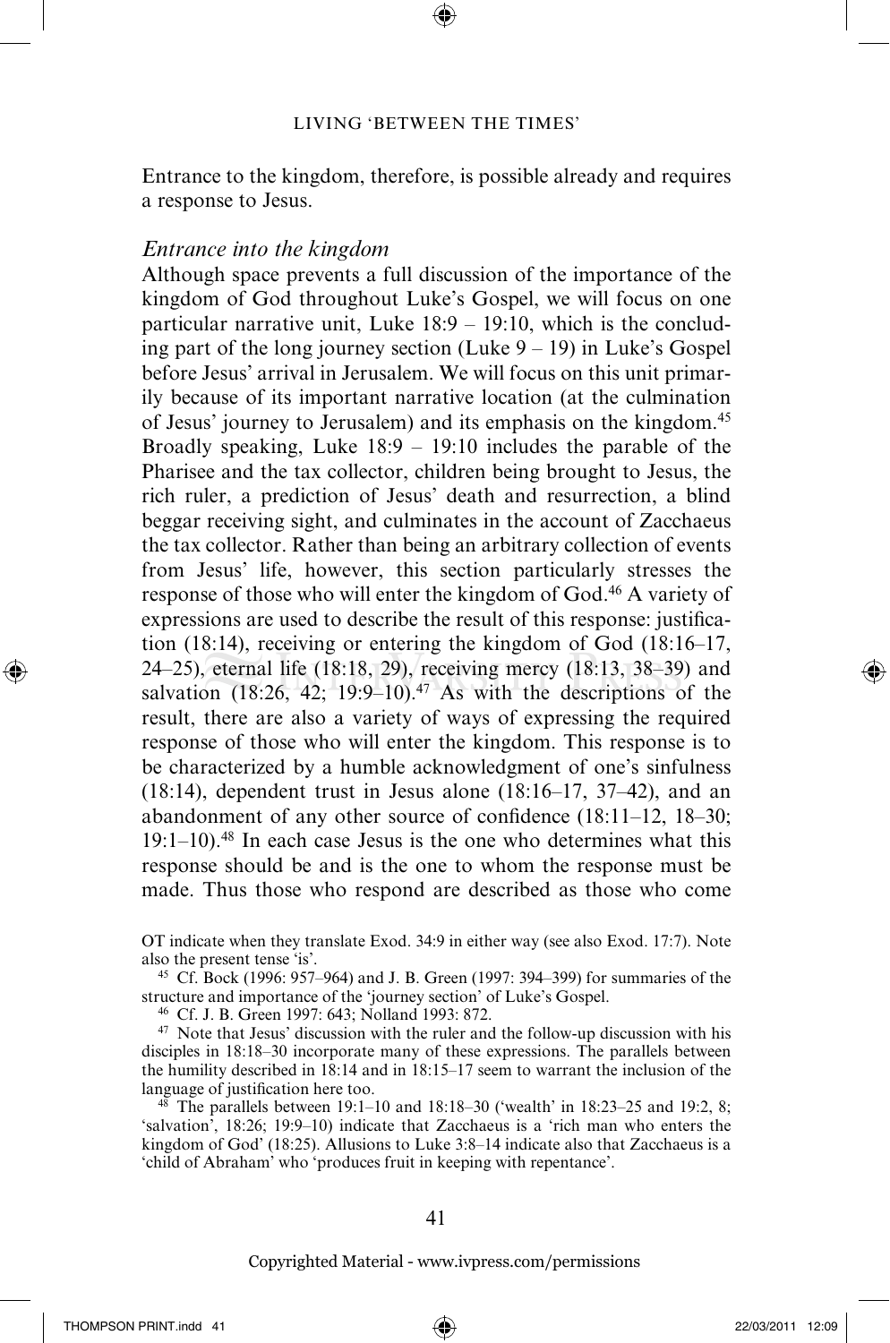Entrance to the kingdom, therefore, is possible already and requires a response to Jesus.

### *Entrance into the kingdom*

Although space prevents a full discussion of the importance of the kingdom of God throughout Luke's Gospel, we will focus on one particular narrative unit, Luke 18:9 – 19:10, which is the concluding part of the long journey section (Luke 9 – 19) in Luke's Gospel before Jesus' arrival in Jerusalem. We will focus on this unit primarily because of its important narrative location (at the culmination of Jesus' journey to Jerusalem) and its emphasis on the kingdom.[45] Broadly speaking, Luke 18:9 – 19:10 includes the parable of the Pharisee and the tax collector, children being brought to Jesus, the rich ruler, a prediction of Jesus' death and resurrection, a blind beggar receiving sight, and culminates in the account of Zacchaeus the tax collector. Rather than being an arbitrary collection of events from Jesus' life, however, this section particularly stresses the response of those who will enter the kingdom of God.[46] A variety of expressions are used to describe the result of this response: justification (18:14), receiving or entering the kingdom of God (18:16–17, 24–25), eternal life (18:18, 29), receiving mercy (18:13, 38–39) and salvation (18:26, 42; 19:9–10).[47] As with the descriptions of the result, there are also a variety of ways of expressing the required response of those who will enter the kingdom. This response is to be characterized by a humble acknowledgment of one's sinfulness (18:14), dependent trust in Jesus alone (18:16–17, 37–42), and an abandonment of any other source of confidence (18:11–12, 18–30; 19:1–10).[48] In each case Jesus is the one who determines what this response should be and is the one to whom the response must be made. Thus those who respond are described as those who come

---

OT indicate when they translate Exod. 34:9 in either way (see also Exod. 17:7). Note also the present tense 'is'.

[45] Cf. Bock (1996: 957–964) and J. B. Green (1997: 394–399) for summaries of the structure and importance of the 'journey section' of Luke's Gospel.

[46] Cf. J. B. Green 1997: 643; Nolland 1993: 872.

[47] Note that Jesus' discussion with the ruler and the follow-up discussion with his disciples in 18:18–30 incorporate many of these expressions. The parallels between the humility described in 18:14 and in 18:15–17 seem to warrant the inclusion of the language of justification here too.

[48] The parallels between 19:1–10 and 18:18–30 ('wealth' in 18:23–25 and 19:2, 8; 'salvation', 18:26; 19:9–10) indicate that Zacchaeus is a 'rich man who enters the kingdom of God' (18:25). Allusions to Luke 3:8–14 indicate also that Zacchaeus is a 'child of Abraham' who 'produces fruit in keeping with repentance'.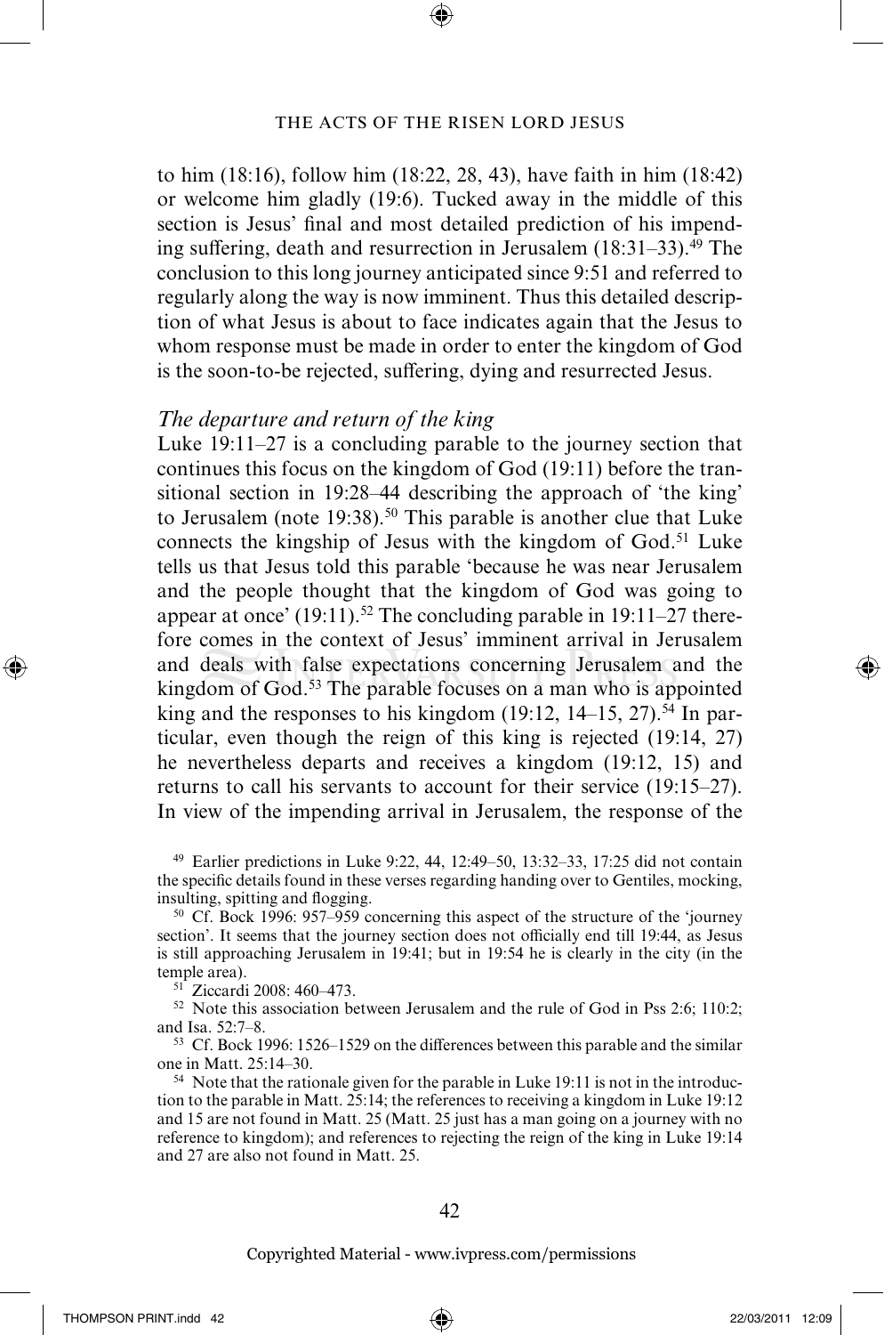to him (18:16), follow him (18:22, 28, 43), have faith in him (18:42) or welcome him gladly (19:6). Tucked away in the middle of this section is Jesus' final and most detailed prediction of his impending suffering, death and resurrection in Jerusalem (18:31–33).[49] The conclusion to this long journey anticipated since 9:51 and referred to regularly along the way is now imminent. Thus this detailed description of what Jesus is about to face indicates again that the Jesus to whom response must be made in order to enter the kingdom of God is the soon-to-be rejected, suffering, dying and resurrected Jesus.

### *The departure and return of the king*

Luke 19:11–27 is a concluding parable to the journey section that continues this focus on the kingdom of God (19:11) before the transitional section in 19:28–44 describing the approach of 'the king' to Jerusalem (note 19:38).[50] This parable is another clue that Luke connects the kingship of Jesus with the kingdom of God.[51] Luke tells us that Jesus told this parable 'because he was near Jerusalem and the people thought that the kingdom of God was going to appear at once' (19:11).[52] The concluding parable in 19:11–27 therefore comes in the context of Jesus' imminent arrival in Jerusalem and deals with false expectations concerning Jerusalem and the kingdom of God.[53] The parable focuses on a man who is appointed king and the responses to his kingdom (19:12, 14–15, 27).[54] In particular, even though the reign of this king is rejected (19:14, 27) he nevertheless departs and receives a kingdom (19:12, 15) and returns to call his servants to account for their service (19:15–27). In view of the impending arrival in Jerusalem, the response of the

[49] Earlier predictions in Luke 9:22, 44, 12:49–50, 13:32–33, 17:25 did not contain the specific details found in these verses regarding handing over to Gentiles, mocking, insulting, spitting and flogging.

[50] Cf. Bock 1996: 957–959 concerning this aspect of the structure of the 'journey section'. It seems that the journey section does not officially end till 19:44, as Jesus is still approaching Jerusalem in 19:41; but in 19:54 he is clearly in the city (in the temple area).

[51] Ziccardi 2008: 460–473.

[52] Note this association between Jerusalem and the rule of God in Pss 2:6; 110:2; and Isa. 52:7–8.

[53] Cf. Bock 1996: 1526–1529 on the differences between this parable and the similar one in Matt. 25:14–30.

[54] Note that the rationale given for the parable in Luke 19:11 is not in the introduction to the parable in Matt. 25:14; the references to receiving a kingdom in Luke 19:12 and 15 are not found in Matt. 25 (Matt. 25 just has a man going on a journey with no reference to kingdom); and references to rejecting the reign of the king in Luke 19:14 and 27 are also not found in Matt. 25.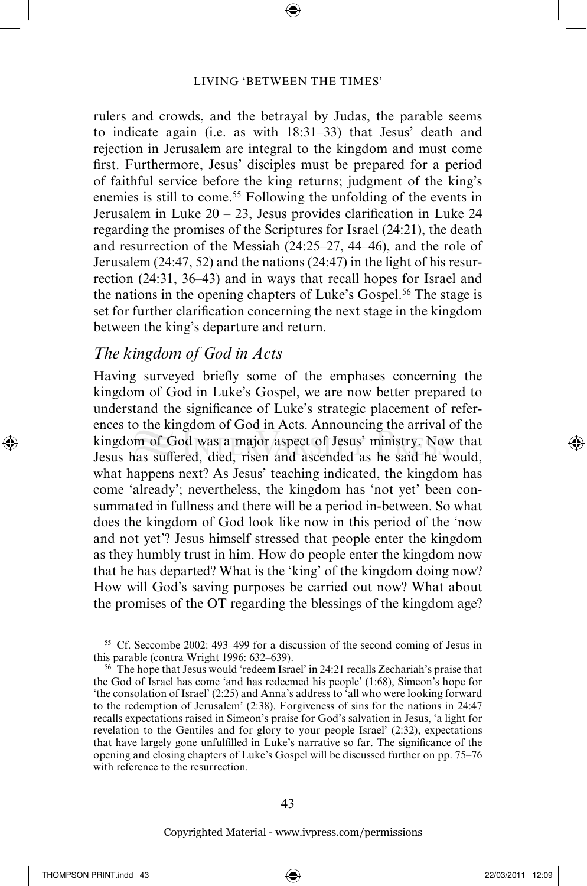rulers and crowds, and the betrayal by Judas, the parable seems to indicate again (i.e. as with 18:31–33) that Jesus' death and rejection in Jerusalem are integral to the kingdom and must come first. Furthermore, Jesus' disciples must be prepared for a period of faithful service before the king returns; judgment of the king's enemies is still to come.[55] Following the unfolding of the events in Jerusalem in Luke 20 – 23, Jesus provides clarification in Luke 24 regarding the promises of the Scriptures for Israel (24:21), the death and resurrection of the Messiah (24:25–27, 44–46), and the role of Jerusalem (24:47, 52) and the nations (24:47) in the light of his resurrection (24:31, 36–43) and in ways that recall hopes for Israel and the nations in the opening chapters of Luke's Gospel.[56] The stage is set for further clarification concerning the next stage in the kingdom between the king's departure and return.

## *The kingdom of God in Acts*

Having surveyed briefly some of the emphases concerning the kingdom of God in Luke's Gospel, we are now better prepared to understand the significance of Luke's strategic placement of references to the kingdom of God in Acts. Announcing the arrival of the kingdom of God was a major aspect of Jesus' ministry. Now that Jesus has suffered, died, risen and ascended as he said he would, what happens next? As Jesus' teaching indicated, the kingdom has come 'already'; nevertheless, the kingdom has 'not yet' been consummated in fullness and there will be a period in-between. So what does the kingdom of God look like now in this period of the 'now and not yet'? Jesus himself stressed that people enter the kingdom as they humbly trust in him. How do people enter the kingdom now that he has departed? What is the 'king' of the kingdom doing now? How will God's saving purposes be carried out now? What about the promises of the OT regarding the blessings of the kingdom age?

[55] Cf. Seccombe 2002: 493–499 for a discussion of the second coming of Jesus in this parable (contra Wright 1996: 632–639).

[56] The hope that Jesus would 'redeem Israel' in 24:21 recalls Zechariah's praise that the God of Israel has come 'and has redeemed his people' (1:68), Simeon's hope for 'the consolation of Israel' (2:25) and Anna's address to 'all who were looking forward to the redemption of Jerusalem' (2:38). Forgiveness of sins for the nations in 24:47 recalls expectations raised in Simeon's praise for God's salvation in Jesus, 'a light for revelation to the Gentiles and for glory to your people Israel' (2:32), expectations that have largely gone unfulfilled in Luke's narrative so far. The significance of the opening and closing chapters of Luke's Gospel will be discussed further on pp. 75–76 with reference to the resurrection.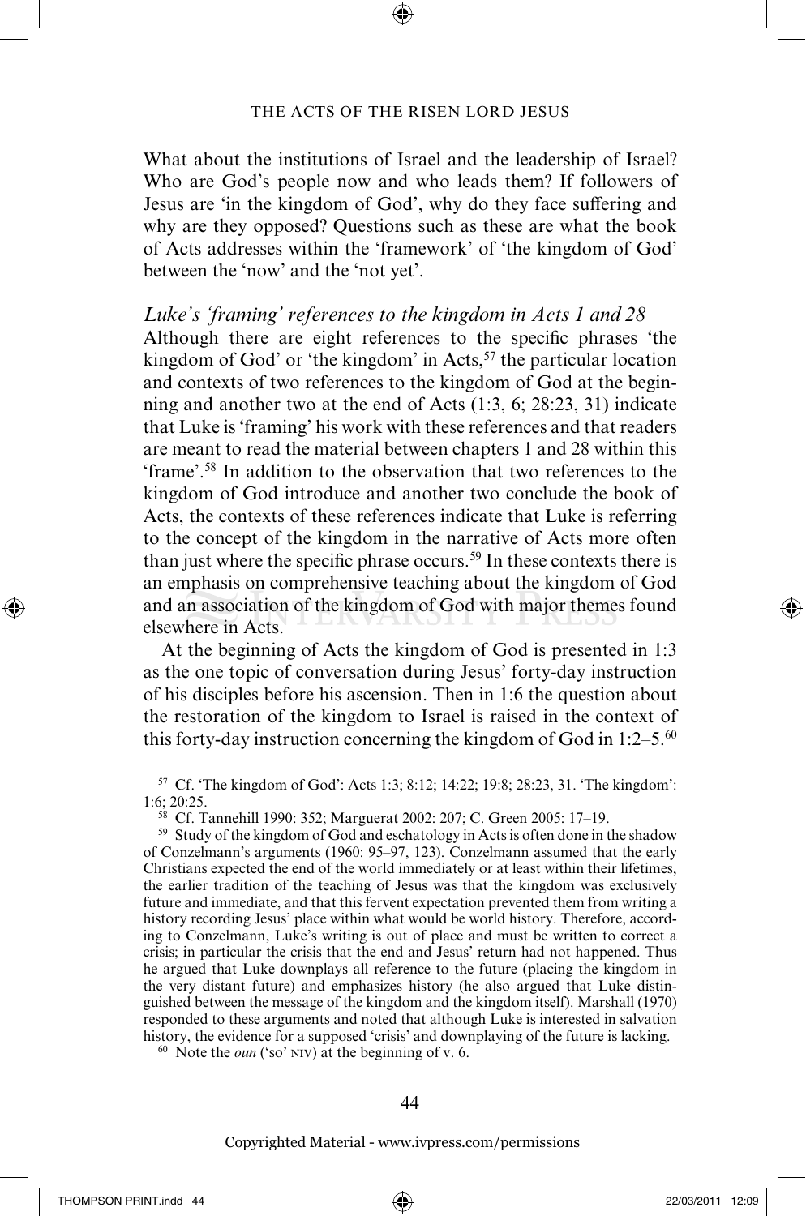What about the institutions of Israel and the leadership of Israel? Who are God's people now and who leads them? If followers of Jesus are 'in the kingdom of God', why do they face suffering and why are they opposed? Questions such as these are what the book of Acts addresses within the 'framework' of 'the kingdom of God' between the 'now' and the 'not yet'.

### *Luke's 'framing' references to the kingdom in Acts 1 and 28*

Although there are eight references to the specific phrases 'the kingdom of God' or 'the kingdom' in Acts,[57] the particular location and contexts of two references to the kingdom of God at the beginning and another two at the end of Acts (1:3, 6; 28:23, 31) indicate that Luke is 'framing' his work with these references and that readers are meant to read the material between chapters 1 and 28 within this 'frame'.[58] In addition to the observation that two references to the kingdom of God introduce and another two conclude the book of Acts, the contexts of these references indicate that Luke is referring to the concept of the kingdom in the narrative of Acts more often than just where the specific phrase occurs.[59] In these contexts there is an emphasis on comprehensive teaching about the kingdom of God and an association of the kingdom of God with major themes found elsewhere in Acts.

At the beginning of Acts the kingdom of God is presented in 1:3 as the one topic of conversation during Jesus' forty-day instruction of his disciples before his ascension. Then in 1:6 the question about the restoration of the kingdom to Israel is raised in the context of this forty-day instruction concerning the kingdom of God in 1:2–5.[60]

---

[57] Cf. 'The kingdom of God': Acts 1:3; 8:12; 14:22; 19:8; 28:23, 31. 'The kingdom': 1:6; 20:25.

[58] Cf. Tannehill 1990: 352; Marguerat 2002: 207; C. Green 2005: 17–19.

[59] Study of the kingdom of God and eschatology in Acts is often done in the shadow of Conzelmann's arguments (1960: 95–97, 123). Conzelmann assumed that the early Christians expected the end of the world immediately or at least within their lifetimes, the earlier tradition of the teaching of Jesus was that the kingdom was exclusively future and immediate, and that this fervent expectation prevented them from writing a history recording Jesus' place within what would be world history. Therefore, according to Conzelmann, Luke's writing is out of place and must be written to correct a crisis; in particular the crisis that the end and Jesus' return had not happened. Thus he argued that Luke downplays all reference to the future (placing the kingdom in the very distant future) and emphasizes history (he also argued that Luke distinguished between the message of the kingdom and the kingdom itself). Marshall (1970) responded to these arguments and noted that although Luke is interested in salvation history, the evidence for a supposed 'crisis' and downplaying of the future is lacking.

[60] Note the *oun* ('so' NIV) at the beginning of v. 6.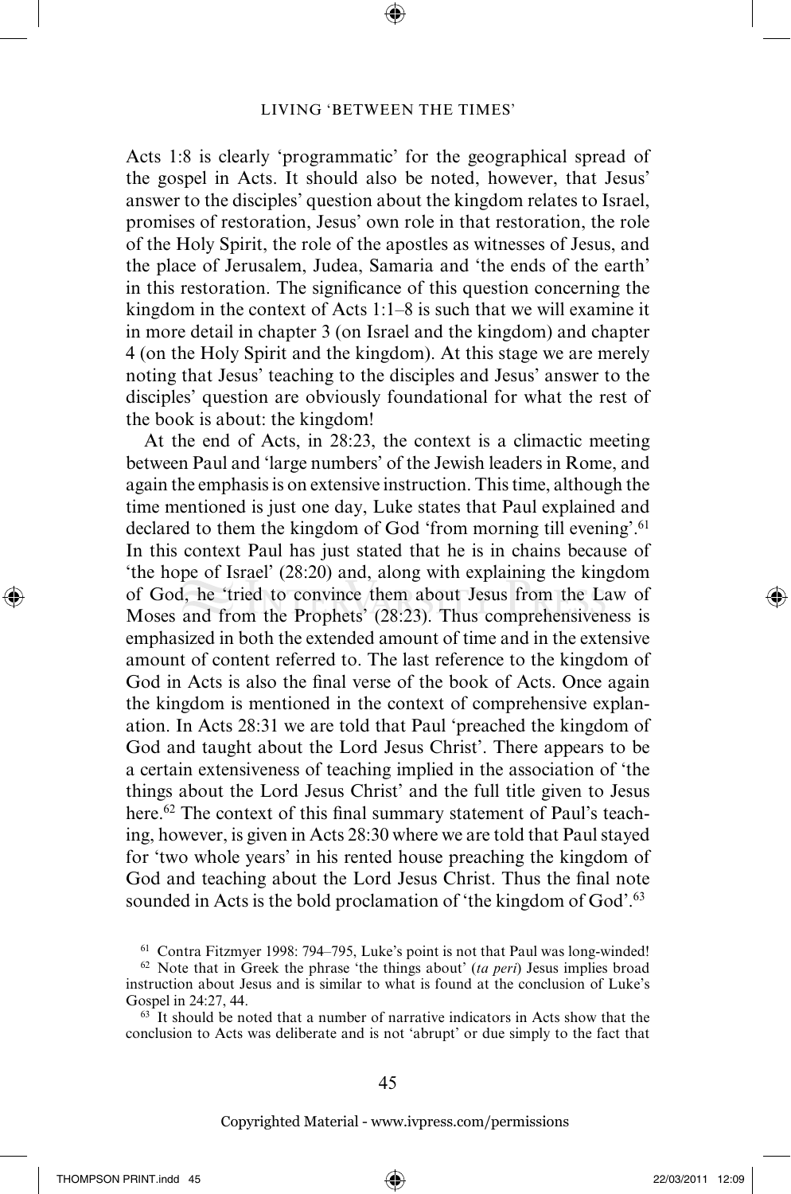Acts 1:8 is clearly 'programmatic' for the geographical spread of the gospel in Acts. It should also be noted, however, that Jesus' answer to the disciples' question about the kingdom relates to Israel, promises of restoration, Jesus' own role in that restoration, the role of the Holy Spirit, the role of the apostles as witnesses of Jesus, and the place of Jerusalem, Judea, Samaria and 'the ends of the earth' in this restoration. The significance of this question concerning the kingdom in the context of Acts 1:1–8 is such that we will examine it in more detail in chapter 3 (on Israel and the kingdom) and chapter 4 (on the Holy Spirit and the kingdom). At this stage we are merely noting that Jesus' teaching to the disciples and Jesus' answer to the disciples' question are obviously foundational for what the rest of the book is about: the kingdom!

At the end of Acts, in 28:23, the context is a climactic meeting between Paul and 'large numbers' of the Jewish leaders in Rome, and again the emphasis is on extensive instruction. This time, although the time mentioned is just one day, Luke states that Paul explained and declared to them the kingdom of God 'from morning till evening'.[61] In this context Paul has just stated that he is in chains because of 'the hope of Israel' (28:20) and, along with explaining the kingdom of God, he 'tried to convince them about Jesus from the Law of Moses and from the Prophets' (28:23). Thus comprehensiveness is emphasized in both the extended amount of time and in the extensive amount of content referred to. The last reference to the kingdom of God in Acts is also the final verse of the book of Acts. Once again the kingdom is mentioned in the context of comprehensive explanation. In Acts 28:31 we are told that Paul 'preached the kingdom of God and taught about the Lord Jesus Christ'. There appears to be a certain extensiveness of teaching implied in the association of 'the things about the Lord Jesus Christ' and the full title given to Jesus here.[62] The context of this final summary statement of Paul's teaching, however, is given in Acts 28:30 where we are told that Paul stayed for 'two whole years' in his rented house preaching the kingdom of God and teaching about the Lord Jesus Christ. Thus the final note sounded in Acts is the bold proclamation of 'the kingdom of God'.[63]

[61] Contra Fitzmyer 1998: 794–795, Luke's point is not that Paul was long-winded!

[62] Note that in Greek the phrase 'the things about' (*ta peri*) Jesus implies broad instruction about Jesus and is similar to what is found at the conclusion of Luke's Gospel in 24:27, 44.

[63] It should be noted that a number of narrative indicators in Acts show that the conclusion to Acts was deliberate and is not 'abrupt' or due simply to the fact that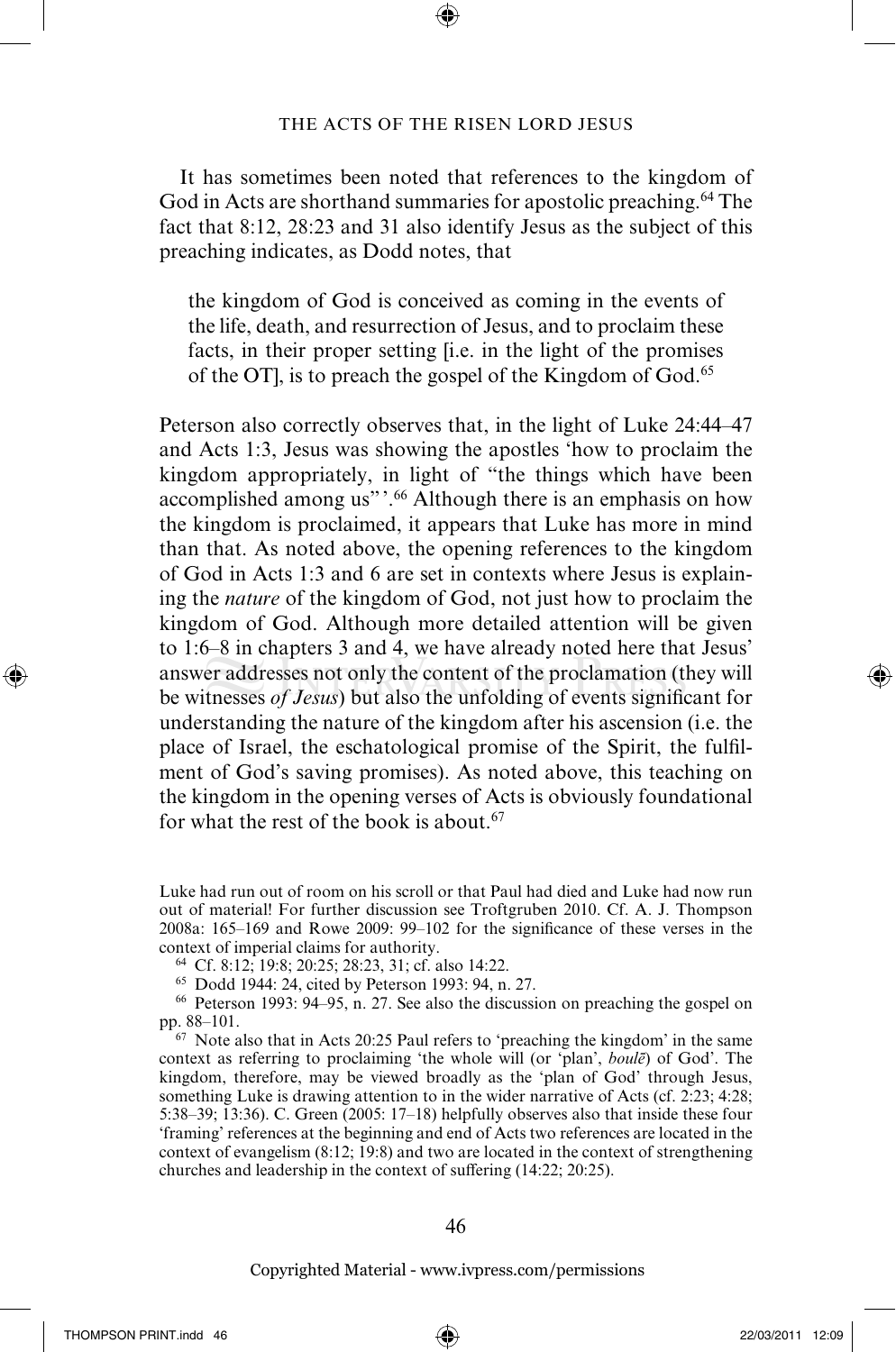It has sometimes been noted that references to the kingdom of God in Acts are shorthand summaries for apostolic preaching.[64] The fact that 8:12, 28:23 and 31 also identify Jesus as the subject of this preaching indicates, as Dodd notes, that

> the kingdom of God is conceived as coming in the events of the life, death, and resurrection of Jesus, and to proclaim these facts, in their proper setting [i.e. in the light of the promises of the OT], is to preach the gospel of the Kingdom of God.[65]

Peterson also correctly observes that, in the light of Luke 24:44–47 and Acts 1:3, Jesus was showing the apostles 'how to proclaim the kingdom appropriately, in light of "the things which have been accomplished among us"'.[66] Although there is an emphasis on how the kingdom is proclaimed, it appears that Luke has more in mind than that. As noted above, the opening references to the kingdom of God in Acts 1:3 and 6 are set in contexts where Jesus is explaining the *nature* of the kingdom of God, not just how to proclaim the kingdom of God. Although more detailed attention will be given to 1:6–8 in chapters 3 and 4, we have already noted here that Jesus' answer addresses not only the content of the proclamation (they will be witnesses *of Jesus*) but also the unfolding of events significant for understanding the nature of the kingdom after his ascension (i.e. the place of Israel, the eschatological promise of the Spirit, the fulfilment of God's saving promises). As noted above, this teaching on the kingdom in the opening verses of Acts is obviously foundational for what the rest of the book is about.[67]

---

Luke had run out of room on his scroll or that Paul had died and Luke had now run out of material! For further discussion see Troftgruben 2010. Cf. A. J. Thompson 2008a: 165–169 and Rowe 2009: 99–102 for the significance of these verses in the context of imperial claims for authority.

[64] Cf. 8:12; 19:8; 20:25; 28:23, 31; cf. also 14:22.

[65] Dodd 1944: 24, cited by Peterson 1993: 94, n. 27.

[66] Peterson 1993: 94–95, n. 27. See also the discussion on preaching the gospel on pp. 88–101.

[67] Note also that in Acts 20:25 Paul refers to 'preaching the kingdom' in the same context as referring to proclaiming 'the whole will (or 'plan', *boulē*) of God'. The kingdom, therefore, may be viewed broadly as the 'plan of God' through Jesus, something Luke is drawing attention to in the wider narrative of Acts (cf. 2:23; 4:28; 5:38–39; 13:36). C. Green (2005: 17–18) helpfully observes also that inside these four 'framing' references at the beginning and end of Acts two references are located in the context of evangelism (8:12; 19:8) and two are located in the context of strengthening churches and leadership in the context of suffering (14:22; 20:25).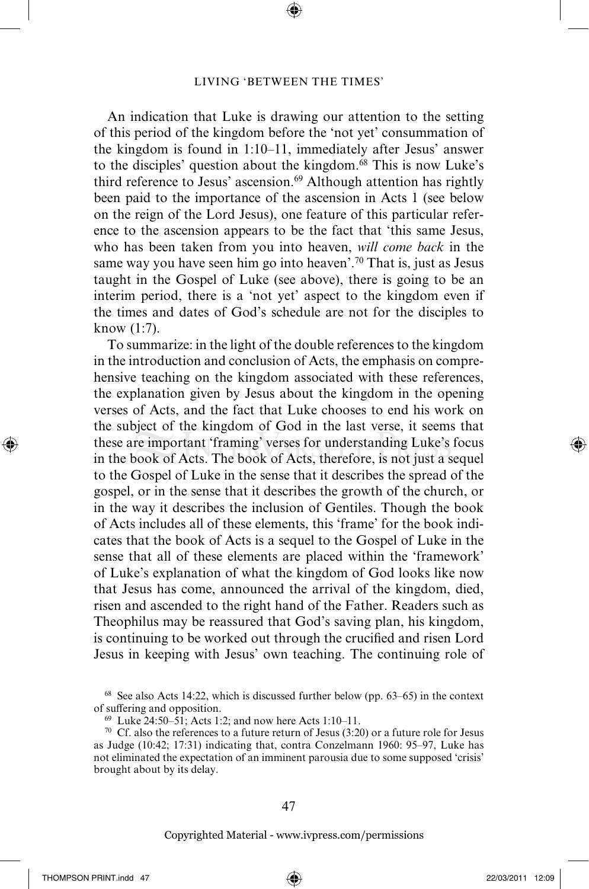An indication that Luke is drawing our attention to the setting of this period of the kingdom before the 'not yet' consummation of the kingdom is found in 1:10–11, immediately after Jesus' answer to the disciples' question about the kingdom.[68] This is now Luke's third reference to Jesus' ascension.[69] Although attention has rightly been paid to the importance of the ascension in Acts 1 (see below on the reign of the Lord Jesus), one feature of this particular reference to the ascension appears to be the fact that 'this same Jesus, who has been taken from you into heaven, *will come back* in the same way you have seen him go into heaven'.[70] That is, just as Jesus taught in the Gospel of Luke (see above), there is going to be an interim period, there is a 'not yet' aspect to the kingdom even if the times and dates of God's schedule are not for the disciples to know (1:7).

To summarize: in the light of the double references to the kingdom in the introduction and conclusion of Acts, the emphasis on comprehensive teaching on the kingdom associated with these references, the explanation given by Jesus about the kingdom in the opening verses of Acts, and the fact that Luke chooses to end his work on the subject of the kingdom of God in the last verse, it seems that these are important 'framing' verses for understanding Luke's focus in the book of Acts. The book of Acts, therefore, is not just a sequel to the Gospel of Luke in the sense that it describes the spread of the gospel, or in the sense that it describes the growth of the church, or in the way it describes the inclusion of Gentiles. Though the book of Acts includes all of these elements, this 'frame' for the book indicates that the book of Acts is a sequel to the Gospel of Luke in the sense that all of these elements are placed within the 'framework' of Luke's explanation of what the kingdom of God looks like now that Jesus has come, announced the arrival of the kingdom, died, risen and ascended to the right hand of the Father. Readers such as Theophilus may be reassured that God's saving plan, his kingdom, is continuing to be worked out through the crucified and risen Lord Jesus in keeping with Jesus' own teaching. The continuing role of

[68] See also Acts 14:22, which is discussed further below (pp. 63–65) in the context of suffering and opposition.

[69] Luke 24:50–51; Acts 1:2; and now here Acts 1:10–11.

[70] Cf. also the references to a future return of Jesus (3:20) or a future role for Jesus as Judge (10:42; 17:31) indicating that, contra Conzelmann 1960: 95–97, Luke has not eliminated the expectation of an imminent parousia due to some supposed 'crisis' brought about by its delay.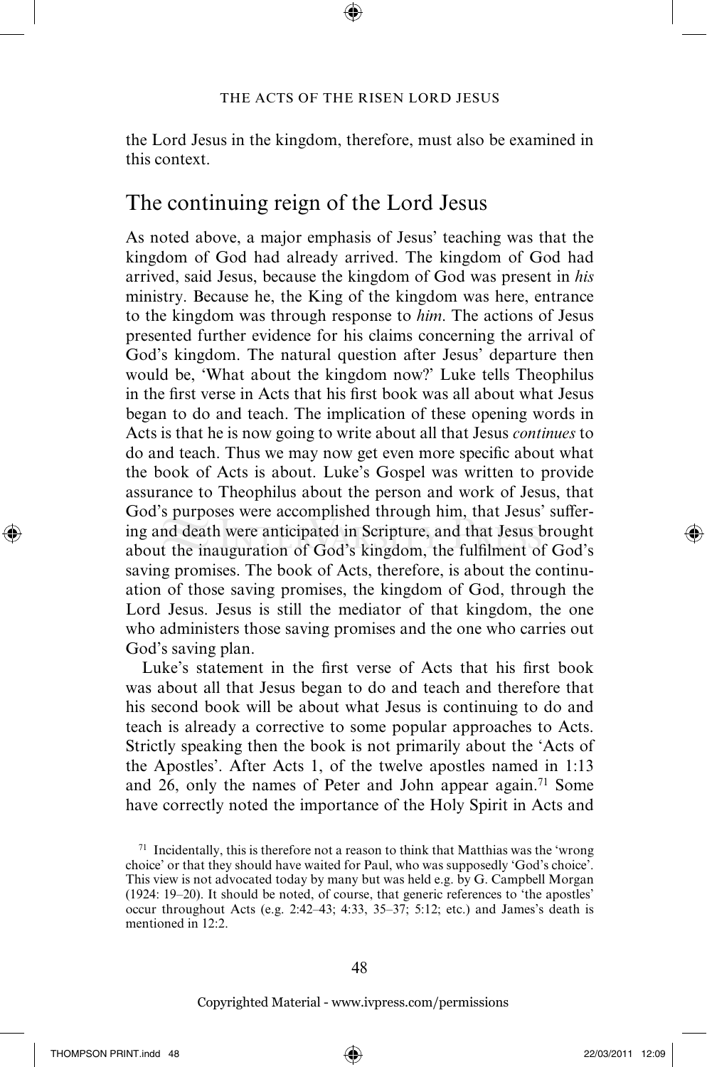the Lord Jesus in the kingdom, therefore, must also be examined in this context.

## The continuing reign of the Lord Jesus

As noted above, a major emphasis of Jesus' teaching was that the kingdom of God had already arrived. The kingdom of God had arrived, said Jesus, because the kingdom of God was present in *his* ministry. Because he, the King of the kingdom was here, entrance to the kingdom was through response to *him*. The actions of Jesus presented further evidence for his claims concerning the arrival of God's kingdom. The natural question after Jesus' departure then would be, 'What about the kingdom now?' Luke tells Theophilus in the first verse in Acts that his first book was all about what Jesus began to do and teach. The implication of these opening words in Acts is that he is now going to write about all that Jesus *continues* to do and teach. Thus we may now get even more specific about what the book of Acts is about. Luke's Gospel was written to provide assurance to Theophilus about the person and work of Jesus, that God's purposes were accomplished through him, that Jesus' suffering and death were anticipated in Scripture, and that Jesus brought about the inauguration of God's kingdom, the fulfilment of God's saving promises. The book of Acts, therefore, is about the continuation of those saving promises, the kingdom of God, through the Lord Jesus. Jesus is still the mediator of that kingdom, the one who administers those saving promises and the one who carries out God's saving plan.

Luke's statement in the first verse of Acts that his first book was about all that Jesus began to do and teach and therefore that his second book will be about what Jesus is continuing to do and teach is already a corrective to some popular approaches to Acts. Strictly speaking then the book is not primarily about the 'Acts of the Apostles'. After Acts 1, of the twelve apostles named in 1:13 and 26, only the names of Peter and John appear again.[71] Some have correctly noted the importance of the Holy Spirit in Acts and

[71] Incidentally, this is therefore not a reason to think that Matthias was the 'wrong choice' or that they should have waited for Paul, who was supposedly 'God's choice'. This view is not advocated today by many but was held e.g. by G. Campbell Morgan (1924: 19–20). It should be noted, of course, that generic references to 'the apostles' occur throughout Acts (e.g. 2:42–43; 4:33, 35–37; 5:12; etc.) and James's death is mentioned in 12:2.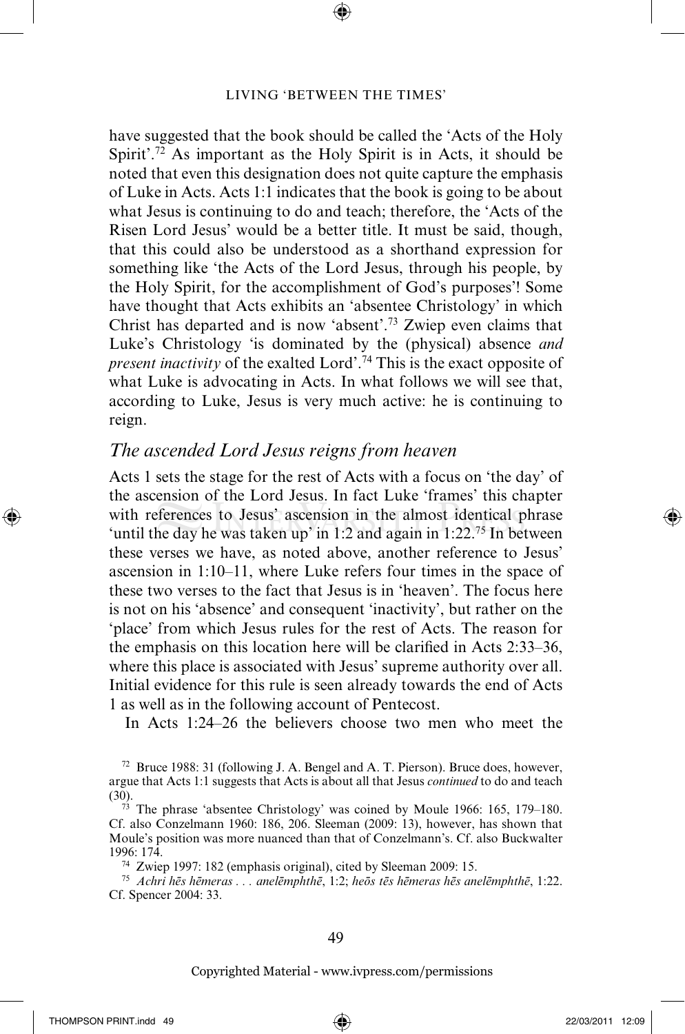have suggested that the book should be called the 'Acts of the Holy Spirit'.[72] As important as the Holy Spirit is in Acts, it should be noted that even this designation does not quite capture the emphasis of Luke in Acts. Acts 1:1 indicates that the book is going to be about what Jesus is continuing to do and teach; therefore, the 'Acts of the Risen Lord Jesus' would be a better title. It must be said, though, that this could also be understood as a shorthand expression for something like 'the Acts of the Lord Jesus, through his people, by the Holy Spirit, for the accomplishment of God's purposes'! Some have thought that Acts exhibits an 'absentee Christology' in which Christ has departed and is now 'absent'.[73] Zwiep even claims that Luke's Christology 'is dominated by the (physical) absence *and present inactivity* of the exalted Lord'.[74] This is the exact opposite of what Luke is advocating in Acts. In what follows we will see that, according to Luke, Jesus is very much active: he is continuing to reign.

## *The ascended Lord Jesus reigns from heaven*

Acts 1 sets the stage for the rest of Acts with a focus on 'the day' of the ascension of the Lord Jesus. In fact Luke 'frames' this chapter with references to Jesus' ascension in the almost identical phrase 'until the day he was taken up' in 1:2 and again in 1:22.[75] In between these verses we have, as noted above, another reference to Jesus' ascension in 1:10–11, where Luke refers four times in the space of these two verses to the fact that Jesus is in 'heaven'. The focus here is not on his 'absence' and consequent 'inactivity', but rather on the 'place' from which Jesus rules for the rest of Acts. The reason for the emphasis on this location here will be clarified in Acts 2:33–36, where this place is associated with Jesus' supreme authority over all. Initial evidence for this rule is seen already towards the end of Acts 1 as well as in the following account of Pentecost.

In Acts 1:24–26 the believers choose two men who meet the

---

[72] Bruce 1988: 31 (following J. A. Bengel and A. T. Pierson). Bruce does, however, argue that Acts 1:1 suggests that Acts is about all that Jesus *continued* to do and teach (30).

[73] The phrase 'absentee Christology' was coined by Moule 1966: 165, 179–180. Cf. also Conzelmann 1960: 186, 206. Sleeman (2009: 13), however, has shown that Moule's position was more nuanced than that of Conzelmann's. Cf. also Buckwalter 1996: 174.

[74] Zwiep 1997: 182 (emphasis original), cited by Sleeman 2009: 15.

[75] *Achri hēs hēmeras . . . anelēmphthē*, 1:2; *heōs tēs hēmeras hēs anelēmphthē*, 1:22. Cf. Spencer 2004: 33.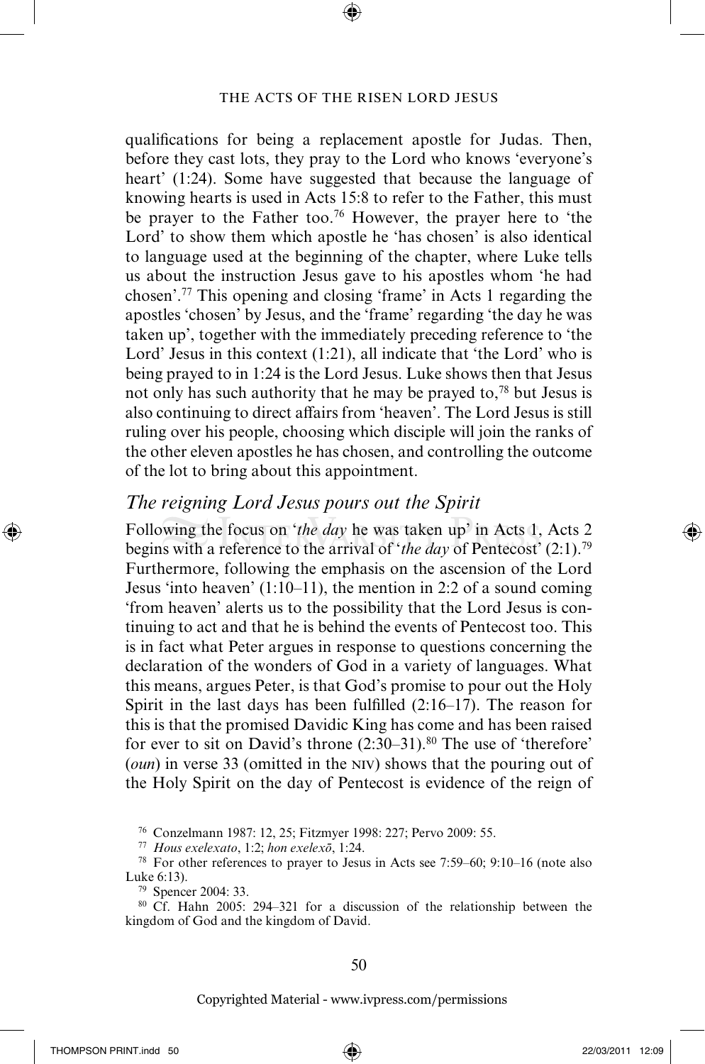qualifications for being a replacement apostle for Judas. Then, before they cast lots, they pray to the Lord who knows 'everyone's heart' (1:24). Some have suggested that because the language of knowing hearts is used in Acts 15:8 to refer to the Father, this must be prayer to the Father too.[76] However, the prayer here to 'the Lord' to show them which apostle he 'has chosen' is also identical to language used at the beginning of the chapter, where Luke tells us about the instruction Jesus gave to his apostles whom 'he had chosen'.[77] This opening and closing 'frame' in Acts 1 regarding the apostles 'chosen' by Jesus, and the 'frame' regarding 'the day he was taken up', together with the immediately preceding reference to 'the Lord' Jesus in this context (1:21), all indicate that 'the Lord' who is being prayed to in 1:24 is the Lord Jesus. Luke shows then that Jesus not only has such authority that he may be prayed to,[78] but Jesus is also continuing to direct affairs from 'heaven'. The Lord Jesus is still ruling over his people, choosing which disciple will join the ranks of the other eleven apostles he has chosen, and controlling the outcome of the lot to bring about this appointment.

### *The reigning Lord Jesus pours out the Spirit*

Following the focus on '*the day* he was taken up' in Acts 1, Acts 2 begins with a reference to the arrival of '*the day* of Pentecost' (2:1).[79] Furthermore, following the emphasis on the ascension of the Lord Jesus 'into heaven' (1:10–11), the mention in 2:2 of a sound coming 'from heaven' alerts us to the possibility that the Lord Jesus is continuing to act and that he is behind the events of Pentecost too. This is in fact what Peter argues in response to questions concerning the declaration of the wonders of God in a variety of languages. What this means, argues Peter, is that God's promise to pour out the Holy Spirit in the last days has been fulfilled (2:16–17). The reason for this is that the promised Davidic King has come and has been raised for ever to sit on David's throne (2:30–31).[80] The use of 'therefore' (*oun*) in verse 33 (omitted in the NIV) shows that the pouring out of the Holy Spirit on the day of Pentecost is evidence of the reign of

---

[76] Conzelmann 1987: 12, 25; Fitzmyer 1998: 227; Pervo 2009: 55.

[77] *Hous exelexato*, 1:2; *hon exelexō*, 1:24.

[78] For other references to prayer to Jesus in Acts see 7:59–60; 9:10–16 (note also Luke 6:13).

[79] Spencer 2004: 33.

[80] Cf. Hahn 2005: 294–321 for a discussion of the relationship between the kingdom of God and the kingdom of David.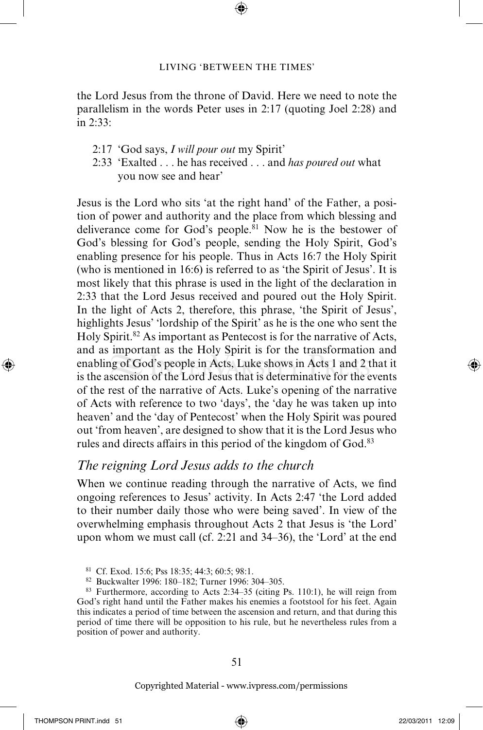the Lord Jesus from the throne of David. Here we need to note the parallelism in the words Peter uses in 2:17 (quoting Joel 2:28) and in 2:33:

2:17 'God says, *I will pour out* my Spirit'
2:33 'Exalted . . . he has received . . . and *has poured out* what you now see and hear'

Jesus is the Lord who sits 'at the right hand' of the Father, a position of power and authority and the place from which blessing and deliverance come for God's people.[81] Now he is the bestower of God's blessing for God's people, sending the Holy Spirit, God's enabling presence for his people. Thus in Acts 16:7 the Holy Spirit (who is mentioned in 16:6) is referred to as 'the Spirit of Jesus'. It is most likely that this phrase is used in the light of the declaration in 2:33 that the Lord Jesus received and poured out the Holy Spirit. In the light of Acts 2, therefore, this phrase, 'the Spirit of Jesus', highlights Jesus' 'lordship of the Spirit' as he is the one who sent the Holy Spirit.[82] As important as Pentecost is for the narrative of Acts, and as important as the Holy Spirit is for the transformation and enabling of God's people in Acts, Luke shows in Acts 1 and 2 that it is the ascension of the Lord Jesus that is determinative for the events of the rest of the narrative of Acts. Luke's opening of the narrative of Acts with reference to two 'days', the 'day he was taken up into heaven' and the 'day of Pentecost' when the Holy Spirit was poured out 'from heaven', are designed to show that it is the Lord Jesus who rules and directs affairs in this period of the kingdom of God.[83]

## *The reigning Lord Jesus adds to the church*

When we continue reading through the narrative of Acts, we find ongoing references to Jesus' activity. In Acts 2:47 'the Lord added to their number daily those who were being saved'. In view of the overwhelming emphasis throughout Acts 2 that Jesus is 'the Lord' upon whom we must call (cf. 2:21 and 34–36), the 'Lord' at the end

---

[81] Cf. Exod. 15:6; Pss 18:35; 44:3; 60:5; 98:1.

[82] Buckwalter 1996: 180–182; Turner 1996: 304–305.

[83] Furthermore, according to Acts 2:34–35 (citing Ps. 110:1), he will reign from God's right hand until the Father makes his enemies a footstool for his feet. Again this indicates a period of time between the ascension and return, and that during this period of time there will be opposition to his rule, but he nevertheless rules from a position of power and authority.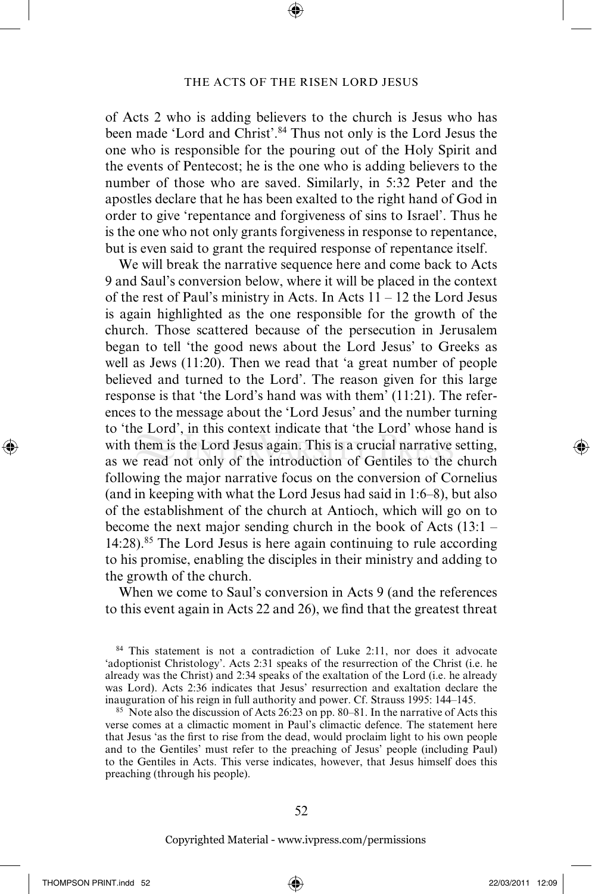of Acts 2 who is adding believers to the church is Jesus who has been made 'Lord and Christ'.[84] Thus not only is the Lord Jesus the one who is responsible for the pouring out of the Holy Spirit and the events of Pentecost; he is the one who is adding believers to the number of those who are saved. Similarly, in 5:32 Peter and the apostles declare that he has been exalted to the right hand of God in order to give 'repentance and forgiveness of sins to Israel'. Thus he is the one who not only grants forgiveness in response to repentance, but is even said to grant the required response of repentance itself.

We will break the narrative sequence here and come back to Acts 9 and Saul's conversion below, where it will be placed in the context of the rest of Paul's ministry in Acts. In Acts 11 – 12 the Lord Jesus is again highlighted as the one responsible for the growth of the church. Those scattered because of the persecution in Jerusalem began to tell 'the good news about the Lord Jesus' to Greeks as well as Jews (11:20). Then we read that 'a great number of people believed and turned to the Lord'. The reason given for this large response is that 'the Lord's hand was with them' (11:21). The references to the message about the 'Lord Jesus' and the number turning to 'the Lord', in this context indicate that 'the Lord' whose hand is with them is the Lord Jesus again. This is a crucial narrative setting, as we read not only of the introduction of Gentiles to the church following the major narrative focus on the conversion of Cornelius (and in keeping with what the Lord Jesus had said in 1:6–8), but also of the establishment of the church at Antioch, which will go on to become the next major sending church in the book of Acts (13:1 – 14:28).[85] The Lord Jesus is here again continuing to rule according to his promise, enabling the disciples in their ministry and adding to the growth of the church.

When we come to Saul's conversion in Acts 9 (and the references to this event again in Acts 22 and 26), we find that the greatest threat

[84] This statement is not a contradiction of Luke 2:11, nor does it advocate 'adoptionist Christology'. Acts 2:31 speaks of the resurrection of the Christ (i.e. he already was the Christ) and 2:34 speaks of the exaltation of the Lord (i.e. he already was Lord). Acts 2:36 indicates that Jesus' resurrection and exaltation declare the inauguration of his reign in full authority and power. Cf. Strauss 1995: 144–145.

[85] Note also the discussion of Acts 26:23 on pp. 80–81. In the narrative of Acts this verse comes at a climactic moment in Paul's climactic defence. The statement here that Jesus 'as the first to rise from the dead, would proclaim light to his own people and to the Gentiles' must refer to the preaching of Jesus' people (including Paul) to the Gentiles in Acts. This verse indicates, however, that Jesus himself does this preaching (through his people).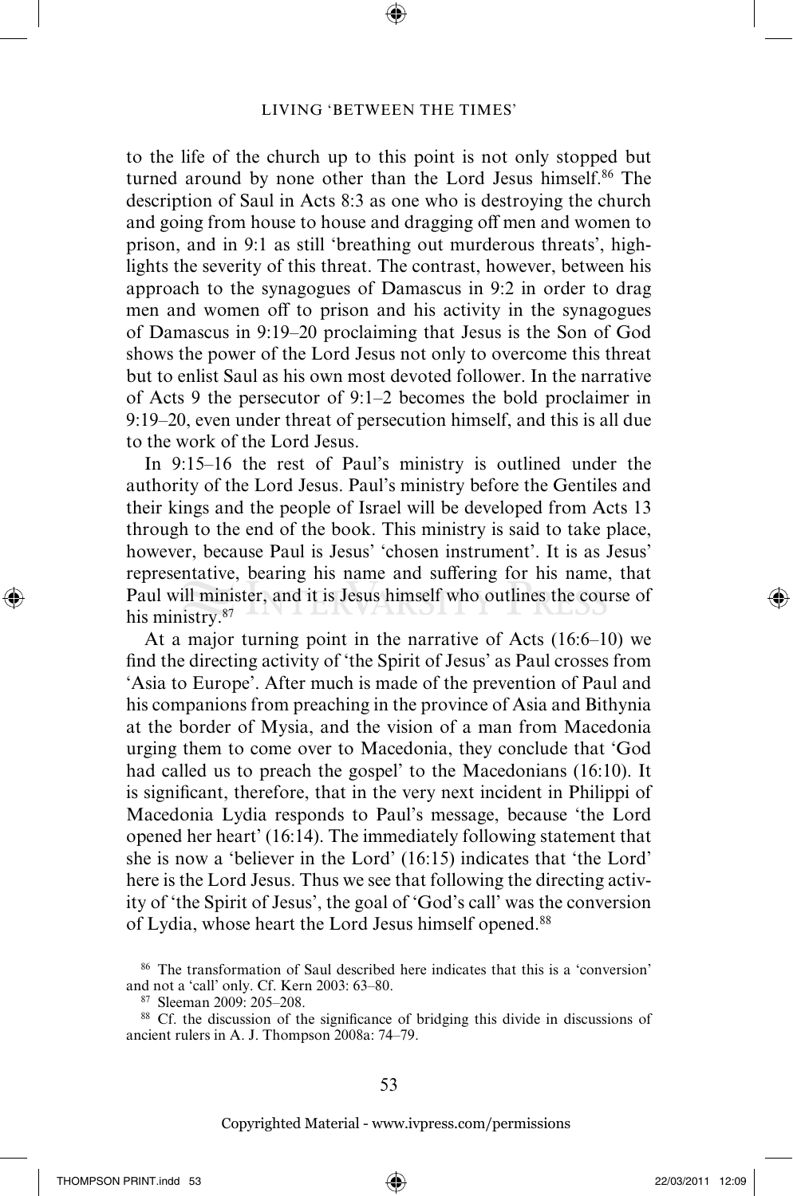to the life of the church up to this point is not only stopped but turned around by none other than the Lord Jesus himself.[86] The description of Saul in Acts 8:3 as one who is destroying the church and going from house to house and dragging off men and women to prison, and in 9:1 as still 'breathing out murderous threats', highlights the severity of this threat. The contrast, however, between his approach to the synagogues of Damascus in 9:2 in order to drag men and women off to prison and his activity in the synagogues of Damascus in 9:19–20 proclaiming that Jesus is the Son of God shows the power of the Lord Jesus not only to overcome this threat but to enlist Saul as his own most devoted follower. In the narrative of Acts 9 the persecutor of 9:1–2 becomes the bold proclaimer in 9:19–20, even under threat of persecution himself, and this is all due to the work of the Lord Jesus.

In 9:15–16 the rest of Paul's ministry is outlined under the authority of the Lord Jesus. Paul's ministry before the Gentiles and their kings and the people of Israel will be developed from Acts 13 through to the end of the book. This ministry is said to take place, however, because Paul is Jesus' 'chosen instrument'. It is as Jesus' representative, bearing his name and suffering for his name, that Paul will minister, and it is Jesus himself who outlines the course of his ministry.[87]

At a major turning point in the narrative of Acts (16:6–10) we find the directing activity of 'the Spirit of Jesus' as Paul crosses from 'Asia to Europe'. After much is made of the prevention of Paul and his companions from preaching in the province of Asia and Bithynia at the border of Mysia, and the vision of a man from Macedonia urging them to come over to Macedonia, they conclude that 'God had called us to preach the gospel' to the Macedonians (16:10). It is significant, therefore, that in the very next incident in Philippi of Macedonia Lydia responds to Paul's message, because 'the Lord opened her heart' (16:14). The immediately following statement that she is now a 'believer in the Lord' (16:15) indicates that 'the Lord' here is the Lord Jesus. Thus we see that following the directing activity of 'the Spirit of Jesus', the goal of 'God's call' was the conversion of Lydia, whose heart the Lord Jesus himself opened.[88]

[86] The transformation of Saul described here indicates that this is a 'conversion' and not a 'call' only. Cf. Kern 2003: 63–80.

[87] Sleeman 2009: 205–208.

[88] Cf. the discussion of the significance of bridging this divide in discussions of ancient rulers in A. J. Thompson 2008a: 74–79.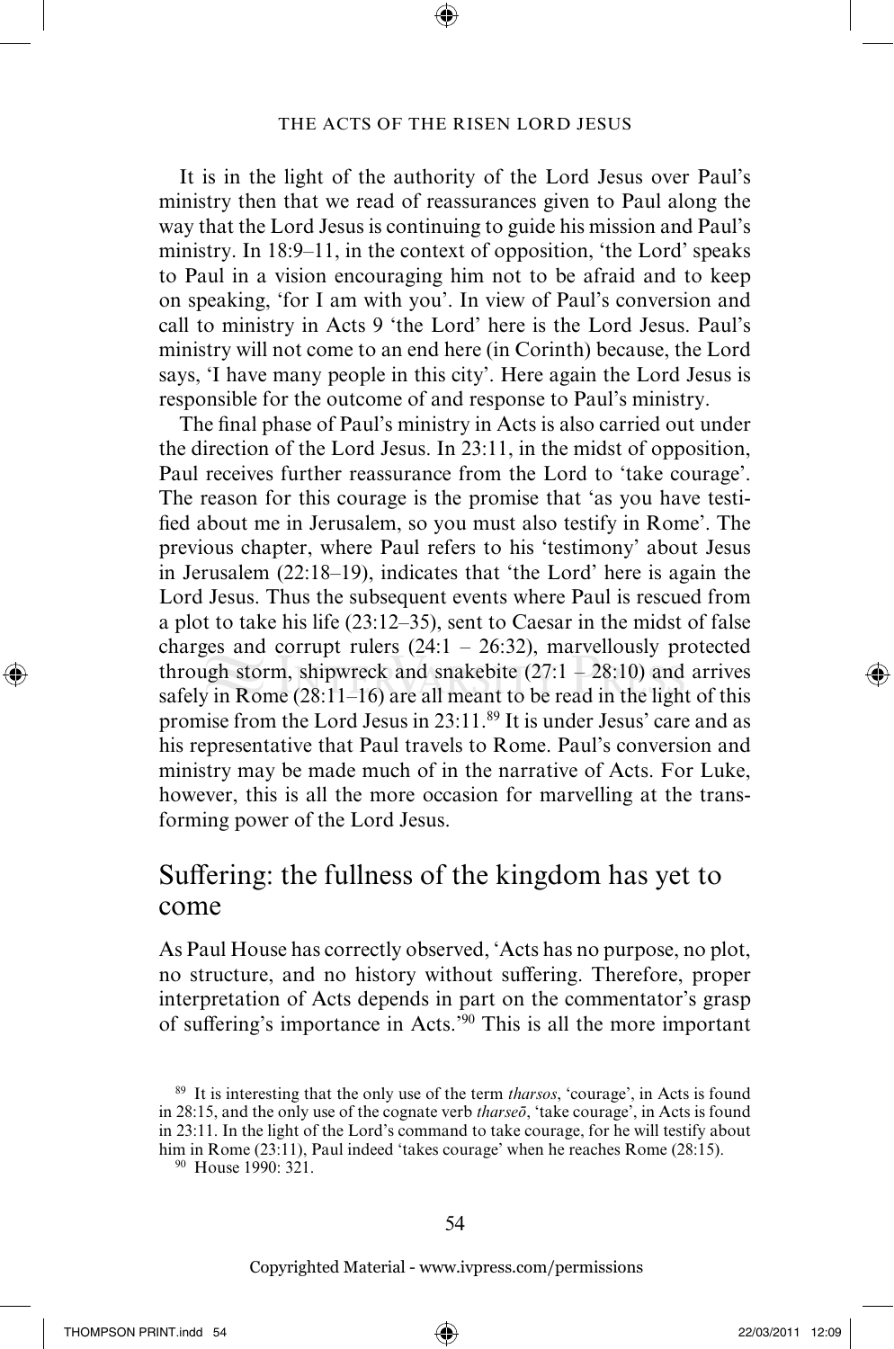It is in the light of the authority of the Lord Jesus over Paul's ministry then that we read of reassurances given to Paul along the way that the Lord Jesus is continuing to guide his mission and Paul's ministry. In 18:9–11, in the context of opposition, 'the Lord' speaks to Paul in a vision encouraging him not to be afraid and to keep on speaking, 'for I am with you'. In view of Paul's conversion and call to ministry in Acts 9 'the Lord' here is the Lord Jesus. Paul's ministry will not come to an end here (in Corinth) because, the Lord says, 'I have many people in this city'. Here again the Lord Jesus is responsible for the outcome of and response to Paul's ministry.

The final phase of Paul's ministry in Acts is also carried out under the direction of the Lord Jesus. In 23:11, in the midst of opposition, Paul receives further reassurance from the Lord to 'take courage'. The reason for this courage is the promise that 'as you have testified about me in Jerusalem, so you must also testify in Rome'. The previous chapter, where Paul refers to his 'testimony' about Jesus in Jerusalem (22:18–19), indicates that 'the Lord' here is again the Lord Jesus. Thus the subsequent events where Paul is rescued from a plot to take his life (23:12–35), sent to Caesar in the midst of false charges and corrupt rulers (24:1 – 26:32), marvellously protected through storm, shipwreck and snakebite (27:1 – 28:10) and arrives safely in Rome (28:11–16) are all meant to be read in the light of this promise from the Lord Jesus in 23:11.[89] It is under Jesus' care and as his representative that Paul travels to Rome. Paul's conversion and ministry may be made much of in the narrative of Acts. For Luke, however, this is all the more occasion for marvelling at the transforming power of the Lord Jesus.

## Suffering: the fullness of the kingdom has yet to come

As Paul House has correctly observed, 'Acts has no purpose, no plot, no structure, and no history without suffering. Therefore, proper interpretation of Acts depends in part on the commentator's grasp of suffering's importance in Acts.'[90] This is all the more important

---

[89] It is interesting that the only use of the term *tharsos*, 'courage', in Acts is found in 28:15, and the only use of the cognate verb *tharseō*, 'take courage', in Acts is found in 23:11. In the light of the Lord's command to take courage, for he will testify about him in Rome (23:11), Paul indeed 'takes courage' when he reaches Rome (28:15).

[90] House 1990: 321.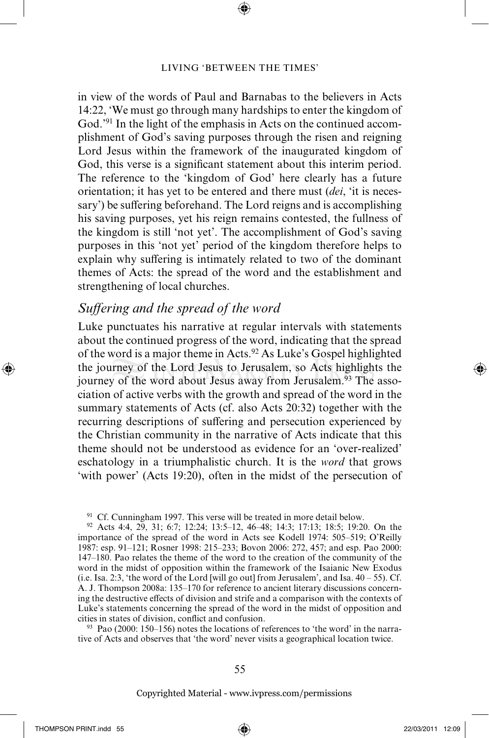in view of the words of Paul and Barnabas to the believers in Acts 14:22, 'We must go through many hardships to enter the kingdom of God.'[91] In the light of the emphasis in Acts on the continued accomplishment of God's saving purposes through the risen and reigning Lord Jesus within the framework of the inaugurated kingdom of God, this verse is a significant statement about this interim period. The reference to the 'kingdom of God' here clearly has a future orientation; it has yet to be entered and there must (*dei*, 'it is necessary') be suffering beforehand. The Lord reigns and is accomplishing his saving purposes, yet his reign remains contested, the fullness of the kingdom is still 'not yet'. The accomplishment of God's saving purposes in this 'not yet' period of the kingdom therefore helps to explain why suffering is intimately related to two of the dominant themes of Acts: the spread of the word and the establishment and strengthening of local churches.

## *Suffering and the spread of the word*

Luke punctuates his narrative at regular intervals with statements about the continued progress of the word, indicating that the spread of the word is a major theme in Acts.[92] As Luke's Gospel highlighted the journey of the Lord Jesus to Jerusalem, so Acts highlights the journey of the word about Jesus away from Jerusalem.[93] The association of active verbs with the growth and spread of the word in the summary statements of Acts (cf. also Acts 20:32) together with the recurring descriptions of suffering and persecution experienced by the Christian community in the narrative of Acts indicate that this theme should not be understood as evidence for an 'over-realized' eschatology in a triumphalistic church. It is the *word* that grows 'with power' (Acts 19:20), often in the midst of the persecution of

---

[91] Cf. Cunningham 1997. This verse will be treated in more detail below.

[92] Acts 4:4, 29, 31; 6:7; 12:24; 13:5–12, 46–48; 14:3; 17:13; 18:5; 19:20. On the importance of the spread of the word in Acts see Kodell 1974: 505–519; O'Reilly 1987: esp. 91–121; Rosner 1998: 215–233; Bovon 2006: 272, 457; and esp. Pao 2000: 147–180. Pao relates the theme of the word to the creation of the community of the word in the midst of opposition within the framework of the Isaianic New Exodus (i.e. Isa. 2:3, 'the word of the Lord [will go out] from Jerusalem', and Isa. 40 – 55). Cf. A. J. Thompson 2008a: 135–170 for reference to ancient literary discussions concerning the destructive effects of division and strife and a comparison with the contexts of Luke's statements concerning the spread of the word in the midst of opposition and cities in states of division, conflict and confusion.

[93] Pao (2000: 150–156) notes the locations of references to 'the word' in the narrative of Acts and observes that 'the word' never visits a geographical location twice.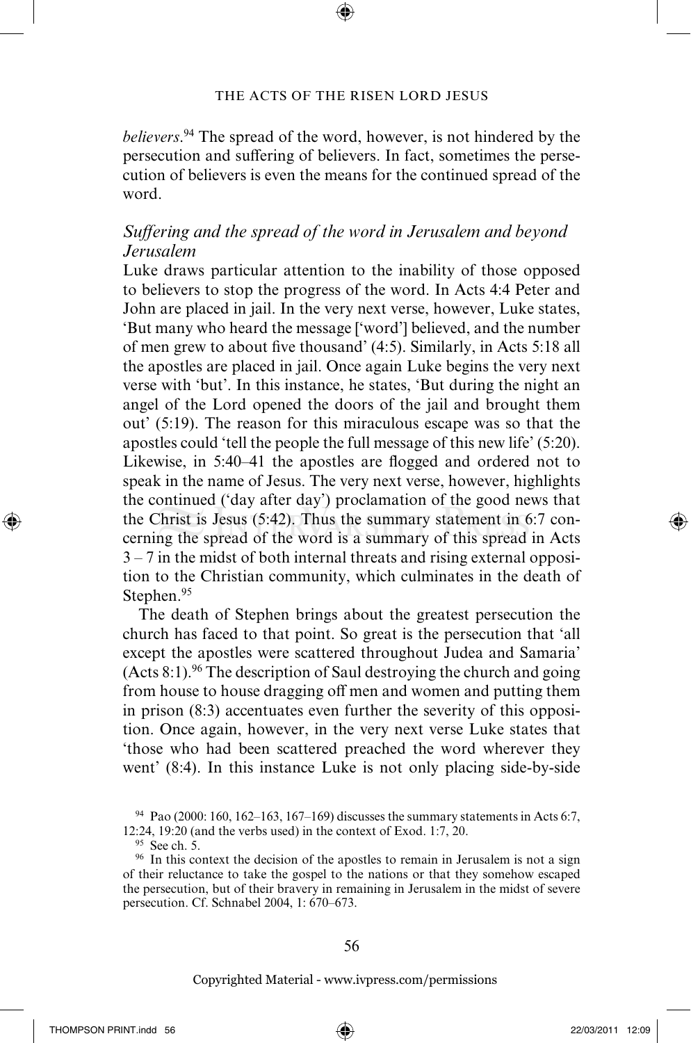*believers*.[94] The spread of the word, however, is not hindered by the persecution and suffering of believers. In fact, sometimes the persecution of believers is even the means for the continued spread of the word.

### *Suffering and the spread of the word in Jerusalem and beyond Jerusalem*

Luke draws particular attention to the inability of those opposed to believers to stop the progress of the word. In Acts 4:4 Peter and John are placed in jail. In the very next verse, however, Luke states, 'But many who heard the message ['word'] believed, and the number of men grew to about five thousand' (4:5). Similarly, in Acts 5:18 all the apostles are placed in jail. Once again Luke begins the very next verse with 'but'. In this instance, he states, 'But during the night an angel of the Lord opened the doors of the jail and brought them out' (5:19). The reason for this miraculous escape was so that the apostles could 'tell the people the full message of this new life' (5:20). Likewise, in 5:40–41 the apostles are flogged and ordered not to speak in the name of Jesus. The very next verse, however, highlights the continued ('day after day') proclamation of the good news that the Christ is Jesus (5:42). Thus the summary statement in 6:7 concerning the spread of the word is a summary of this spread in Acts 3 – 7 in the midst of both internal threats and rising external opposition to the Christian community, which culminates in the death of Stephen.[95]

The death of Stephen brings about the greatest persecution the church has faced to that point. So great is the persecution that 'all except the apostles were scattered throughout Judea and Samaria' (Acts 8:1).[96] The description of Saul destroying the church and going from house to house dragging off men and women and putting them in prison (8:3) accentuates even further the severity of this opposition. Once again, however, in the very next verse Luke states that 'those who had been scattered preached the word wherever they went' (8:4). In this instance Luke is not only placing side-by-side

---

[94] Pao (2000: 160, 162–163, 167–169) discusses the summary statements in Acts 6:7, 12:24, 19:20 (and the verbs used) in the context of Exod. 1:7, 20.

[95] See ch. 5.

[96] In this context the decision of the apostles to remain in Jerusalem is not a sign of their reluctance to take the gospel to the nations or that they somehow escaped the persecution, but of their bravery in remaining in Jerusalem in the midst of severe persecution. Cf. Schnabel 2004, 1: 670–673.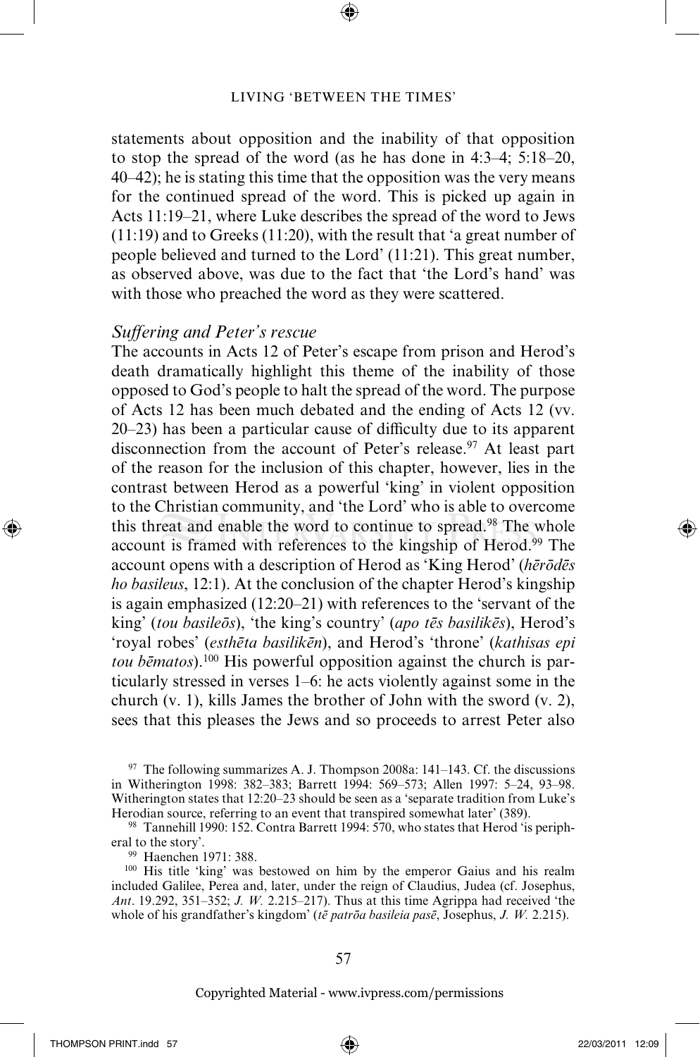statements about opposition and the inability of that opposition to stop the spread of the word (as he has done in 4:3–4; 5:18–20, 40–42); he is stating this time that the opposition was the very means for the continued spread of the word. This is picked up again in Acts 11:19–21, where Luke describes the spread of the word to Jews (11:19) and to Greeks (11:20), with the result that 'a great number of people believed and turned to the Lord' (11:21). This great number, as observed above, was due to the fact that 'the Lord's hand' was with those who preached the word as they were scattered.

### *Suffering and Peter's rescue*

The accounts in Acts 12 of Peter's escape from prison and Herod's death dramatically highlight this theme of the inability of those opposed to God's people to halt the spread of the word. The purpose of Acts 12 has been much debated and the ending of Acts 12 (vv. 20–23) has been a particular cause of difficulty due to its apparent disconnection from the account of Peter's release.[97] At least part of the reason for the inclusion of this chapter, however, lies in the contrast between Herod as a powerful 'king' in violent opposition to the Christian community, and 'the Lord' who is able to overcome this threat and enable the word to continue to spread.[98] The whole account is framed with references to the kingship of Herod.[99] The account opens with a description of Herod as 'King Herod' (*hērōdēs ho basileus*, 12:1). At the conclusion of the chapter Herod's kingship is again emphasized (12:20–21) with references to the 'servant of the king' (*tou basileōs*), 'the king's country' (*apo tēs basilikēs*), Herod's 'royal robes' (*esthēta basilikēn*), and Herod's 'throne' (*kathisas epi tou bēmatos*).[100] His powerful opposition against the church is particularly stressed in verses 1–6: he acts violently against some in the church (v. 1), kills James the brother of John with the sword (v. 2), sees that this pleases the Jews and so proceeds to arrest Peter also

---

[97] The following summarizes A. J. Thompson 2008a: 141–143. Cf. the discussions in Witherington 1998: 382–383; Barrett 1994: 569–573; Allen 1997: 5–24, 93–98. Witherington states that 12:20–23 should be seen as a 'separate tradition from Luke's Herodian source, referring to an event that transpired somewhat later' (389).

[98] Tannehill 1990: 152. Contra Barrett 1994: 570, who states that Herod 'is peripheral to the story'.

[99] Haenchen 1971: 388.

[100] His title 'king' was bestowed on him by the emperor Gaius and his realm included Galilee, Perea and, later, under the reign of Claudius, Judea (cf. Josephus, *Ant*. 19.292, 351–352; *J. W.* 2.215–217). Thus at this time Agrippa had received 'the whole of his grandfather's kingdom' (*tē patrōa basileia pasē*, Josephus, *J. W.* 2.215).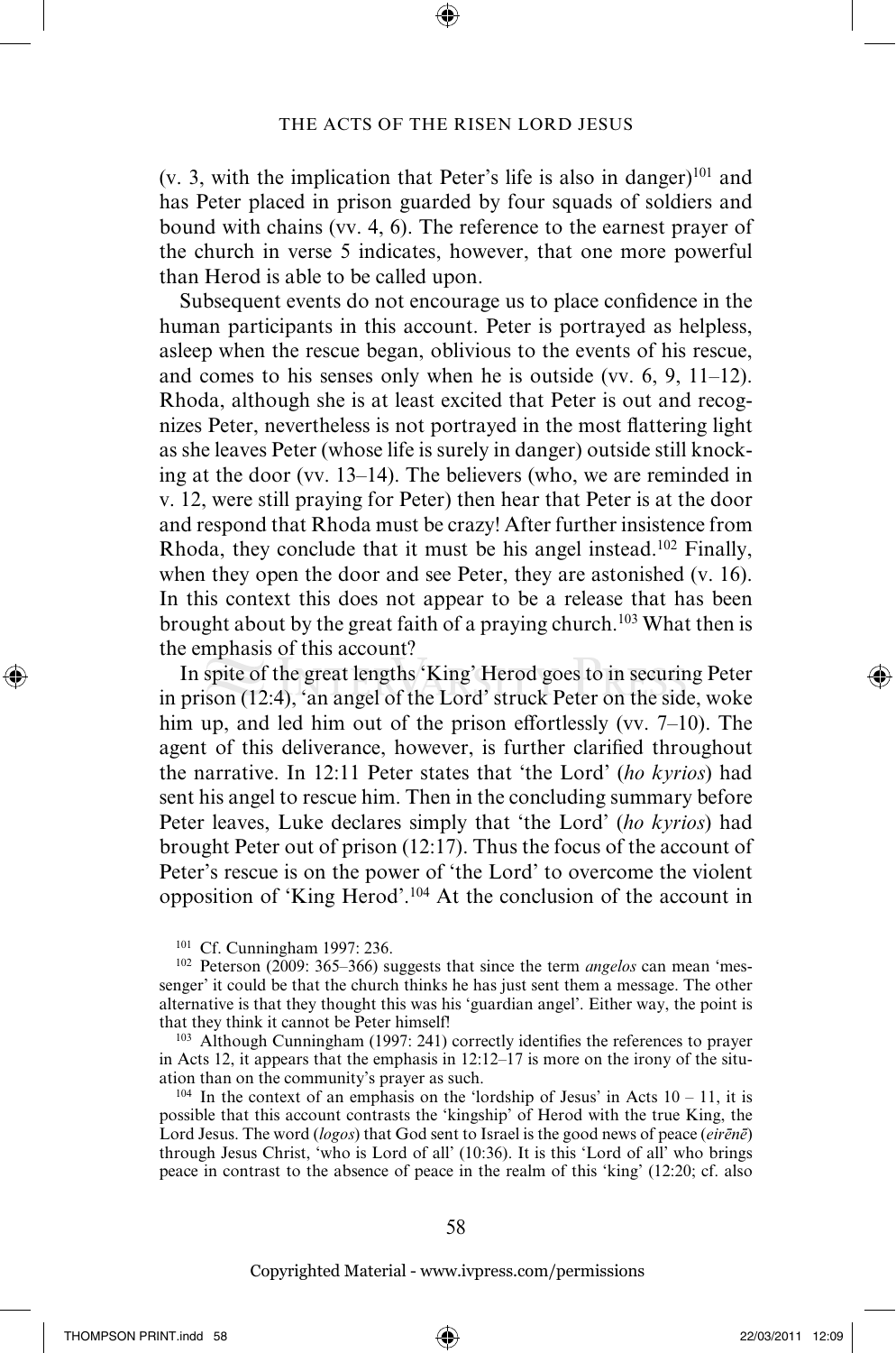(v. 3, with the implication that Peter's life is also in danger)[101] and has Peter placed in prison guarded by four squads of soldiers and bound with chains (vv. 4, 6). The reference to the earnest prayer of the church in verse 5 indicates, however, that one more powerful than Herod is able to be called upon.

Subsequent events do not encourage us to place confidence in the human participants in this account. Peter is portrayed as helpless, asleep when the rescue began, oblivious to the events of his rescue, and comes to his senses only when he is outside (vv. 6, 9, 11–12). Rhoda, although she is at least excited that Peter is out and recognizes Peter, nevertheless is not portrayed in the most flattering light as she leaves Peter (whose life is surely in danger) outside still knocking at the door (vv. 13–14). The believers (who, we are reminded in v. 12, were still praying for Peter) then hear that Peter is at the door and respond that Rhoda must be crazy! After further insistence from Rhoda, they conclude that it must be his angel instead.[102] Finally, when they open the door and see Peter, they are astonished (v. 16). In this context this does not appear to be a release that has been brought about by the great faith of a praying church.[103] What then is the emphasis of this account?

In spite of the great lengths 'King' Herod goes to in securing Peter in prison (12:4), 'an angel of the Lord' struck Peter on the side, woke him up, and led him out of the prison effortlessly (vv. 7–10). The agent of this deliverance, however, is further clarified throughout the narrative. In 12:11 Peter states that 'the Lord' (*ho kyrios*) had sent his angel to rescue him. Then in the concluding summary before Peter leaves, Luke declares simply that 'the Lord' (*ho kyrios*) had brought Peter out of prison (12:17). Thus the focus of the account of Peter's rescue is on the power of 'the Lord' to overcome the violent opposition of 'King Herod'.[104] At the conclusion of the account in

---

[101] Cf. Cunningham 1997: 236.

[102] Peterson (2009: 365–366) suggests that since the term *angelos* can mean 'messenger' it could be that the church thinks he has just sent them a message. The other alternative is that they thought this was his 'guardian angel'. Either way, the point is that they think it cannot be Peter himself!

[103] Although Cunningham (1997: 241) correctly identifies the references to prayer in Acts 12, it appears that the emphasis in 12:12–17 is more on the irony of the situation than on the community's prayer as such.

[104] In the context of an emphasis on the 'lordship of Jesus' in Acts 10 – 11, it is possible that this account contrasts the 'kingship' of Herod with the true King, the Lord Jesus. The word (*logos*) that God sent to Israel is the good news of peace (*eirēnē*) through Jesus Christ, 'who is Lord of all' (10:36). It is this 'Lord of all' who brings peace in contrast to the absence of peace in the realm of this 'king' (12:20; cf. also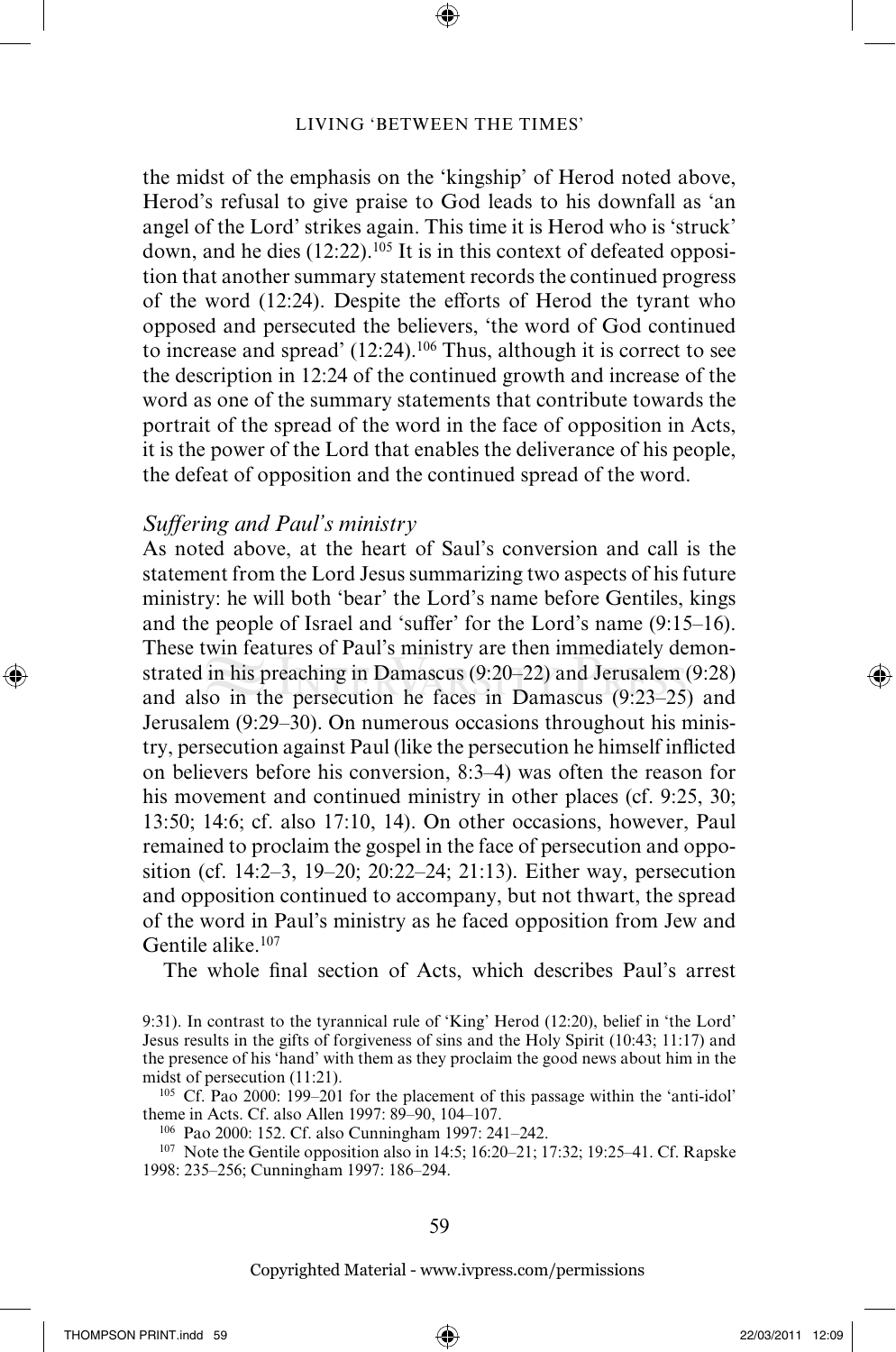the midst of the emphasis on the 'kingship' of Herod noted above, Herod's refusal to give praise to God leads to his downfall as 'an angel of the Lord' strikes again. This time it is Herod who is 'struck' down, and he dies (12:22).[105] It is in this context of defeated opposition that another summary statement records the continued progress of the word (12:24). Despite the efforts of Herod the tyrant who opposed and persecuted the believers, 'the word of God continued to increase and spread' (12:24).[106] Thus, although it is correct to see the description in 12:24 of the continued growth and increase of the word as one of the summary statements that contribute towards the portrait of the spread of the word in the face of opposition in Acts, it is the power of the Lord that enables the deliverance of his people, the defeat of opposition and the continued spread of the word.

### *Suffering and Paul's ministry*

As noted above, at the heart of Saul's conversion and call is the statement from the Lord Jesus summarizing two aspects of his future ministry: he will both 'bear' the Lord's name before Gentiles, kings and the people of Israel and 'suffer' for the Lord's name (9:15–16). These twin features of Paul's ministry are then immediately demonstrated in his preaching in Damascus (9:20–22) and Jerusalem (9:28) and also in the persecution he faces in Damascus (9:23–25) and Jerusalem (9:29–30). On numerous occasions throughout his ministry, persecution against Paul (like the persecution he himself inflicted on believers before his conversion, 8:3–4) was often the reason for his movement and continued ministry in other places (cf. 9:25, 30; 13:50; 14:6; cf. also 17:10, 14). On other occasions, however, Paul remained to proclaim the gospel in the face of persecution and opposition (cf. 14:2–3, 19–20; 20:22–24; 21:13). Either way, persecution and opposition continued to accompany, but not thwart, the spread of the word in Paul's ministry as he faced opposition from Jew and Gentile alike.[107]

The whole final section of Acts, which describes Paul's arrest

9:31). In contrast to the tyrannical rule of 'King' Herod (12:20), belief in 'the Lord' Jesus results in the gifts of forgiveness of sins and the Holy Spirit (10:43; 11:17) and the presence of his 'hand' with them as they proclaim the good news about him in the midst of persecution (11:21).

[105] Cf. Pao 2000: 199–201 for the placement of this passage within the 'anti-idol' theme in Acts. Cf. also Allen 1997: 89–90, 104–107.

[106] Pao 2000: 152. Cf. also Cunningham 1997: 241–242.

[107] Note the Gentile opposition also in 14:5; 16:20–21; 17:32; 19:25–41. Cf. Rapske 1998: 235–256; Cunningham 1997: 186–294.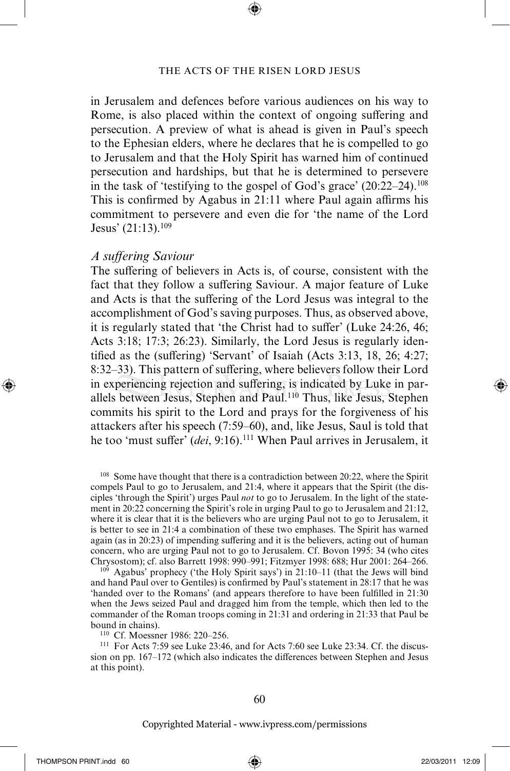in Jerusalem and defences before various audiences on his way to Rome, is also placed within the context of ongoing suffering and persecution. A preview of what is ahead is given in Paul's speech to the Ephesian elders, where he declares that he is compelled to go to Jerusalem and that the Holy Spirit has warned him of continued persecution and hardships, but that he is determined to persevere in the task of 'testifying to the gospel of God's grace' (20:22–24).[108] This is confirmed by Agabus in 21:11 where Paul again affirms his commitment to persevere and even die for 'the name of the Lord Jesus' (21:13).[109]

### *A suffering Saviour*

The suffering of believers in Acts is, of course, consistent with the fact that they follow a suffering Saviour. A major feature of Luke and Acts is that the suffering of the Lord Jesus was integral to the accomplishment of God's saving purposes. Thus, as observed above, it is regularly stated that 'the Christ had to suffer' (Luke 24:26, 46; Acts 3:18; 17:3; 26:23). Similarly, the Lord Jesus is regularly identified as the (suffering) 'Servant' of Isaiah (Acts 3:13, 18, 26; 4:27; 8:32–33). This pattern of suffering, where believers follow their Lord in experiencing rejection and suffering, is indicated by Luke in parallels between Jesus, Stephen and Paul.[110] Thus, like Jesus, Stephen commits his spirit to the Lord and prays for the forgiveness of his attackers after his speech (7:59–60), and, like Jesus, Saul is told that he too 'must suffer' (*dei*, 9:16).[111] When Paul arrives in Jerusalem, it

[108] Some have thought that there is a contradiction between 20:22, where the Spirit compels Paul to go to Jerusalem, and 21:4, where it appears that the Spirit (the disciples 'through the Spirit') urges Paul *not* to go to Jerusalem. In the light of the statement in 20:22 concerning the Spirit's role in urging Paul to go to Jerusalem and 21:12, where it is clear that it is the believers who are urging Paul not to go to Jerusalem, it is better to see in 21:4 a combination of these two emphases. The Spirit has warned again (as in 20:23) of impending suffering and it is the believers, acting out of human concern, who are urging Paul not to go to Jerusalem. Cf. Bovon 1995: 34 (who cites Chrysostom); cf. also Barrett 1998: 990–991; Fitzmyer 1998: 688; Hur 2001: 264–266.

[109] Agabus' prophecy ('the Holy Spirit says') in 21:10–11 (that the Jews will bind and hand Paul over to Gentiles) is confirmed by Paul's statement in 28:17 that he was 'handed over to the Romans' (and appears therefore to have been fulfilled in 21:30 when the Jews seized Paul and dragged him from the temple, which then led to the commander of the Roman troops coming in 21:31 and ordering in 21:33 that Paul be bound in chains).

[110] Cf. Moessner 1986: 220–256.

[111] For Acts 7:59 see Luke 23:46, and for Acts 7:60 see Luke 23:34. Cf. the discussion on pp. 167–172 (which also indicates the differences between Stephen and Jesus at this point).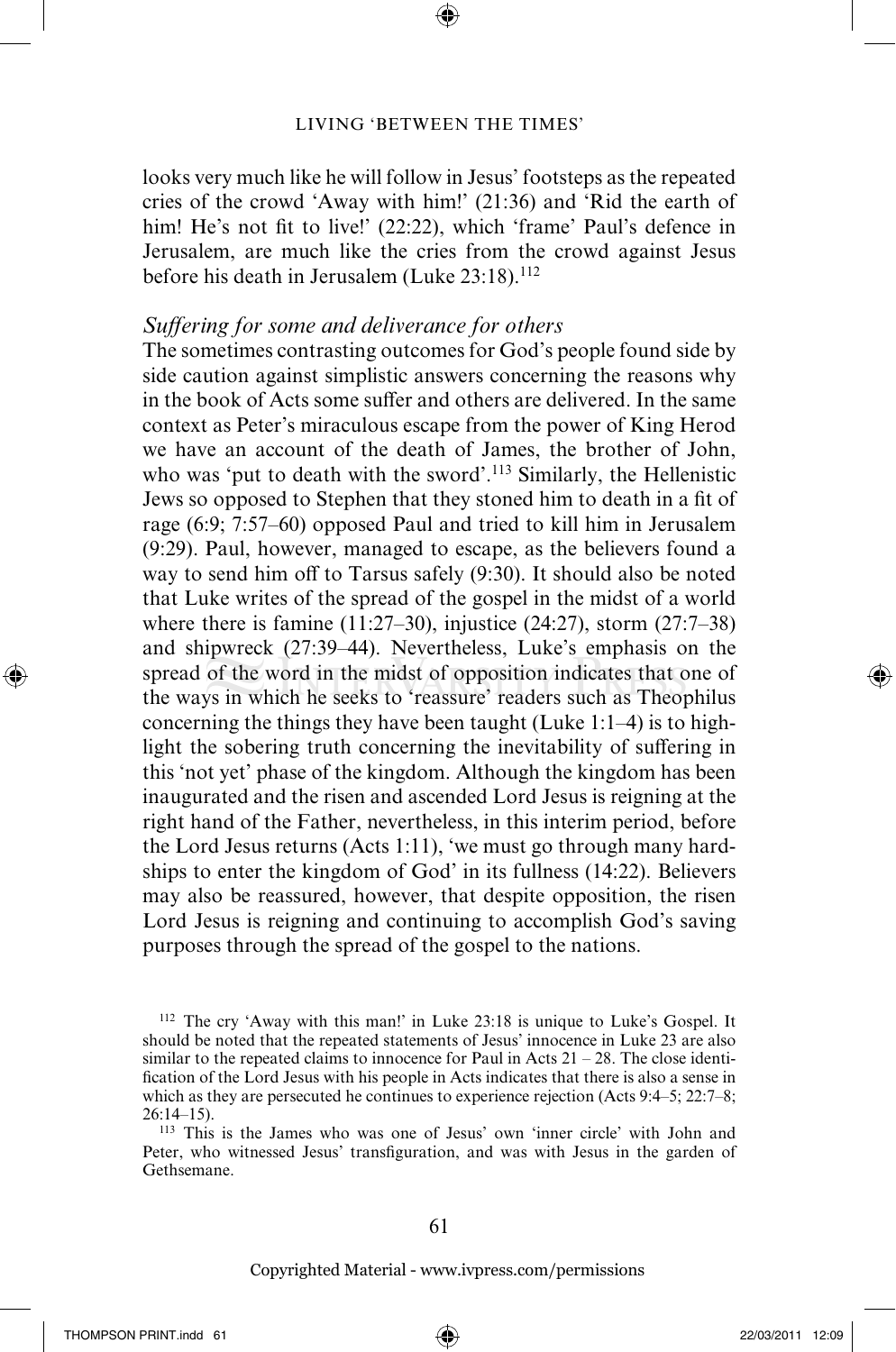looks very much like he will follow in Jesus' footsteps as the repeated cries of the crowd 'Away with him!' (21:36) and 'Rid the earth of him! He's not fit to live!' (22:22), which 'frame' Paul's defence in Jerusalem, are much like the cries from the crowd against Jesus before his death in Jerusalem (Luke 23:18).[112]

### *Suffering for some and deliverance for others*

The sometimes contrasting outcomes for God's people found side by side caution against simplistic answers concerning the reasons why in the book of Acts some suffer and others are delivered. In the same context as Peter's miraculous escape from the power of King Herod we have an account of the death of James, the brother of John, who was 'put to death with the sword'.[113] Similarly, the Hellenistic Jews so opposed to Stephen that they stoned him to death in a fit of rage (6:9; 7:57–60) opposed Paul and tried to kill him in Jerusalem (9:29). Paul, however, managed to escape, as the believers found a way to send him off to Tarsus safely (9:30). It should also be noted that Luke writes of the spread of the gospel in the midst of a world where there is famine (11:27–30), injustice (24:27), storm (27:7–38) and shipwreck (27:39–44). Nevertheless, Luke's emphasis on the spread of the word in the midst of opposition indicates that one of the ways in which he seeks to 'reassure' readers such as Theophilus concerning the things they have been taught (Luke 1:1–4) is to highlight the sobering truth concerning the inevitability of suffering in this 'not yet' phase of the kingdom. Although the kingdom has been inaugurated and the risen and ascended Lord Jesus is reigning at the right hand of the Father, nevertheless, in this interim period, before the Lord Jesus returns (Acts 1:11), 'we must go through many hardships to enter the kingdom of God' in its fullness (14:22). Believers may also be reassured, however, that despite opposition, the risen Lord Jesus is reigning and continuing to accomplish God's saving purposes through the spread of the gospel to the nations.

---

[112] The cry 'Away with this man!' in Luke 23:18 is unique to Luke's Gospel. It should be noted that the repeated statements of Jesus' innocence in Luke 23 are also similar to the repeated claims to innocence for Paul in Acts 21 – 28. The close identification of the Lord Jesus with his people in Acts indicates that there is also a sense in which as they are persecuted he continues to experience rejection (Acts 9:4–5; 22:7–8; 26:14–15).

[113] This is the James who was one of Jesus' own 'inner circle' with John and Peter, who witnessed Jesus' transfiguration, and was with Jesus in the garden of Gethsemane.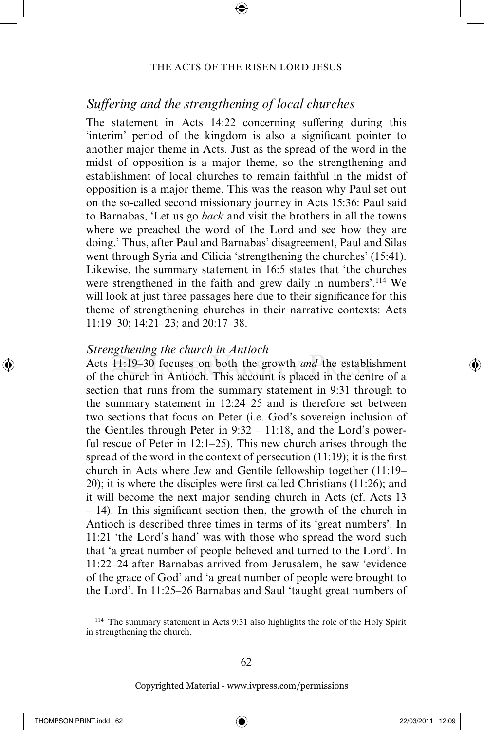## *Suffering and the strengthening of local churches*

The statement in Acts 14:22 concerning suffering during this 'interim' period of the kingdom is also a significant pointer to another major theme in Acts. Just as the spread of the word in the midst of opposition is a major theme, so the strengthening and establishment of local churches to remain faithful in the midst of opposition is a major theme. This was the reason why Paul set out on the so-called second missionary journey in Acts 15:36: Paul said to Barnabas, 'Let us go *back* and visit the brothers in all the towns where we preached the word of the Lord and see how they are doing.' Thus, after Paul and Barnabas' disagreement, Paul and Silas went through Syria and Cilicia 'strengthening the churches' (15:41). Likewise, the summary statement in 16:5 states that 'the churches were strengthened in the faith and grew daily in numbers'.[114] We will look at just three passages here due to their significance for this theme of strengthening churches in their narrative contexts: Acts 11:19–30; 14:21–23; and 20:17–38.

### *Strengthening the church in Antioch*

Acts 11:19–30 focuses on both the growth *and* the establishment of the church in Antioch. This account is placed in the centre of a section that runs from the summary statement in 9:31 through to the summary statement in 12:24–25 and is therefore set between two sections that focus on Peter (i.e. God's sovereign inclusion of the Gentiles through Peter in 9:32 – 11:18, and the Lord's powerful rescue of Peter in 12:1–25). This new church arises through the spread of the word in the context of persecution (11:19); it is the first church in Acts where Jew and Gentile fellowship together (11:19–20); it is where the disciples were first called Christians (11:26); and it will become the next major sending church in Acts (cf. Acts 13 – 14). In this significant section then, the growth of the church in Antioch is described three times in terms of its 'great numbers'. In 11:21 'the Lord's hand' was with those who spread the word such that 'a great number of people believed and turned to the Lord'. In 11:22–24 after Barnabas arrived from Jerusalem, he saw 'evidence of the grace of God' and 'a great number of people were brought to the Lord'. In 11:25–26 Barnabas and Saul 'taught great numbers of

[114] The summary statement in Acts 9:31 also highlights the role of the Holy Spirit in strengthening the church.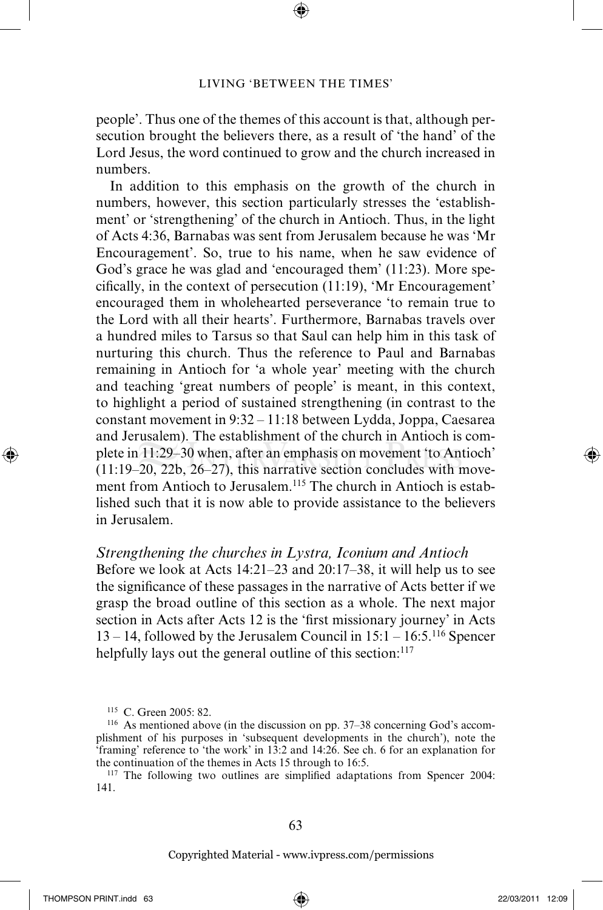people'. Thus one of the themes of this account is that, although persecution brought the believers there, as a result of 'the hand' of the Lord Jesus, the word continued to grow and the church increased in numbers.

In addition to this emphasis on the growth of the church in numbers, however, this section particularly stresses the 'establishment' or 'strengthening' of the church in Antioch. Thus, in the light of Acts 4:36, Barnabas was sent from Jerusalem because he was 'Mr Encouragement'. So, true to his name, when he saw evidence of God's grace he was glad and 'encouraged them' (11:23). More specifically, in the context of persecution (11:19), 'Mr Encouragement' encouraged them in wholehearted perseverance 'to remain true to the Lord with all their hearts'. Furthermore, Barnabas travels over a hundred miles to Tarsus so that Saul can help him in this task of nurturing this church. Thus the reference to Paul and Barnabas remaining in Antioch for 'a whole year' meeting with the church and teaching 'great numbers of people' is meant, in this context, to highlight a period of sustained strengthening (in contrast to the constant movement in 9:32 – 11:18 between Lydda, Joppa, Caesarea and Jerusalem). The establishment of the church in Antioch is complete in 11:29–30 when, after an emphasis on movement 'to Antioch' (11:19–20, 22b, 26–27), this narrative section concludes with movement from Antioch to Jerusalem.[115] The church in Antioch is established such that it is now able to provide assistance to the believers in Jerusalem.

### *Strengthening the churches in Lystra, Iconium and Antioch*

Before we look at Acts 14:21–23 and 20:17–38, it will help us to see the significance of these passages in the narrative of Acts better if we grasp the broad outline of this section as a whole. The next major section in Acts after Acts 12 is the 'first missionary journey' in Acts 13 – 14, followed by the Jerusalem Council in 15:1 – 16:5.[116] Spencer helpfully lays out the general outline of this section:[117]

---

[115] C. Green 2005: 82.

[116] As mentioned above (in the discussion on pp. 37–38 concerning God's accomplishment of his purposes in 'subsequent developments in the church'), note the 'framing' reference to 'the work' in 13:2 and 14:26. See ch. 6 for an explanation for the continuation of the themes in Acts 15 through to 16:5.

[117] The following two outlines are simplified adaptations from Spencer 2004: 141.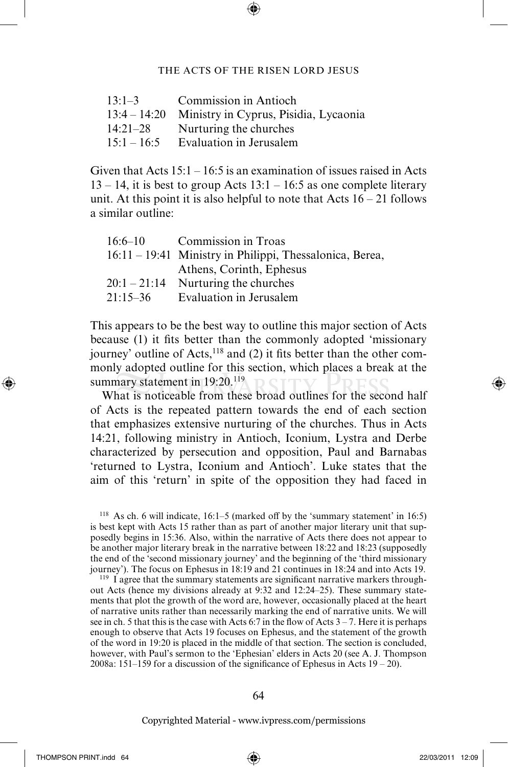| | |
|---|---|
| 13:1–3 | Commission in Antioch |
| 13:4 – 14:20 | Ministry in Cyprus, Pisidia, Lycaonia |
| 14:21–28 | Nurturing the churches |
| 15:1 – 16:5 | Evaluation in Jerusalem |

Given that Acts 15:1 – 16:5 is an examination of issues raised in Acts 13 – 14, it is best to group Acts 13:1 – 16:5 as one complete literary unit. At this point it is also helpful to note that Acts 16 – 21 follows a similar outline:

| | |
|---|---|
| 16:6–10 | Commission in Troas |
| 16:11 – 19:41 | Ministry in Philippi, Thessalonica, Berea, Athens, Corinth, Ephesus |
| 20:1 – 21:14 | Nurturing the churches |
| 21:15–36 | Evaluation in Jerusalem |

This appears to be the best way to outline this major section of Acts because (1) it fits better than the commonly adopted 'missionary journey' outline of Acts,[118] and (2) it fits better than the other commonly adopted outline for this section, which places a break at the summary statement in 19:20.[119]

What is noticeable from these broad outlines for the second half of Acts is the repeated pattern towards the end of each section that emphasizes extensive nurturing of the churches. Thus in Acts 14:21, following ministry in Antioch, Iconium, Lystra and Derbe characterized by persecution and opposition, Paul and Barnabas 'returned to Lystra, Iconium and Antioch'. Luke states that the aim of this 'return' in spite of the opposition they had faced in

[118] As ch. 6 will indicate, 16:1–5 (marked off by the 'summary statement' in 16:5) is best kept with Acts 15 rather than as part of another major literary unit that supposedly begins in 15:36. Also, within the narrative of Acts there does not appear to be another major literary break in the narrative between 18:22 and 18:23 (supposedly the end of the 'second missionary journey' and the beginning of the 'third missionary journey'). The focus on Ephesus in 18:19 and 21 continues in 18:24 and into Acts 19.

[119] I agree that the summary statements are significant narrative markers throughout Acts (hence my divisions already at 9:32 and 12:24–25). These summary statements that plot the growth of the word are, however, occasionally placed at the heart of narrative units rather than necessarily marking the end of narrative units. We will see in ch. 5 that this is the case with Acts 6:7 in the flow of Acts 3 – 7. Here it is perhaps enough to observe that Acts 19 focuses on Ephesus, and the statement of the growth of the word in 19:20 is placed in the middle of that section. The section is concluded, however, with Paul's sermon to the 'Ephesian' elders in Acts 20 (see A. J. Thompson 2008a: 151–159 for a discussion of the significance of Ephesus in Acts 19 – 20).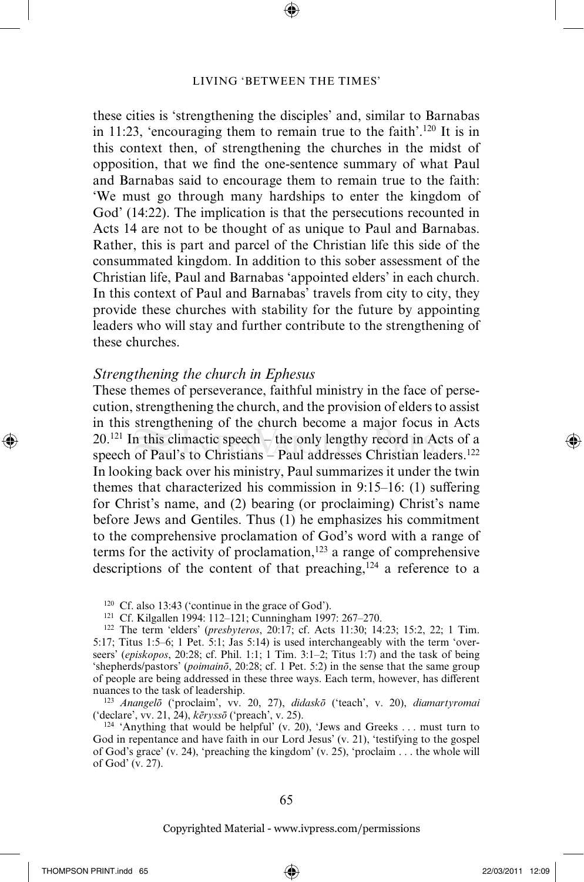these cities is 'strengthening the disciples' and, similar to Barnabas in 11:23, 'encouraging them to remain true to the faith'.[120] It is in this context then, of strengthening the churches in the midst of opposition, that we find the one-sentence summary of what Paul and Barnabas said to encourage them to remain true to the faith: 'We must go through many hardships to enter the kingdom of God' (14:22). The implication is that the persecutions recounted in Acts 14 are not to be thought of as unique to Paul and Barnabas. Rather, this is part and parcel of the Christian life this side of the consummated kingdom. In addition to this sober assessment of the Christian life, Paul and Barnabas 'appointed elders' in each church. In this context of Paul and Barnabas' travels from city to city, they provide these churches with stability for the future by appointing leaders who will stay and further contribute to the strengthening of these churches.

### *Strengthening the church in Ephesus*

These themes of perseverance, faithful ministry in the face of persecution, strengthening the church, and the provision of elders to assist in this strengthening of the church become a major focus in Acts 20.[121] In this climactic speech – the only lengthy record in Acts of a speech of Paul's to Christians – Paul addresses Christian leaders.[122] In looking back over his ministry, Paul summarizes it under the twin themes that characterized his commission in 9:15–16: (1) suffering for Christ's name, and (2) bearing (or proclaiming) Christ's name before Jews and Gentiles. Thus (1) he emphasizes his commitment to the comprehensive proclamation of God's word with a range of terms for the activity of proclamation,[123] a range of comprehensive descriptions of the content of that preaching,[124] a reference to a

[120] Cf. also 13:43 ('continue in the grace of God').

[121] Cf. Kilgallen 1994: 112–121; Cunningham 1997: 267–270.

[122] The term 'elders' (*presbyteros*, 20:17; cf. Acts 11:30; 14:23; 15:2, 22; 1 Tim. 5:17; Titus 1:5–6; 1 Pet. 5:1; Jas 5:14) is used interchangeably with the term 'overseers' (*episkopos*, 20:28; cf. Phil. 1:1; 1 Tim. 3:1–2; Titus 1:7) and the task of being 'shepherds/pastors' (*poimainō*, 20:28; cf. 1 Pet. 5:2) in the sense that the same group of people are being addressed in these three ways. Each term, however, has different nuances to the task of leadership.

[123] *Anangelō* ('proclaim', vv. 20, 27), *didaskō* ('teach', v. 20), *diamartyromai* ('declare', vv. 21, 24), *kēryssō* ('preach', v. 25).

[124] 'Anything that would be helpful' (v. 20), 'Jews and Greeks . . . must turn to God in repentance and have faith in our Lord Jesus' (v. 21), 'testifying to the gospel of God's grace' (v. 24), 'preaching the kingdom' (v. 25), 'proclaim . . . the whole will of God' (v. 27).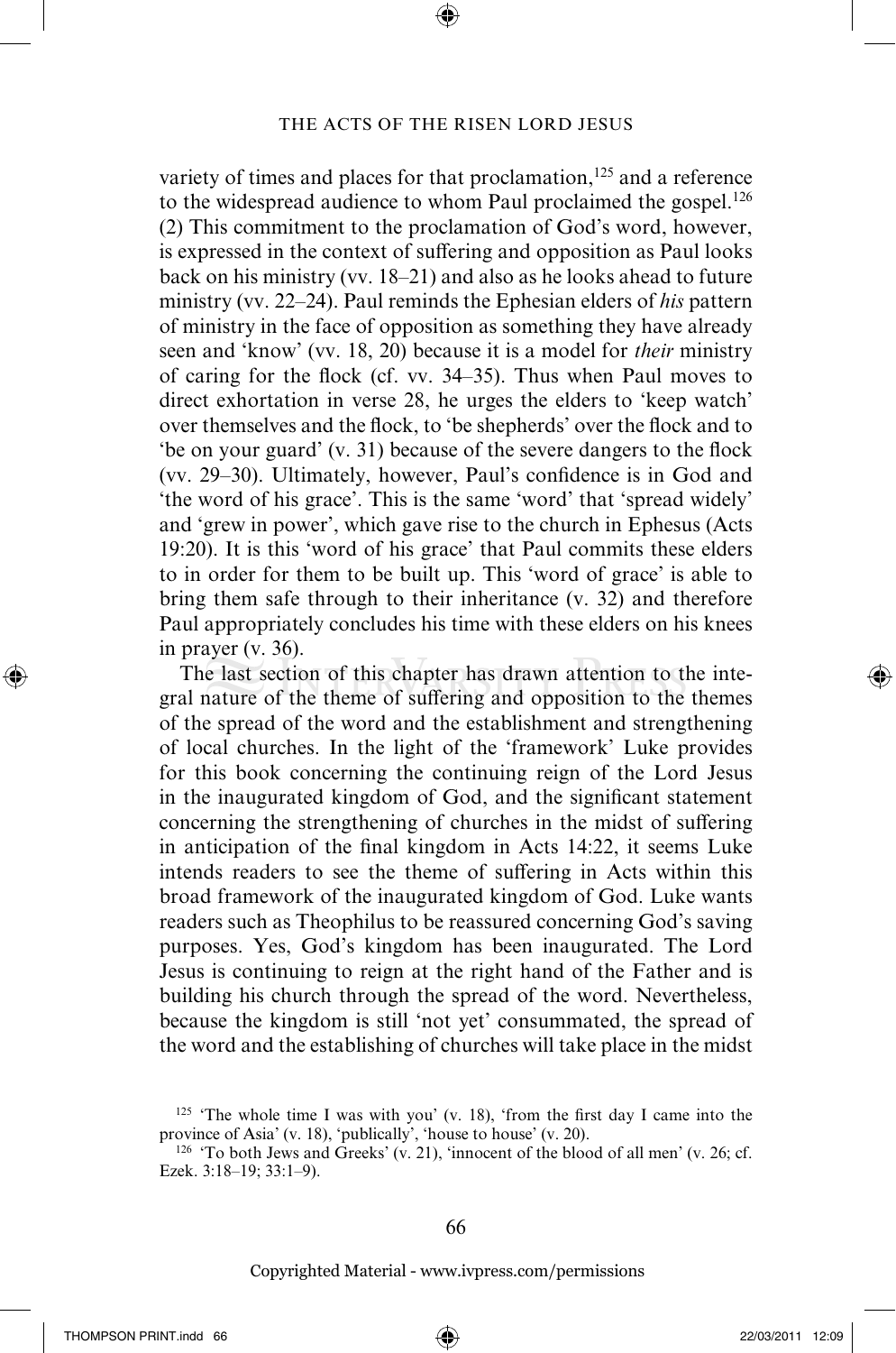variety of times and places for that proclamation,[125] and a reference to the widespread audience to whom Paul proclaimed the gospel.[126] (2) This commitment to the proclamation of God's word, however, is expressed in the context of suffering and opposition as Paul looks back on his ministry (vv. 18–21) and also as he looks ahead to future ministry (vv. 22–24). Paul reminds the Ephesian elders of *his* pattern of ministry in the face of opposition as something they have already seen and 'know' (vv. 18, 20) because it is a model for *their* ministry of caring for the flock (cf. vv. 34–35). Thus when Paul moves to direct exhortation in verse 28, he urges the elders to 'keep watch' over themselves and the flock, to 'be shepherds' over the flock and to 'be on your guard' (v. 31) because of the severe dangers to the flock (vv. 29–30). Ultimately, however, Paul's confidence is in God and 'the word of his grace'. This is the same 'word' that 'spread widely' and 'grew in power', which gave rise to the church in Ephesus (Acts 19:20). It is this 'word of his grace' that Paul commits these elders to in order for them to be built up. This 'word of grace' is able to bring them safe through to their inheritance (v. 32) and therefore Paul appropriately concludes his time with these elders on his knees in prayer (v. 36).

The last section of this chapter has drawn attention to the integral nature of the theme of suffering and opposition to the themes of the spread of the word and the establishment and strengthening of local churches. In the light of the 'framework' Luke provides for this book concerning the continuing reign of the Lord Jesus in the inaugurated kingdom of God, and the significant statement concerning the strengthening of churches in the midst of suffering in anticipation of the final kingdom in Acts 14:22, it seems Luke intends readers to see the theme of suffering in Acts within this broad framework of the inaugurated kingdom of God. Luke wants readers such as Theophilus to be reassured concerning God's saving purposes. Yes, God's kingdom has been inaugurated. The Lord Jesus is continuing to reign at the right hand of the Father and is building his church through the spread of the word. Nevertheless, because the kingdom is still 'not yet' consummated, the spread of the word and the establishing of churches will take place in the midst

[125] 'The whole time I was with you' (v. 18), 'from the first day I came into the province of Asia' (v. 18), 'publically', 'house to house' (v. 20).

[126] 'To both Jews and Greeks' (v. 21), 'innocent of the blood of all men' (v. 26; cf. Ezek. 3:18–19; 33:1–9).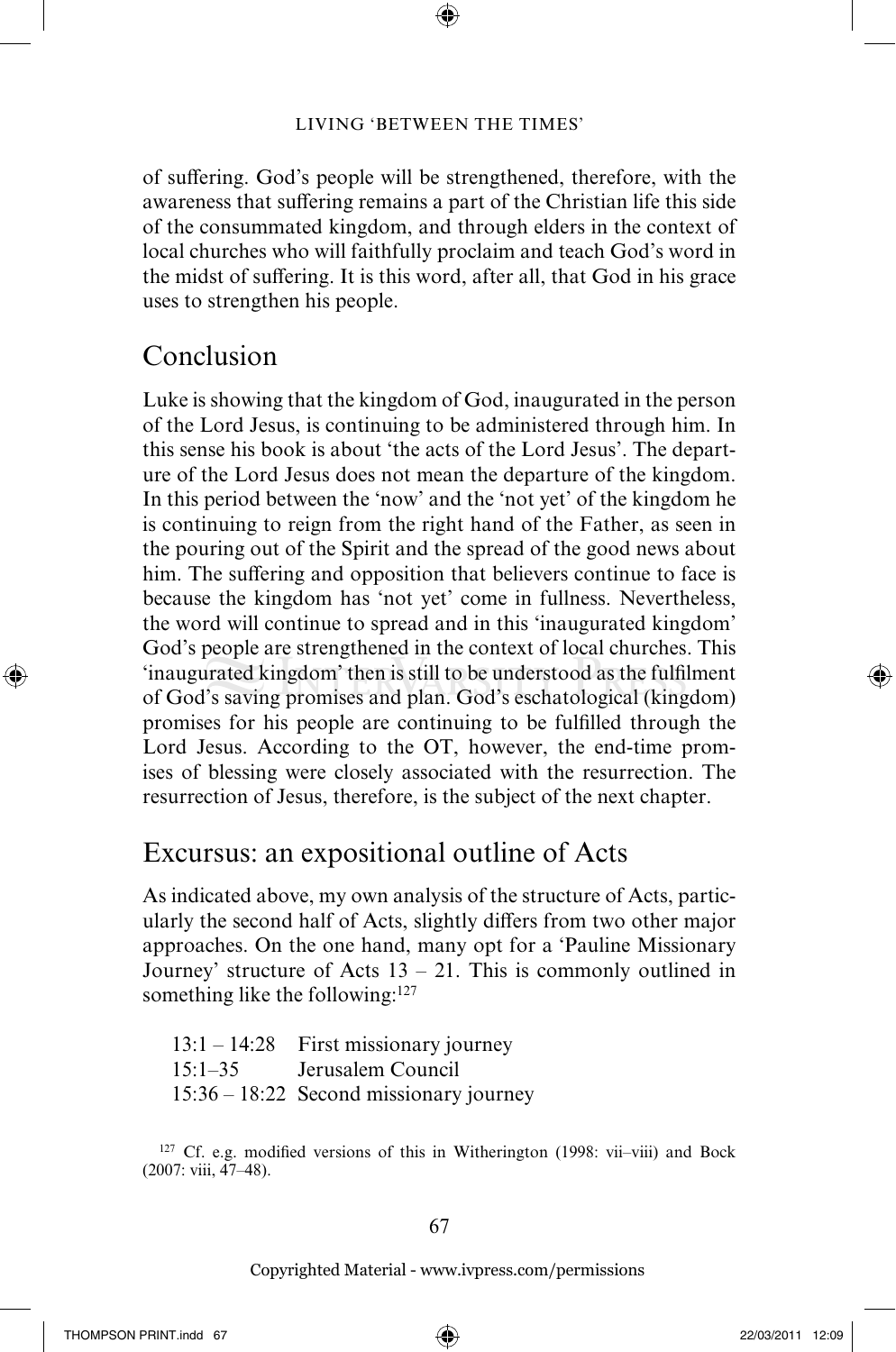of suffering. God's people will be strengthened, therefore, with the awareness that suffering remains a part of the Christian life this side of the consummated kingdom, and through elders in the context of local churches who will faithfully proclaim and teach God's word in the midst of suffering. It is this word, after all, that God in his grace uses to strengthen his people.

## Conclusion

Luke is showing that the kingdom of God, inaugurated in the person of the Lord Jesus, is continuing to be administered through him. In this sense his book is about 'the acts of the Lord Jesus'. The departure of the Lord Jesus does not mean the departure of the kingdom. In this period between the 'now' and the 'not yet' of the kingdom he is continuing to reign from the right hand of the Father, as seen in the pouring out of the Spirit and the spread of the good news about him. The suffering and opposition that believers continue to face is because the kingdom has 'not yet' come in fullness. Nevertheless, the word will continue to spread and in this 'inaugurated kingdom' God's people are strengthened in the context of local churches. This 'inaugurated kingdom' then is still to be understood as the fulfilment of God's saving promises and plan. God's eschatological (kingdom) promises for his people are continuing to be fulfilled through the Lord Jesus. According to the OT, however, the end-time promises of blessing were closely associated with the resurrection. The resurrection of Jesus, therefore, is the subject of the next chapter.

## Excursus: an expositional outline of Acts

As indicated above, my own analysis of the structure of Acts, particularly the second half of Acts, slightly differs from two other major approaches. On the one hand, many opt for a 'Pauline Missionary Journey' structure of Acts 13 – 21. This is commonly outlined in something like the following:[127]

| | |
|---|---|
| 13:1 – 14:28 | First missionary journey |
| 15:1–35 | Jerusalem Council |
| 15:36 – 18:22 | Second missionary journey |

[127] Cf. e.g. modified versions of this in Witherington (1998: vii–viii) and Bock (2007: viii, 47–48).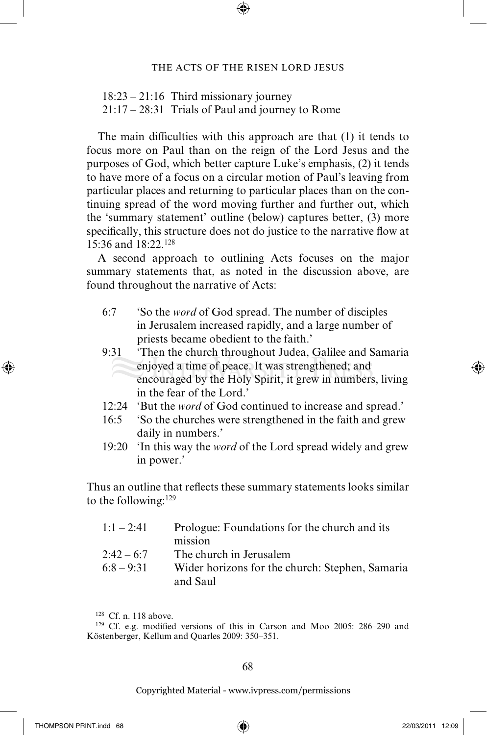| | |
|---|---|
| 18:23 – 21:16 | Third missionary journey |
| 21:17 – 28:31 | Trials of Paul and journey to Rome |

The main difficulties with this approach are that (1) it tends to focus more on Paul than on the reign of the Lord Jesus and the purposes of God, which better capture Luke's emphasis, (2) it tends to have more of a focus on a circular motion of Paul's leaving from particular places and returning to particular places than on the continuing spread of the word moving further and further out, which the 'summary statement' outline (below) captures better, (3) more specifically, this structure does not do justice to the narrative flow at 15:36 and 18:22.[128]

A second approach to outlining Acts focuses on the major summary statements that, as noted in the discussion above, are found throughout the narrative of Acts:

| | |
|---|---|
| 6:7 | 'So the *word* of God spread. The number of disciples in Jerusalem increased rapidly, and a large number of priests became obedient to the faith.' |
| 9:31 | 'Then the church throughout Judea, Galilee and Samaria enjoyed a time of peace. It was strengthened; and encouraged by the Holy Spirit, it grew in numbers, living in the fear of the Lord.' |
| 12:24 | 'But the *word* of God continued to increase and spread.' |
| 16:5 | 'So the churches were strengthened in the faith and grew daily in numbers.' |
| 19:20 | 'In this way the *word* of the Lord spread widely and grew in power.' |

Thus an outline that reflects these summary statements looks similar to the following:[129]

| | |
|---|---|
| 1:1 – 2:41 | Prologue: Foundations for the church and its mission |
| 2:42 – 6:7 | The church in Jerusalem |
| 6:8 – 9:31 | Wider horizons for the church: Stephen, Samaria and Saul |

[128] Cf. n. 118 above.

[129] Cf. e.g. modified versions of this in Carson and Moo 2005: 286–290 and Köstenberger, Kellum and Quarles 2009: 350–351.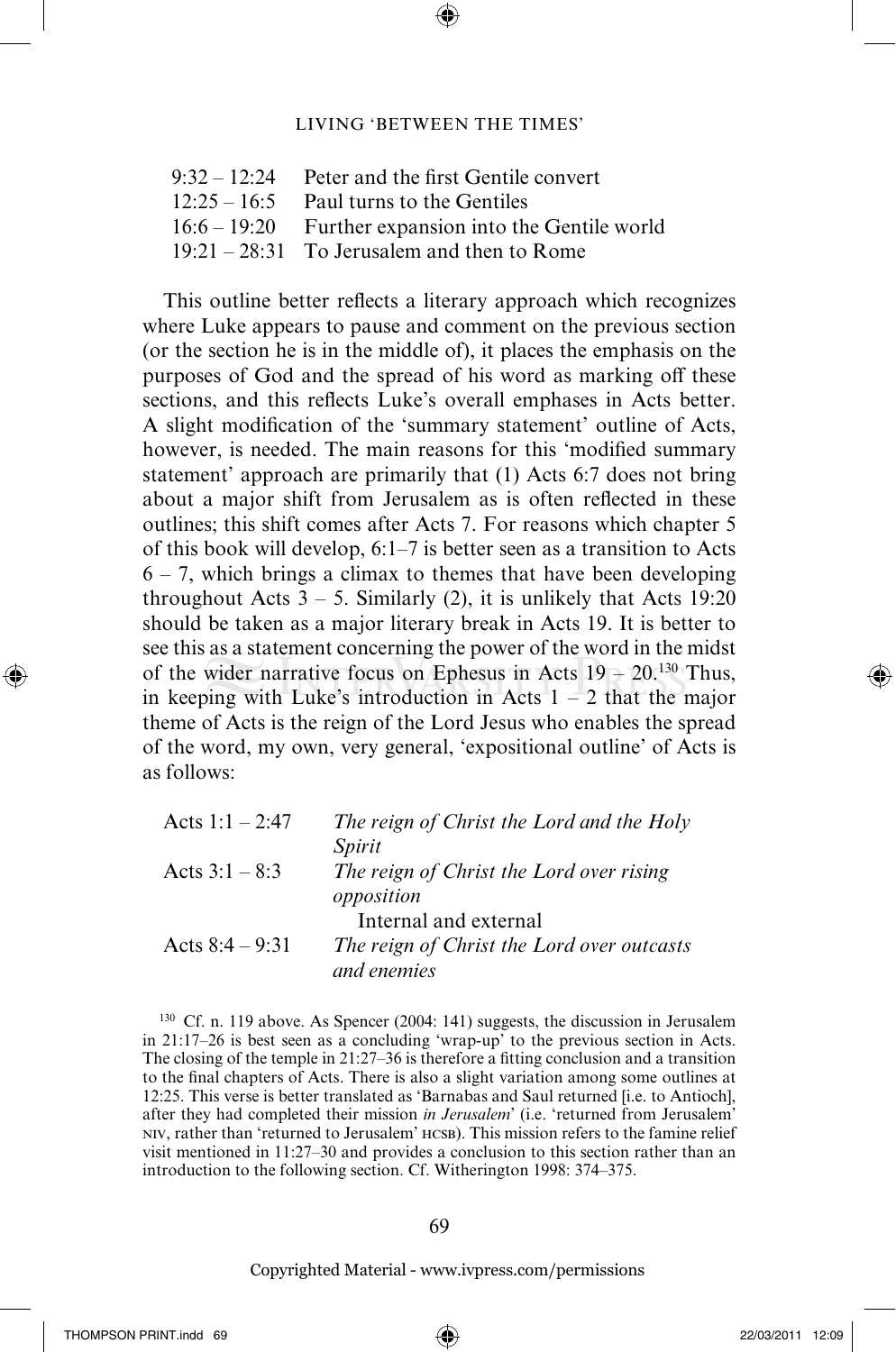| | |
|---|---|
| 9:32 – 12:24 | Peter and the first Gentile convert |
| 12:25 – 16:5 | Paul turns to the Gentiles |
| 16:6 – 19:20 | Further expansion into the Gentile world |
| 19:21 – 28:31 | To Jerusalem and then to Rome |

This outline better reflects a literary approach which recognizes where Luke appears to pause and comment on the previous section (or the section he is in the middle of), it places the emphasis on the purposes of God and the spread of his word as marking off these sections, and this reflects Luke's overall emphases in Acts better. A slight modification of the 'summary statement' outline of Acts, however, is needed. The main reasons for this 'modified summary statement' approach are primarily that (1) Acts 6:7 does not bring about a major shift from Jerusalem as is often reflected in these outlines; this shift comes after Acts 7. For reasons which chapter 5 of this book will develop, 6:1–7 is better seen as a transition to Acts 6 – 7, which brings a climax to themes that have been developing throughout Acts 3 – 5. Similarly (2), it is unlikely that Acts 19:20 should be taken as a major literary break in Acts 19. It is better to see this as a statement concerning the power of the word in the midst of the wider narrative focus on Ephesus in Acts 19 – 20.[130] Thus, in keeping with Luke's introduction in Acts 1 – 2 that the major theme of Acts is the reign of the Lord Jesus who enables the spread of the word, my own, very general, 'expositional outline' of Acts is as follows:

| | |
|---|---|
| Acts 1:1 – 2:47 | *The reign of Christ the Lord and the Holy Spirit* |
| Acts 3:1 – 8:3 | *The reign of Christ the Lord over rising opposition* |
| | Internal and external |
| Acts 8:4 – 9:31 | *The reign of Christ the Lord over outcasts and enemies* |

[130] Cf. n. 119 above. As Spencer (2004: 141) suggests, the discussion in Jerusalem in 21:17–26 is best seen as a concluding 'wrap-up' to the previous section in Acts. The closing of the temple in 21:27–36 is therefore a fitting conclusion and a transition to the final chapters of Acts. There is also a slight variation among some outlines at 12:25. This verse is better translated as 'Barnabas and Saul returned [i.e. to Antioch], after they had completed their mission *in Jerusalem*' (i.e. 'returned from Jerusalem' NIV, rather than 'returned to Jerusalem' HCSB). This mission refers to the famine relief visit mentioned in 11:27–30 and provides a conclusion to this section rather than an introduction to the following section. Cf. Witherington 1998: 374–375.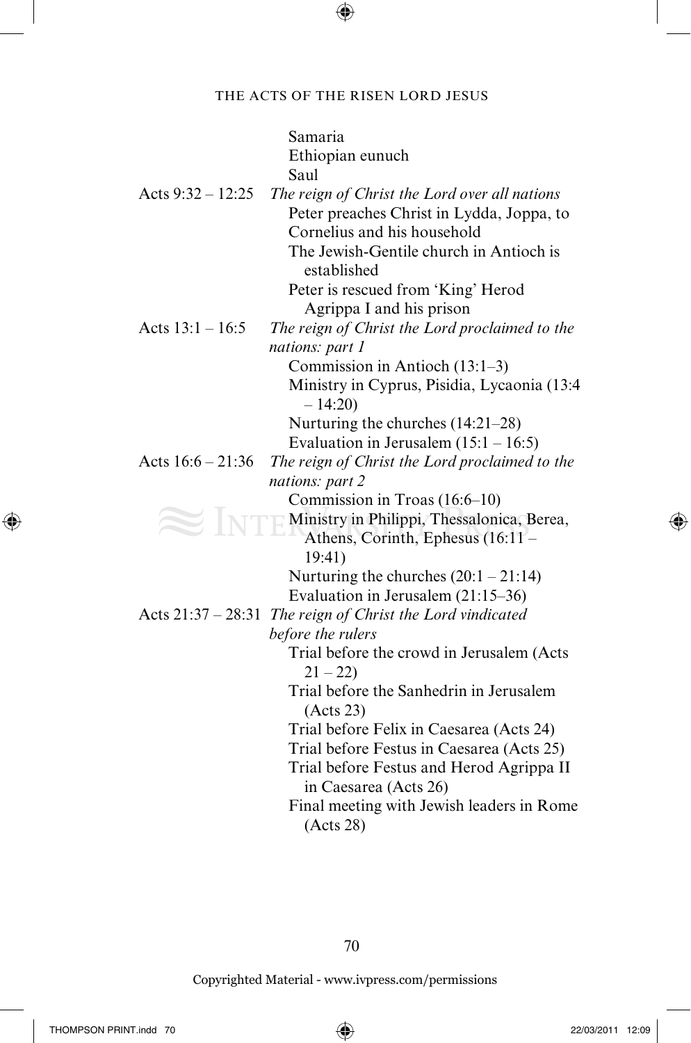Samaria
Ethiopian eunuch
Saul

Acts 9:32 – 12:25 *The reign of Christ the Lord over all nations*
- Peter preaches Christ in Lydda, Joppa, to Cornelius and his household
- The Jewish-Gentile church in Antioch is established
- Peter is rescued from 'King' Herod Agrippa I and his prison

Acts 13:1 – 16:5 *The reign of Christ the Lord proclaimed to the nations: part 1*
- Commission in Antioch (13:1–3)
- Ministry in Cyprus, Pisidia, Lycaonia (13:4 – 14:20)
- Nurturing the churches (14:21–28)
- Evaluation in Jerusalem (15:1 – 16:5)

Acts 16:6 – 21:36 *The reign of Christ the Lord proclaimed to the nations: part 2*
- Commission in Troas (16:6–10)
- Ministry in Philippi, Thessalonica, Berea, Athens, Corinth, Ephesus (16:11 – 19:41)
- Nurturing the churches (20:1 – 21:14)
- Evaluation in Jerusalem (21:15–36)

Acts 21:37 – 28:31 *The reign of Christ the Lord vindicated before the rulers*
- Trial before the crowd in Jerusalem (Acts 21 – 22)
- Trial before the Sanhedrin in Jerusalem (Acts 23)
- Trial before Felix in Caesarea (Acts 24)
- Trial before Festus in Caesarea (Acts 25)
- Trial before Festus and Herod Agrippa II in Caesarea (Acts 26)
- Final meeting with Jewish leaders in Rome (Acts 28)